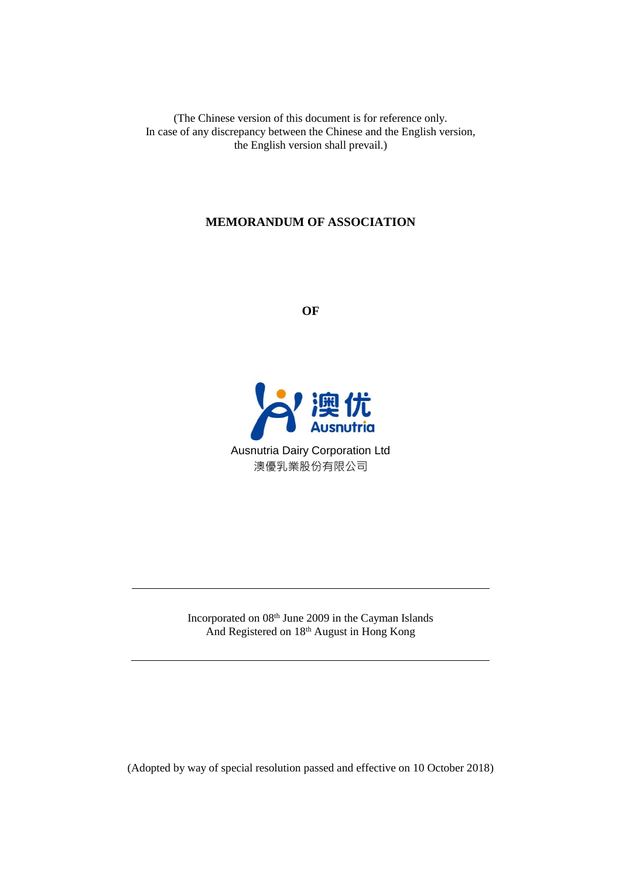(The Chinese version of this document is for reference only.
In case of any discrepancy between the Chinese and the English version,
the English version shall prevail.)

# MEMORANDUM OF ASSOCIATION

**OF**

澳优
Ausnutria

Ausnutria Dairy Corporation Ltd
澳優乳業股份有限公司

---

Incorporated on 08th June 2009 in the Cayman Islands
And Registered on 18th August in Hong Kong

---

(Adopted by way of special resolution passed and effective on 10 October 2018)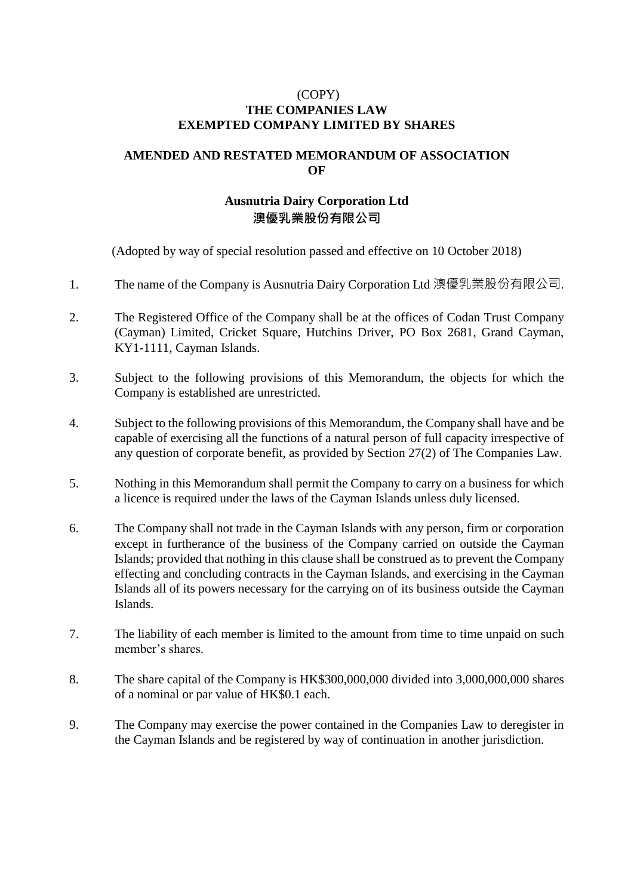(COPY)

**THE COMPANIES LAW**

**EXEMPTED COMPANY LIMITED BY SHARES**

# AMENDED AND RESTATED MEMORANDUM OF ASSOCIATION OF

## Ausnutria Dairy Corporation Ltd 澳優乳業股份有限公司

(Adopted by way of special resolution passed and effective on 10 October 2018)

1. The name of the Company is Ausnutria Dairy Corporation Ltd 澳優乳業股份有限公司.

2. The Registered Office of the Company shall be at the offices of Codan Trust Company (Cayman) Limited, Cricket Square, Hutchins Driver, PO Box 2681, Grand Cayman, KY1-1111, Cayman Islands.

3. Subject to the following provisions of this Memorandum, the objects for which the Company is established are unrestricted.

4. Subject to the following provisions of this Memorandum, the Company shall have and be capable of exercising all the functions of a natural person of full capacity irrespective of any question of corporate benefit, as provided by Section 27(2) of The Companies Law.

5. Nothing in this Memorandum shall permit the Company to carry on a business for which a licence is required under the laws of the Cayman Islands unless duly licensed.

6. The Company shall not trade in the Cayman Islands with any person, firm or corporation except in furtherance of the business of the Company carried on outside the Cayman Islands; provided that nothing in this clause shall be construed as to prevent the Company effecting and concluding contracts in the Cayman Islands, and exercising in the Cayman Islands all of its powers necessary for the carrying on of its business outside the Cayman Islands.

7. The liability of each member is limited to the amount from time to time unpaid on such member's shares.

8. The share capital of the Company is HK$300,000,000 divided into 3,000,000,000 shares of a nominal or par value of HK$0.1 each.

9. The Company may exercise the power contained in the Companies Law to deregister in the Cayman Islands and be registered by way of continuation in another jurisdiction.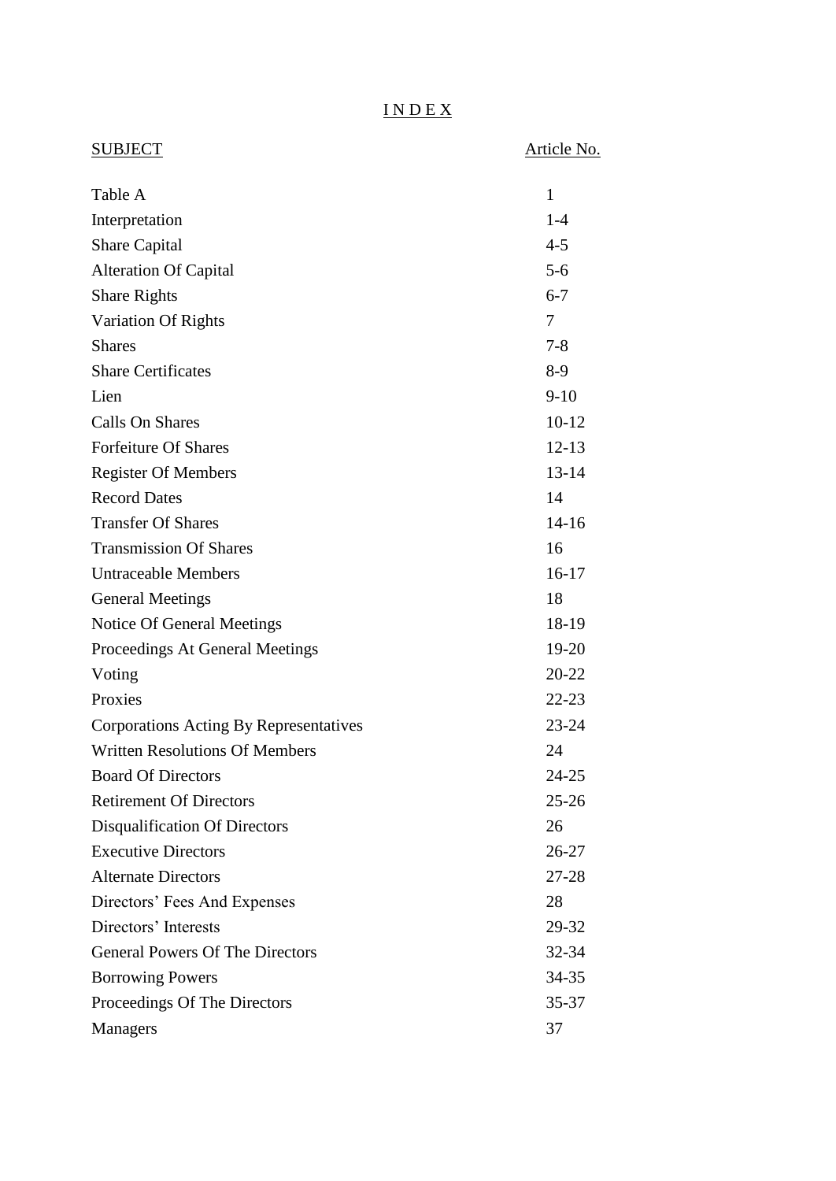# I N D E X

| SUBJECT | Article No. |
|---|---|
| Table A | 1 |
| Interpretation | 1-4 |
| Share Capital | 4-5 |
| Alteration Of Capital | 5-6 |
| Share Rights | 6-7 |
| Variation Of Rights | 7 |
| Shares | 7-8 |
| Share Certificates | 8-9 |
| Lien | 9-10 |
| Calls On Shares | 10-12 |
| Forfeiture Of Shares | 12-13 |
| Register Of Members | 13-14 |
| Record Dates | 14 |
| Transfer Of Shares | 14-16 |
| Transmission Of Shares | 16 |
| Untraceable Members | 16-17 |
| General Meetings | 18 |
| Notice Of General Meetings | 18-19 |
| Proceedings At General Meetings | 19-20 |
| Voting | 20-22 |
| Proxies | 22-23 |
| Corporations Acting By Representatives | 23-24 |
| Written Resolutions Of Members | 24 |
| Board Of Directors | 24-25 |
| Retirement Of Directors | 25-26 |
| Disqualification Of Directors | 26 |
| Executive Directors | 26-27 |
| Alternate Directors | 27-28 |
| Directors' Fees And Expenses | 28 |
| Directors' Interests | 29-32 |
| General Powers Of The Directors | 32-34 |
| Borrowing Powers | 34-35 |
| Proceedings Of The Directors | 35-37 |
| Managers | 37 |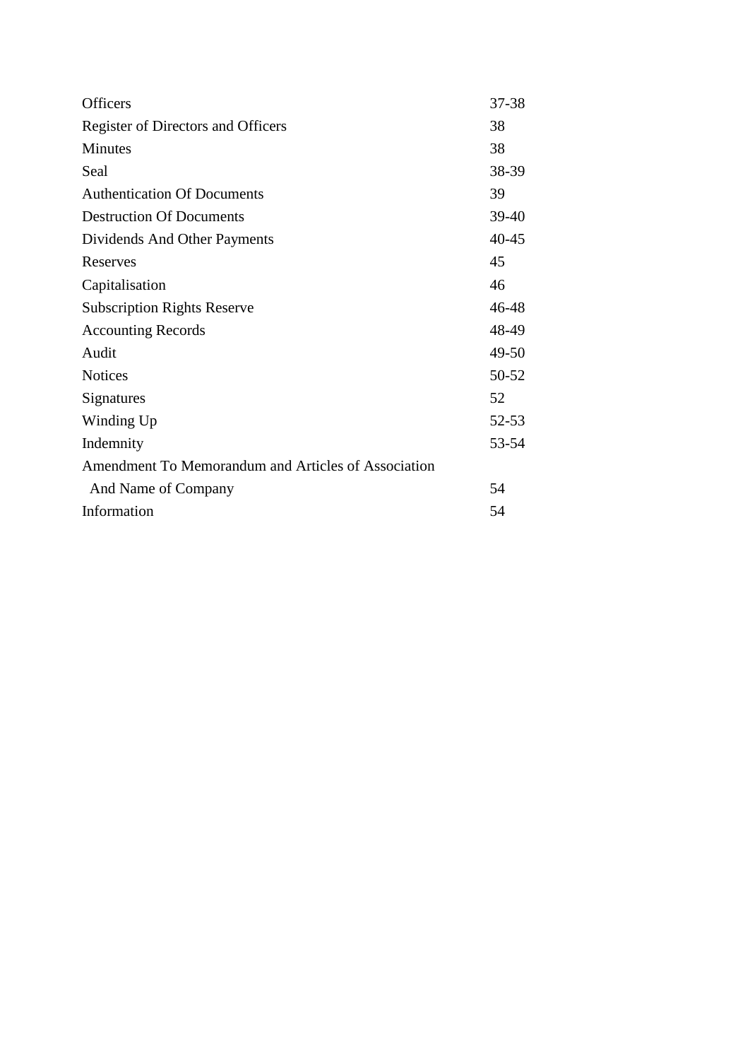| | |
|---|---|
| Officers | 37-38 |
| Register of Directors and Officers | 38 |
| Minutes | 38 |
| Seal | 38-39 |
| Authentication Of Documents | 39 |
| Destruction Of Documents | 39-40 |
| Dividends And Other Payments | 40-45 |
| Reserves | 45 |
| Capitalisation | 46 |
| Subscription Rights Reserve | 46-48 |
| Accounting Records | 48-49 |
| Audit | 49-50 |
| Notices | 50-52 |
| Signatures | 52 |
| Winding Up | 52-53 |
| Indemnity | 53-54 |
| Amendment To Memorandum and Articles of Association And Name of Company | 54 |
| Information | 54 |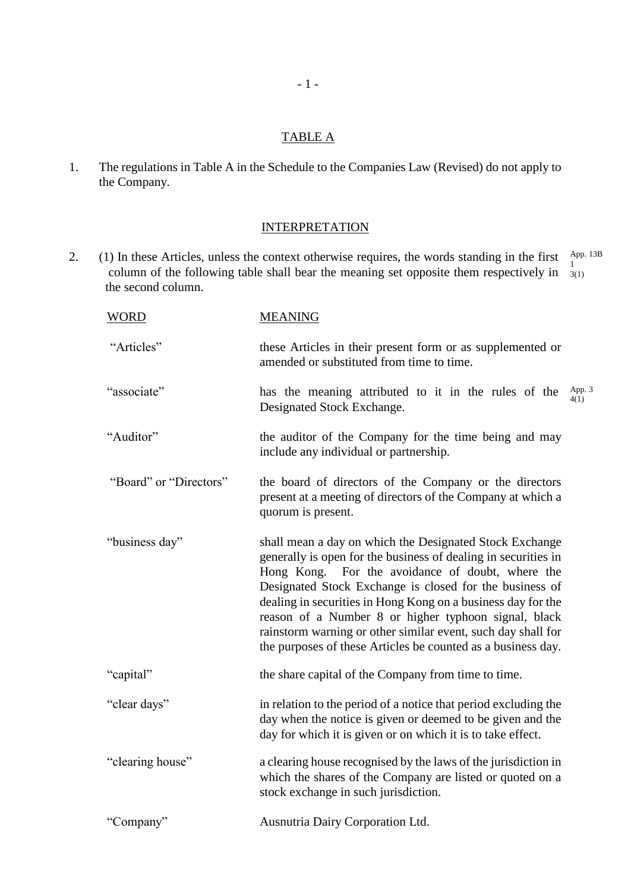## TABLE A

1. The regulations in Table A in the Schedule to the Companies Law (Revised) do not apply to the Company.

## INTERPRETATION

2. (1) In these Articles, unless the context otherwise requires, the words standing in the first column of the following table shall bear the meaning set opposite them respectively in the second column. App. 13B 1 3(1)

| WORD | MEANING |
|---|---|
| "Articles" | these Articles in their present form or as supplemented or amended or substituted from time to time. |
| "associate" | has the meaning attributed to it in the rules of the Designated Stock Exchange. App. 3 4(1) |
| "Auditor" | the auditor of the Company for the time being and may include any individual or partnership. |
| "Board" or "Directors" | the board of directors of the Company or the directors present at a meeting of directors of the Company at which a quorum is present. |
| "business day" | shall mean a day on which the Designated Stock Exchange generally is open for the business of dealing in securities in Hong Kong. For the avoidance of doubt, where the Designated Stock Exchange is closed for the business of dealing in securities in Hong Kong on a business day for the reason of a Number 8 or higher typhoon signal, black rainstorm warning or other similar event, such day shall for the purposes of these Articles be counted as a business day. |
| "capital" | the share capital of the Company from time to time. |
| "clear days" | in relation to the period of a notice that period excluding the day when the notice is given or deemed to be given and the day for which it is given or on which it is to take effect. |
| "clearing house" | a clearing house recognised by the laws of the jurisdiction in which the shares of the Company are listed or quoted on a stock exchange in such jurisdiction. |
| "Company" | Ausnutria Dairy Corporation Ltd. |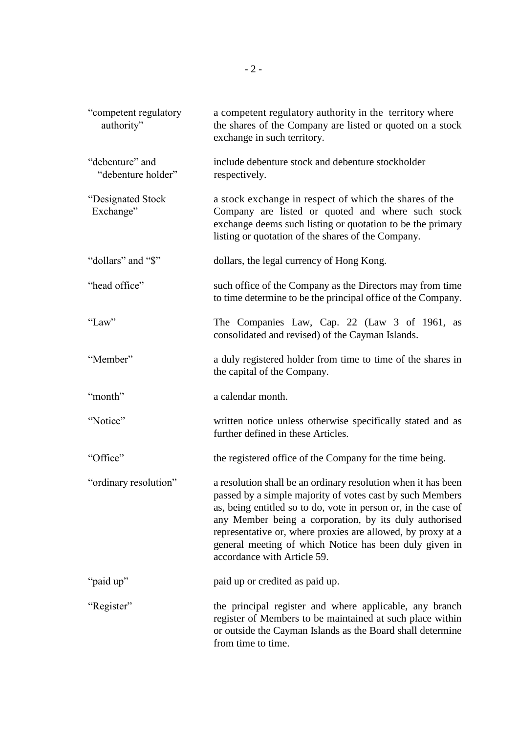| | |
|---|---|
| "competent regulatory authority" | a competent regulatory authority in the territory where the shares of the Company are listed or quoted on a stock exchange in such territory. |
| "debenture" and "debenture holder" | include debenture stock and debenture stockholder respectively. |
| "Designated Stock Exchange" | a stock exchange in respect of which the shares of the Company are listed or quoted and where such stock exchange deems such listing or quotation to be the primary listing or quotation of the shares of the Company. |
| "dollars" and "$" | dollars, the legal currency of Hong Kong. |
| "head office" | such office of the Company as the Directors may from time to time determine to be the principal office of the Company. |
| "Law" | The Companies Law, Cap. 22 (Law 3 of 1961, as consolidated and revised) of the Cayman Islands. |
| "Member" | a duly registered holder from time to time of the shares in the capital of the Company. |
| "month" | a calendar month. |
| "Notice" | written notice unless otherwise specifically stated and as further defined in these Articles. |
| "Office" | the registered office of the Company for the time being. |
| "ordinary resolution" | a resolution shall be an ordinary resolution when it has been passed by a simple majority of votes cast by such Members as, being entitled so to do, vote in person or, in the case of any Member being a corporation, by its duly authorised representative or, where proxies are allowed, by proxy at a general meeting of which Notice has been duly given in accordance with Article 59. |
| "paid up" | paid up or credited as paid up. |
| "Register" | the principal register and where applicable, any branch register of Members to be maintained at such place within or outside the Cayman Islands as the Board shall determine from time to time. |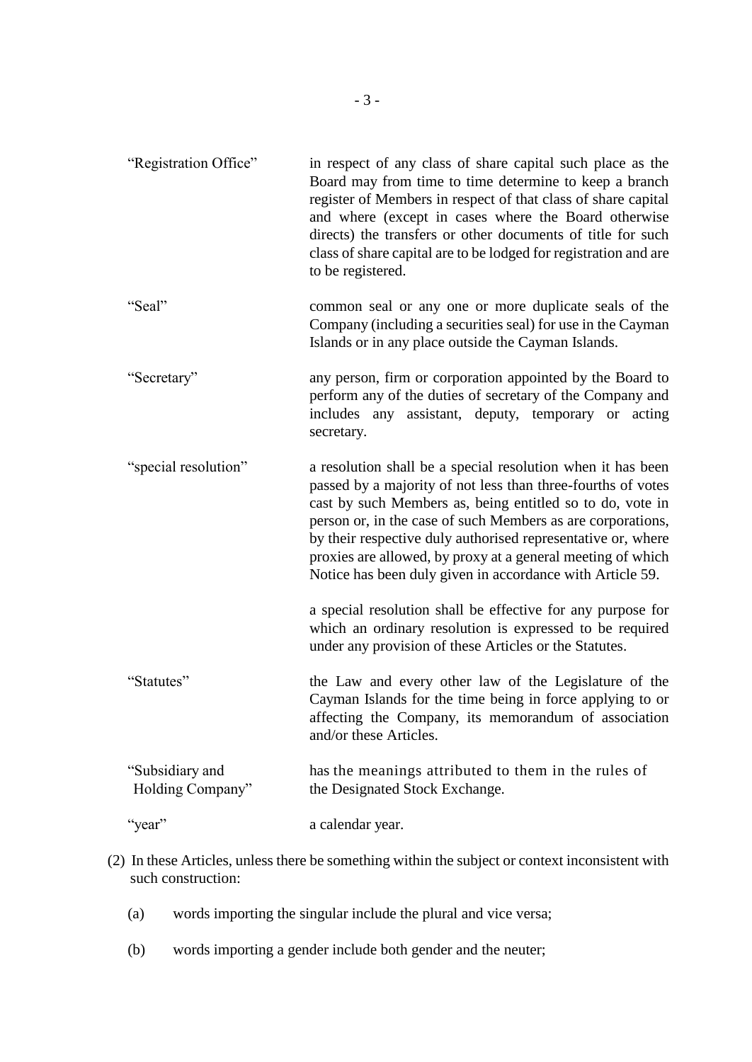| | |
|---|---|
| "Registration Office" | in respect of any class of share capital such place as the Board may from time to time determine to keep a branch register of Members in respect of that class of share capital and where (except in cases where the Board otherwise directs) the transfers or other documents of title for such class of share capital are to be lodged for registration and are to be registered. |
| "Seal" | common seal or any one or more duplicate seals of the Company (including a securities seal) for use in the Cayman Islands or in any place outside the Cayman Islands. |
| "Secretary" | any person, firm or corporation appointed by the Board to perform any of the duties of secretary of the Company and includes any assistant, deputy, temporary or acting secretary. |
| "special resolution" | a resolution shall be a special resolution when it has been passed by a majority of not less than three-fourths of votes cast by such Members as, being entitled so to do, vote in person or, in the case of such Members as are corporations, by their respective duly authorised representative or, where proxies are allowed, by proxy at a general meeting of which Notice has been duly given in accordance with Article 59.<br><br>a special resolution shall be effective for any purpose for which an ordinary resolution is expressed to be required under any provision of these Articles or the Statutes. |
| "Statutes" | the Law and every other law of the Legislature of the Cayman Islands for the time being in force applying to or affecting the Company, its memorandum of association and/or these Articles. |
| "Subsidiary and Holding Company" | has the meanings attributed to them in the rules of the Designated Stock Exchange. |
| "year" | a calendar year. |

(2) In these Articles, unless there be something within the subject or context inconsistent with such construction:

(a) words importing the singular include the plural and vice versa;

(b) words importing a gender include both gender and the neuter;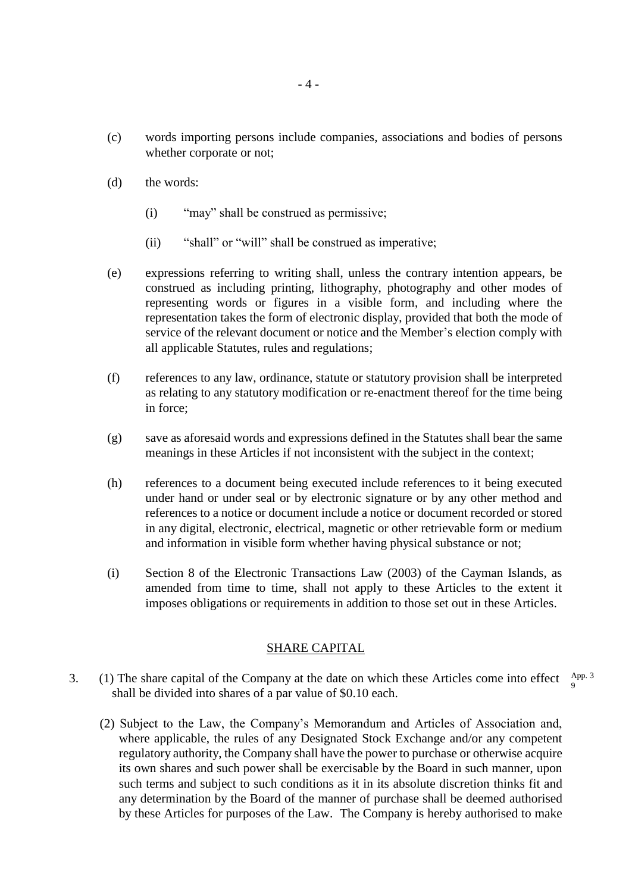(c) words importing persons include companies, associations and bodies of persons whether corporate or not;

(d) the words:

  (i) "may" shall be construed as permissive;

  (ii) "shall" or "will" shall be construed as imperative;

(e) expressions referring to writing shall, unless the contrary intention appears, be construed as including printing, lithography, photography and other modes of representing words or figures in a visible form, and including where the representation takes the form of electronic display, provided that both the mode of service of the relevant document or notice and the Member's election comply with all applicable Statutes, rules and regulations;

(f) references to any law, ordinance, statute or statutory provision shall be interpreted as relating to any statutory modification or re-enactment thereof for the time being in force;

(g) save as aforesaid words and expressions defined in the Statutes shall bear the same meanings in these Articles if not inconsistent with the subject in the context;

(h) references to a document being executed include references to it being executed under hand or under seal or by electronic signature or by any other method and references to a notice or document include a notice or document recorded or stored in any digital, electronic, electrical, magnetic or other retrievable form or medium and information in visible form whether having physical substance or not;

(i) Section 8 of the Electronic Transactions Law (2003) of the Cayman Islands, as amended from time to time, shall not apply to these Articles to the extent it imposes obligations or requirements in addition to those set out in these Articles.

## SHARE CAPITAL

3. (1) The share capital of the Company at the date on which these Articles come into effect shall be divided into shares of a par value of $0.10 each. App. 3 9

(2) Subject to the Law, the Company's Memorandum and Articles of Association and, where applicable, the rules of any Designated Stock Exchange and/or any competent regulatory authority, the Company shall have the power to purchase or otherwise acquire its own shares and such power shall be exercisable by the Board in such manner, upon such terms and subject to such conditions as it in its absolute discretion thinks fit and any determination by the Board of the manner of purchase shall be deemed authorised by these Articles for purposes of the Law. The Company is hereby authorised to make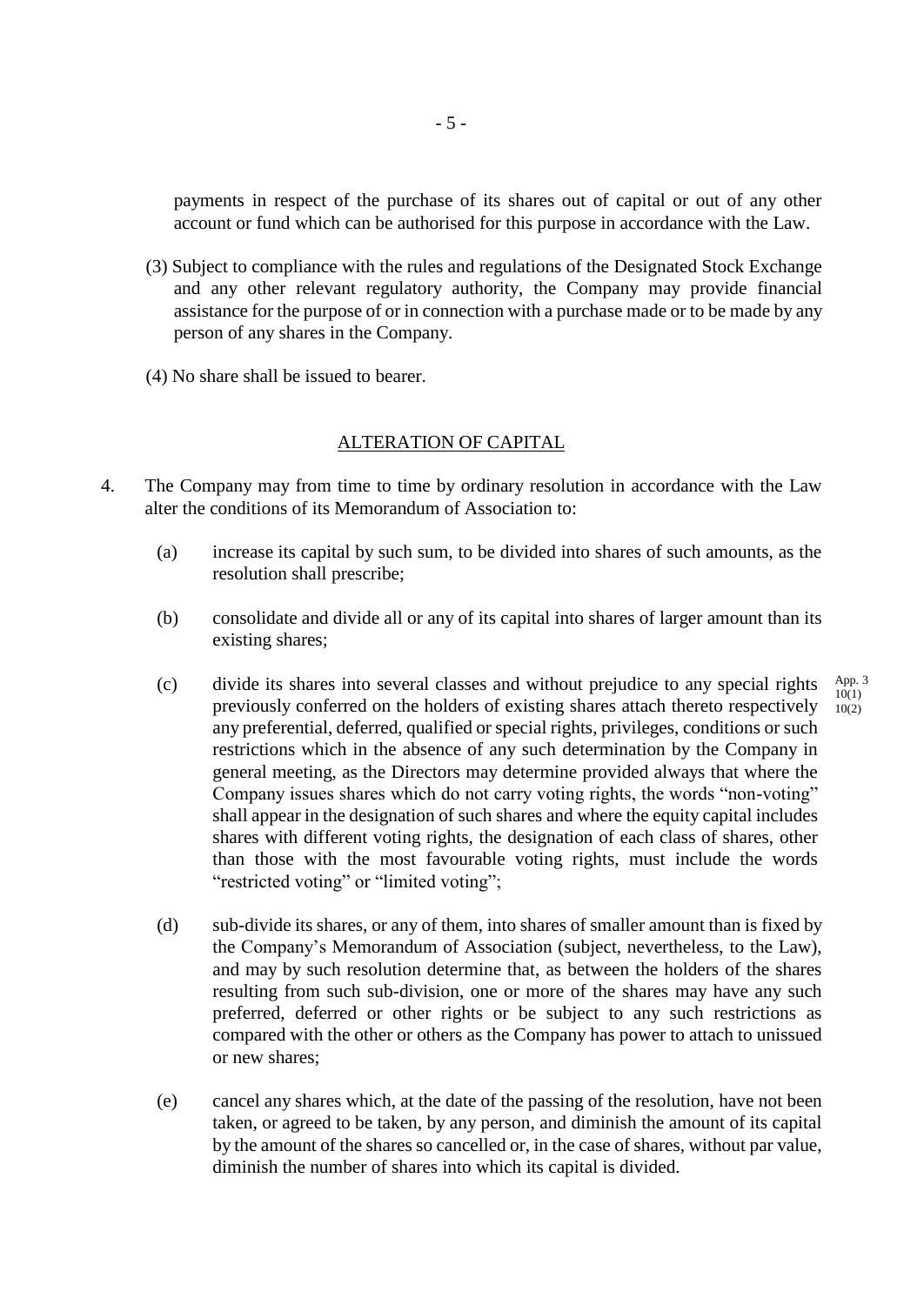payments in respect of the purchase of its shares out of capital or out of any other account or fund which can be authorised for this purpose in accordance with the Law.

(3) Subject to compliance with the rules and regulations of the Designated Stock Exchange and any other relevant regulatory authority, the Company may provide financial assistance for the purpose of or in connection with a purchase made or to be made by any person of any shares in the Company.

(4) No share shall be issued to bearer.

## ALTERATION OF CAPITAL

4. The Company may from time to time by ordinary resolution in accordance with the Law alter the conditions of its Memorandum of Association to:

   (a) increase its capital by such sum, to be divided into shares of such amounts, as the resolution shall prescribe;

   (b) consolidate and divide all or any of its capital into shares of larger amount than its existing shares;

   (c) divide its shares into several classes and without prejudice to any special rights previously conferred on the holders of existing shares attach thereto respectively any preferential, deferred, qualified or special rights, privileges, conditions or such restrictions which in the absence of any such determination by the Company in general meeting, as the Directors may determine provided always that where the Company issues shares which do not carry voting rights, the words "non-voting" shall appear in the designation of such shares and where the equity capital includes shares with different voting rights, the designation of each class of shares, other than those with the most favourable voting rights, must include the words "restricted voting" or "limited voting";

   App. 3 10(1) 10(2)

   (d) sub-divide its shares, or any of them, into shares of smaller amount than is fixed by the Company's Memorandum of Association (subject, nevertheless, to the Law), and may by such resolution determine that, as between the holders of the shares resulting from such sub-division, one or more of the shares may have any such preferred, deferred or other rights or be subject to any such restrictions as compared with the other or others as the Company has power to attach to unissued or new shares;

   (e) cancel any shares which, at the date of the passing of the resolution, have not been taken, or agreed to be taken, by any person, and diminish the amount of its capital by the amount of the shares so cancelled or, in the case of shares, without par value, diminish the number of shares into which its capital is divided.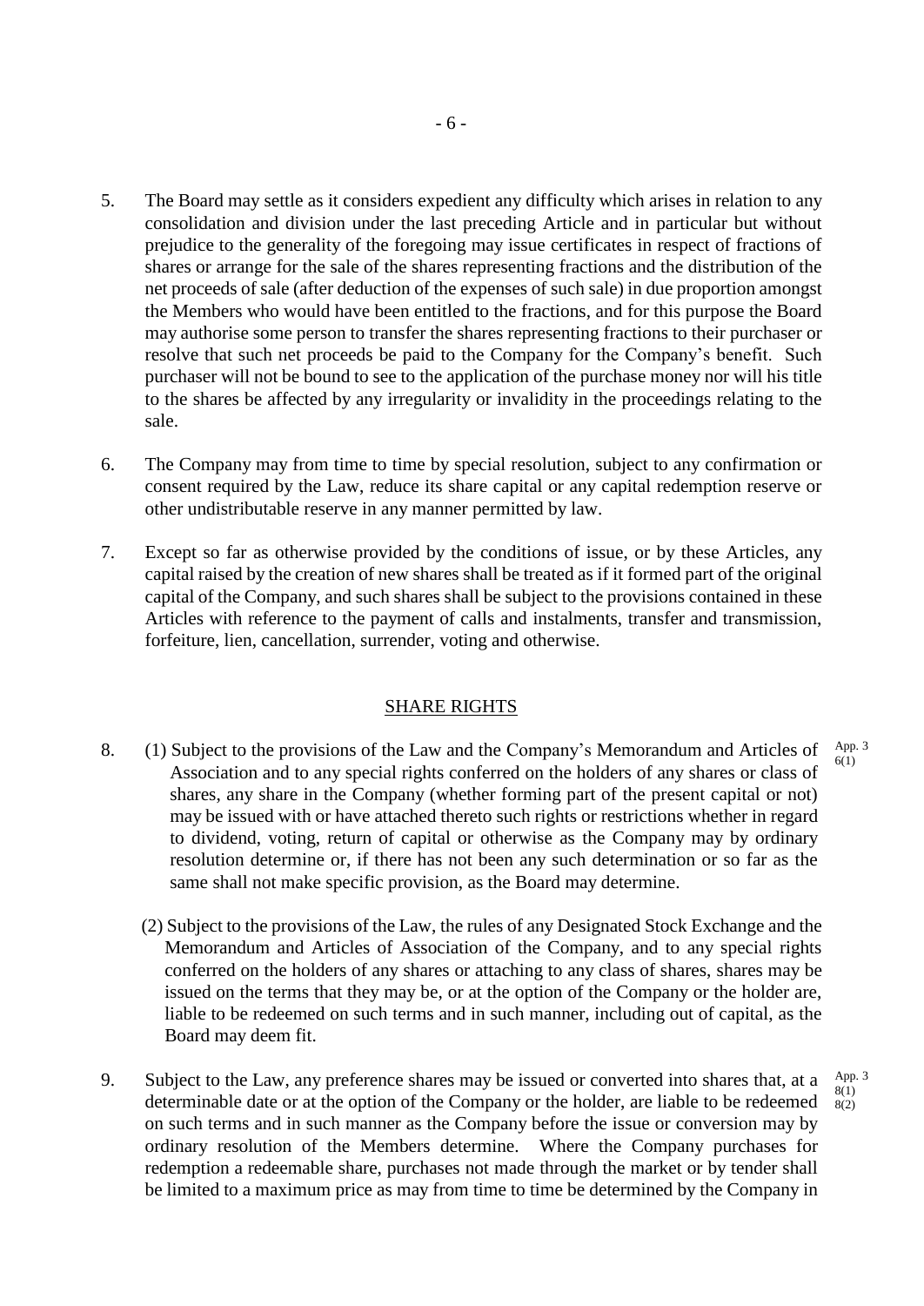5. The Board may settle as it considers expedient any difficulty which arises in relation to any consolidation and division under the last preceding Article and in particular but without prejudice to the generality of the foregoing may issue certificates in respect of fractions of shares or arrange for the sale of the shares representing fractions and the distribution of the net proceeds of sale (after deduction of the expenses of such sale) in due proportion amongst the Members who would have been entitled to the fractions, and for this purpose the Board may authorise some person to transfer the shares representing fractions to their purchaser or resolve that such net proceeds be paid to the Company for the Company's benefit. Such purchaser will not be bound to see to the application of the purchase money nor will his title to the shares be affected by any irregularity or invalidity in the proceedings relating to the sale.

6. The Company may from time to time by special resolution, subject to any confirmation or consent required by the Law, reduce its share capital or any capital redemption reserve or other undistributable reserve in any manner permitted by law.

7. Except so far as otherwise provided by the conditions of issue, or by these Articles, any capital raised by the creation of new shares shall be treated as if it formed part of the original capital of the Company, and such shares shall be subject to the provisions contained in these Articles with reference to the payment of calls and instalments, transfer and transmission, forfeiture, lien, cancellation, surrender, voting and otherwise.

## SHARE RIGHTS

8. (1) Subject to the provisions of the Law and the Company's Memorandum and Articles of Association and to any special rights conferred on the holders of any shares or class of shares, any share in the Company (whether forming part of the present capital or not) may be issued with or have attached thereto such rights or restrictions whether in regard to dividend, voting, return of capital or otherwise as the Company may by ordinary resolution determine or, if there has not been any such determination or so far as the same shall not make specific provision, as the Board may determine. *App. 3 6(1)*

   (2) Subject to the provisions of the Law, the rules of any Designated Stock Exchange and the Memorandum and Articles of Association of the Company, and to any special rights conferred on the holders of any shares or attaching to any class of shares, shares may be issued on the terms that they may be, or at the option of the Company or the holder are, liable to be redeemed on such terms and in such manner, including out of capital, as the Board may deem fit.

9. Subject to the Law, any preference shares may be issued or converted into shares that, at a determinable date or at the option of the Company or the holder, are liable to be redeemed on such terms and in such manner as the Company before the issue or conversion may by ordinary resolution of the Members determine. Where the Company purchases for redemption a redeemable share, purchases not made through the market or by tender shall be limited to a maximum price as may from time to time be determined by the Company in *App. 3 8(1) 8(2)*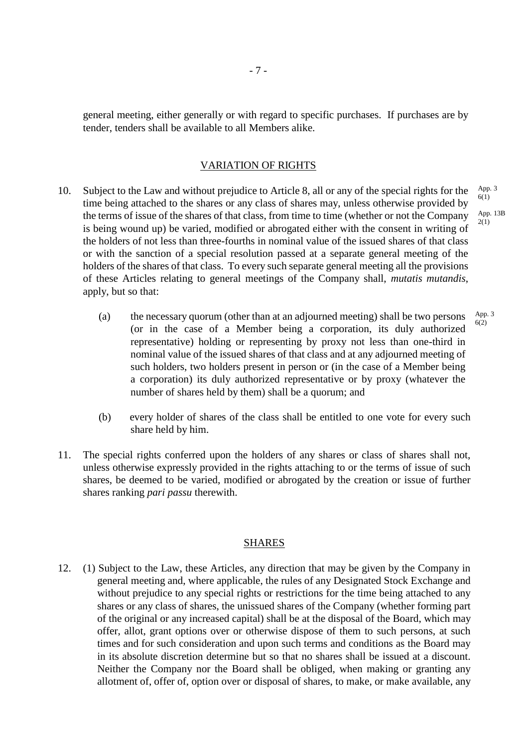general meeting, either generally or with regard to specific purchases. If purchases are by tender, tenders shall be available to all Members alike.

## VARIATION OF RIGHTS

10. Subject to the Law and without prejudice to Article 8, all or any of the special rights for the time being attached to the shares or any class of shares may, unless otherwise provided by the terms of issue of the shares of that class, from time to time (whether or not the Company is being wound up) be varied, modified or abrogated either with the consent in writing of the holders of not less than three-fourths in nominal value of the issued shares of that class or with the sanction of a special resolution passed at a separate general meeting of the holders of the shares of that class. To every such separate general meeting all the provisions of these Articles relating to general meetings of the Company shall, *mutatis mutandis*, apply, but so that: App. 3 6(1) App. 13B 2(1)

    (a) the necessary quorum (other than at an adjourned meeting) shall be two persons (or in the case of a Member being a corporation, its duly authorized representative) holding or representing by proxy not less than one-third in nominal value of the issued shares of that class and at any adjourned meeting of such holders, two holders present in person or (in the case of a Member being a corporation) its duly authorized representative or by proxy (whatever the number of shares held by them) shall be a quorum; and App. 3 6(2)

    (b) every holder of shares of the class shall be entitled to one vote for every such share held by him.

11. The special rights conferred upon the holders of any shares or class of shares shall not, unless otherwise expressly provided in the rights attaching to or the terms of issue of such shares, be deemed to be varied, modified or abrogated by the creation or issue of further shares ranking *pari passu* therewith.

## SHARES

12. (1) Subject to the Law, these Articles, any direction that may be given by the Company in general meeting and, where applicable, the rules of any Designated Stock Exchange and without prejudice to any special rights or restrictions for the time being attached to any shares or any class of shares, the unissued shares of the Company (whether forming part of the original or any increased capital) shall be at the disposal of the Board, which may offer, allot, grant options over or otherwise dispose of them to such persons, at such times and for such consideration and upon such terms and conditions as the Board may in its absolute discretion determine but so that no shares shall be issued at a discount. Neither the Company nor the Board shall be obliged, when making or granting any allotment of, offer of, option over or disposal of shares, to make, or make available, any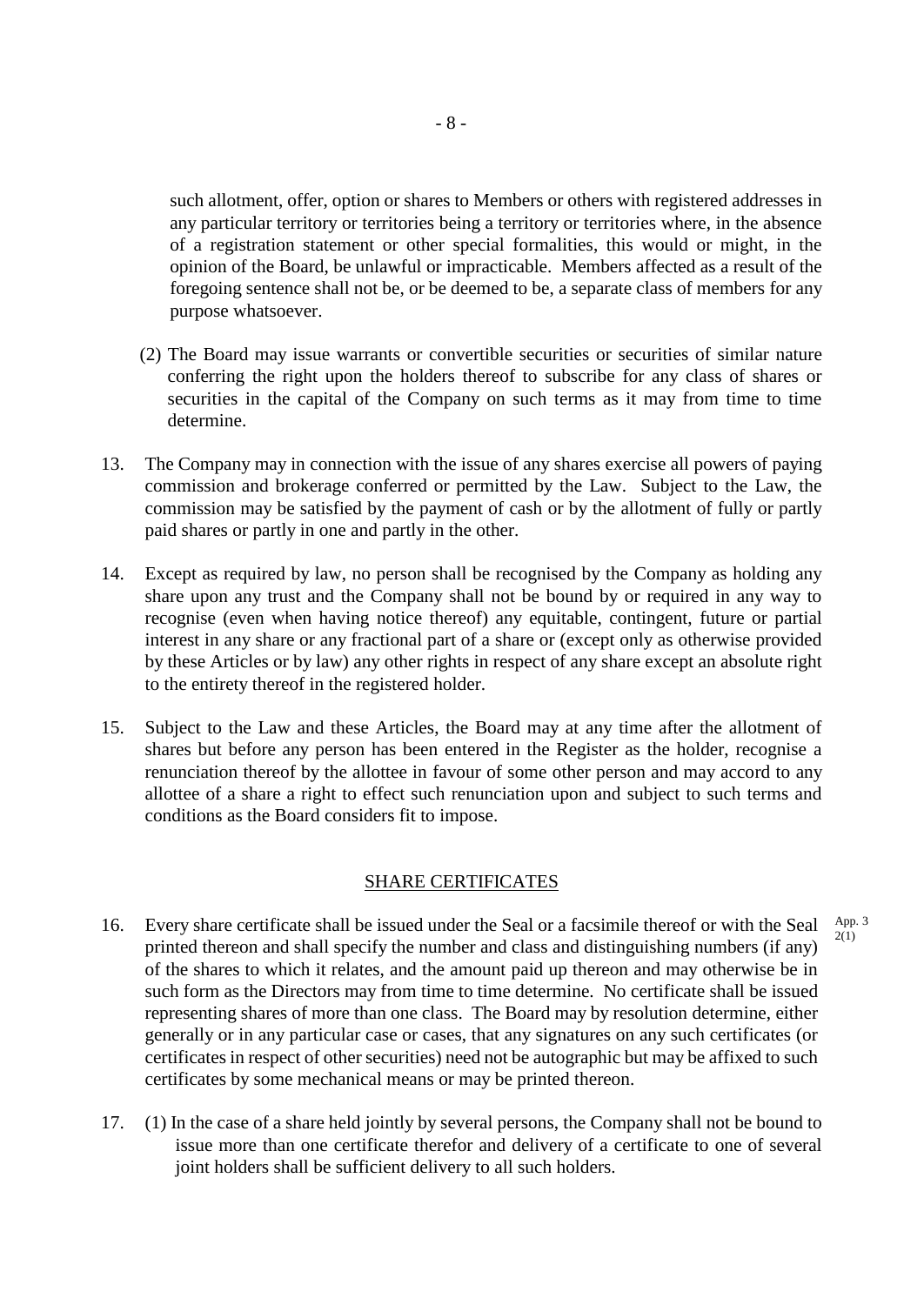such allotment, offer, option or shares to Members or others with registered addresses in any particular territory or territories being a territory or territories where, in the absence of a registration statement or other special formalities, this would or might, in the opinion of the Board, be unlawful or impracticable. Members affected as a result of the foregoing sentence shall not be, or be deemed to be, a separate class of members for any purpose whatsoever.

(2) The Board may issue warrants or convertible securities or securities of similar nature conferring the right upon the holders thereof to subscribe for any class of shares or securities in the capital of the Company on such terms as it may from time to time determine.

13. The Company may in connection with the issue of any shares exercise all powers of paying commission and brokerage conferred or permitted by the Law. Subject to the Law, the commission may be satisfied by the payment of cash or by the allotment of fully or partly paid shares or partly in one and partly in the other.

14. Except as required by law, no person shall be recognised by the Company as holding any share upon any trust and the Company shall not be bound by or required in any way to recognise (even when having notice thereof) any equitable, contingent, future or partial interest in any share or any fractional part of a share or (except only as otherwise provided by these Articles or by law) any other rights in respect of any share except an absolute right to the entirety thereof in the registered holder.

15. Subject to the Law and these Articles, the Board may at any time after the allotment of shares but before any person has been entered in the Register as the holder, recognise a renunciation thereof by the allottee in favour of some other person and may accord to any allottee of a share a right to effect such renunciation upon and subject to such terms and conditions as the Board considers fit to impose.

## SHARE CERTIFICATES

16. Every share certificate shall be issued under the Seal or a facsimile thereof or with the Seal printed thereon and shall specify the number and class and distinguishing numbers (if any) of the shares to which it relates, and the amount paid up thereon and may otherwise be in such form as the Directors may from time to time determine. No certificate shall be issued representing shares of more than one class. The Board may by resolution determine, either generally or in any particular case or cases, that any signatures on any such certificates (or certificates in respect of other securities) need not be autographic but may be affixed to such certificates by some mechanical means or may be printed thereon. *App. 3 2(1)*

17. (1) In the case of a share held jointly by several persons, the Company shall not be bound to issue more than one certificate therefor and delivery of a certificate to one of several joint holders shall be sufficient delivery to all such holders.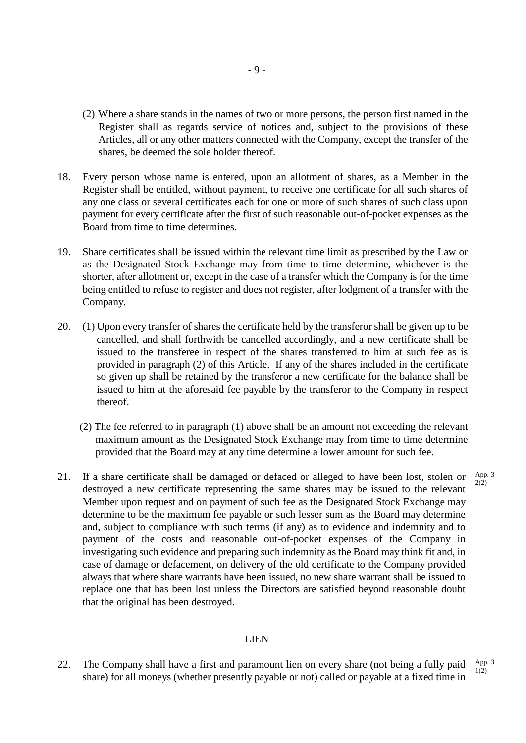(2) Where a share stands in the names of two or more persons, the person first named in the Register shall as regards service of notices and, subject to the provisions of these Articles, all or any other matters connected with the Company, except the transfer of the shares, be deemed the sole holder thereof.

18. Every person whose name is entered, upon an allotment of shares, as a Member in the Register shall be entitled, without payment, to receive one certificate for all such shares of any one class or several certificates each for one or more of such shares of such class upon payment for every certificate after the first of such reasonable out-of-pocket expenses as the Board from time to time determines.

19. Share certificates shall be issued within the relevant time limit as prescribed by the Law or as the Designated Stock Exchange may from time to time determine, whichever is the shorter, after allotment or, except in the case of a transfer which the Company is for the time being entitled to refuse to register and does not register, after lodgment of a transfer with the Company.

20. (1) Upon every transfer of shares the certificate held by the transferor shall be given up to be cancelled, and shall forthwith be cancelled accordingly, and a new certificate shall be issued to the transferee in respect of the shares transferred to him at such fee as is provided in paragraph (2) of this Article. If any of the shares included in the certificate so given up shall be retained by the transferor a new certificate for the balance shall be issued to him at the aforesaid fee payable by the transferor to the Company in respect thereof.

(2) The fee referred to in paragraph (1) above shall be an amount not exceeding the relevant maximum amount as the Designated Stock Exchange may from time to time determine provided that the Board may at any time determine a lower amount for such fee.

21. If a share certificate shall be damaged or defaced or alleged to have been lost, stolen or destroyed a new certificate representing the same shares may be issued to the relevant Member upon request and on payment of such fee as the Designated Stock Exchange may determine to be the maximum fee payable or such lesser sum as the Board may determine and, subject to compliance with such terms (if any) as to evidence and indemnity and to payment of the costs and reasonable out-of-pocket expenses of the Company in investigating such evidence and preparing such indemnity as the Board may think fit and, in case of damage or defacement, on delivery of the old certificate to the Company provided always that where share warrants have been issued, no new share warrant shall be issued to replace one that has been lost unless the Directors are satisfied beyond reasonable doubt that the original has been destroyed. App. 3 2(2)

## LIEN

22. The Company shall have a first and paramount lien on every share (not being a fully paid share) for all moneys (whether presently payable or not) called or payable at a fixed time in App. 3 1(2)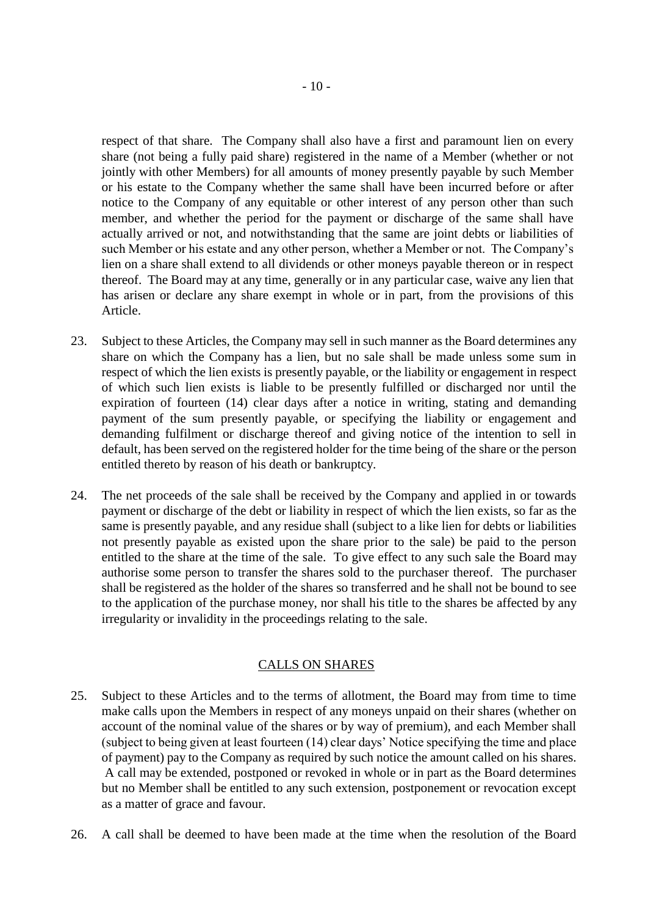respect of that share. The Company shall also have a first and paramount lien on every share (not being a fully paid share) registered in the name of a Member (whether or not jointly with other Members) for all amounts of money presently payable by such Member or his estate to the Company whether the same shall have been incurred before or after notice to the Company of any equitable or other interest of any person other than such member, and whether the period for the payment or discharge of the same shall have actually arrived or not, and notwithstanding that the same are joint debts or liabilities of such Member or his estate and any other person, whether a Member or not. The Company's lien on a share shall extend to all dividends or other moneys payable thereon or in respect thereof. The Board may at any time, generally or in any particular case, waive any lien that has arisen or declare any share exempt in whole or in part, from the provisions of this Article.

23. Subject to these Articles, the Company may sell in such manner as the Board determines any share on which the Company has a lien, but no sale shall be made unless some sum in respect of which the lien exists is presently payable, or the liability or engagement in respect of which such lien exists is liable to be presently fulfilled or discharged nor until the expiration of fourteen (14) clear days after a notice in writing, stating and demanding payment of the sum presently payable, or specifying the liability or engagement and demanding fulfilment or discharge thereof and giving notice of the intention to sell in default, has been served on the registered holder for the time being of the share or the person entitled thereto by reason of his death or bankruptcy.

24. The net proceeds of the sale shall be received by the Company and applied in or towards payment or discharge of the debt or liability in respect of which the lien exists, so far as the same is presently payable, and any residue shall (subject to a like lien for debts or liabilities not presently payable as existed upon the share prior to the sale) be paid to the person entitled to the share at the time of the sale. To give effect to any such sale the Board may authorise some person to transfer the shares sold to the purchaser thereof. The purchaser shall be registered as the holder of the shares so transferred and he shall not be bound to see to the application of the purchase money, nor shall his title to the shares be affected by any irregularity or invalidity in the proceedings relating to the sale.

## CALLS ON SHARES

25. Subject to these Articles and to the terms of allotment, the Board may from time to time make calls upon the Members in respect of any moneys unpaid on their shares (whether on account of the nominal value of the shares or by way of premium), and each Member shall (subject to being given at least fourteen (14) clear days' Notice specifying the time and place of payment) pay to the Company as required by such notice the amount called on his shares. A call may be extended, postponed or revoked in whole or in part as the Board determines but no Member shall be entitled to any such extension, postponement or revocation except as a matter of grace and favour.

26. A call shall be deemed to have been made at the time when the resolution of the Board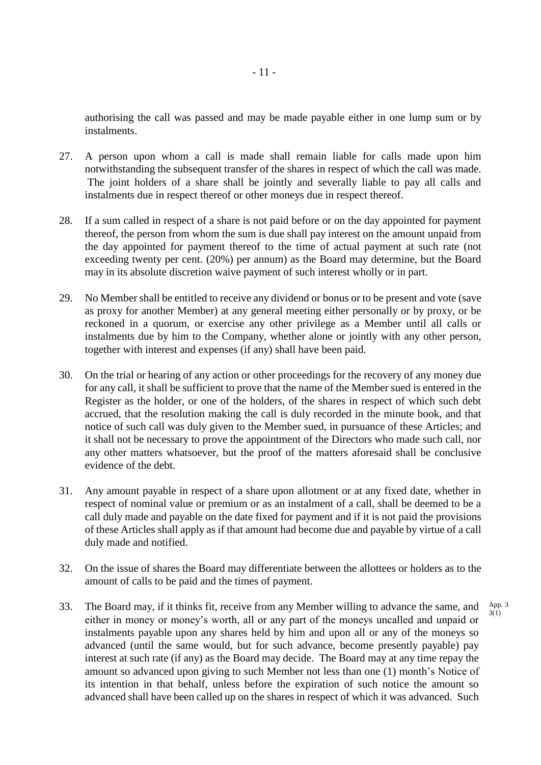authorising the call was passed and may be made payable either in one lump sum or by instalments.

27. A person upon whom a call is made shall remain liable for calls made upon him notwithstanding the subsequent transfer of the shares in respect of which the call was made. The joint holders of a share shall be jointly and severally liable to pay all calls and instalments due in respect thereof or other moneys due in respect thereof.

28. If a sum called in respect of a share is not paid before or on the day appointed for payment thereof, the person from whom the sum is due shall pay interest on the amount unpaid from the day appointed for payment thereof to the time of actual payment at such rate (not exceeding twenty per cent. (20%) per annum) as the Board may determine, but the Board may in its absolute discretion waive payment of such interest wholly or in part.

29. No Member shall be entitled to receive any dividend or bonus or to be present and vote (save as proxy for another Member) at any general meeting either personally or by proxy, or be reckoned in a quorum, or exercise any other privilege as a Member until all calls or instalments due by him to the Company, whether alone or jointly with any other person, together with interest and expenses (if any) shall have been paid.

30. On the trial or hearing of any action or other proceedings for the recovery of any money due for any call, it shall be sufficient to prove that the name of the Member sued is entered in the Register as the holder, or one of the holders, of the shares in respect of which such debt accrued, that the resolution making the call is duly recorded in the minute book, and that notice of such call was duly given to the Member sued, in pursuance of these Articles; and it shall not be necessary to prove the appointment of the Directors who made such call, nor any other matters whatsoever, but the proof of the matters aforesaid shall be conclusive evidence of the debt.

31. Any amount payable in respect of a share upon allotment or at any fixed date, whether in respect of nominal value or premium or as an instalment of a call, shall be deemed to be a call duly made and payable on the date fixed for payment and if it is not paid the provisions of these Articles shall apply as if that amount had become due and payable by virtue of a call duly made and notified.

32. On the issue of shares the Board may differentiate between the allottees or holders as to the amount of calls to be paid and the times of payment.

33. The Board may, if it thinks fit, receive from any Member willing to advance the same, and either in money or money's worth, all or any part of the moneys uncalled and unpaid or instalments payable upon any shares held by him and upon all or any of the moneys so advanced (until the same would, but for such advance, become presently payable) pay interest at such rate (if any) as the Board may decide. The Board may at any time repay the amount so advanced upon giving to such Member not less than one (1) month's Notice of its intention in that behalf, unless before the expiration of such notice the amount so advanced shall have been called up on the shares in respect of which it was advanced. Such

App. 3 3(1)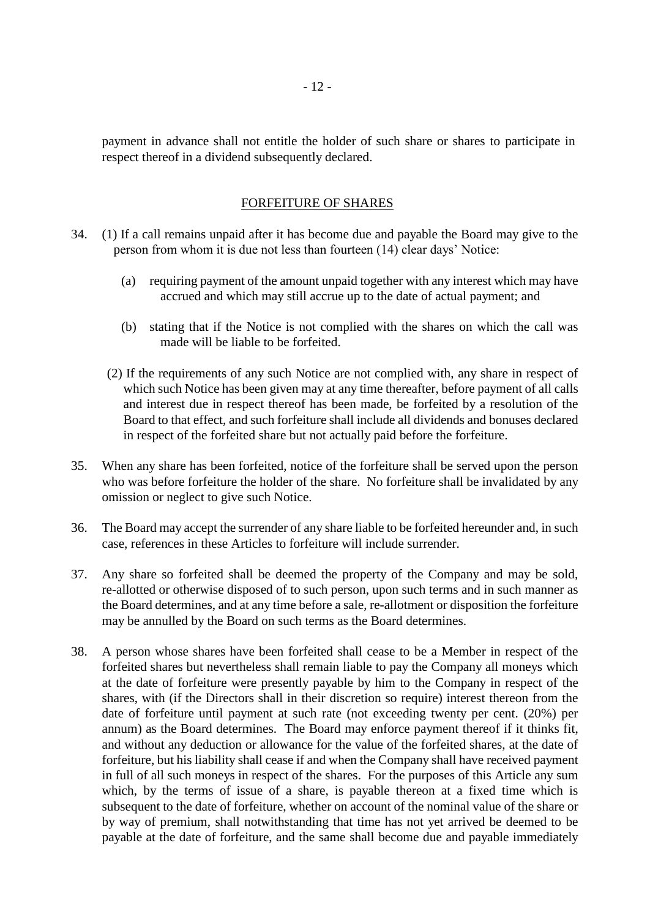payment in advance shall not entitle the holder of such share or shares to participate in respect thereof in a dividend subsequently declared.

## FORFEITURE OF SHARES

34. (1) If a call remains unpaid after it has become due and payable the Board may give to the person from whom it is due not less than fourteen (14) clear days' Notice:

    (a) requiring payment of the amount unpaid together with any interest which may have accrued and which may still accrue up to the date of actual payment; and

    (b) stating that if the Notice is not complied with the shares on which the call was made will be liable to be forfeited.

    (2) If the requirements of any such Notice are not complied with, any share in respect of which such Notice has been given may at any time thereafter, before payment of all calls and interest due in respect thereof has been made, be forfeited by a resolution of the Board to that effect, and such forfeiture shall include all dividends and bonuses declared in respect of the forfeited share but not actually paid before the forfeiture.

35. When any share has been forfeited, notice of the forfeiture shall be served upon the person who was before forfeiture the holder of the share. No forfeiture shall be invalidated by any omission or neglect to give such Notice.

36. The Board may accept the surrender of any share liable to be forfeited hereunder and, in such case, references in these Articles to forfeiture will include surrender.

37. Any share so forfeited shall be deemed the property of the Company and may be sold, re-allotted or otherwise disposed of to such person, upon such terms and in such manner as the Board determines, and at any time before a sale, re-allotment or disposition the forfeiture may be annulled by the Board on such terms as the Board determines.

38. A person whose shares have been forfeited shall cease to be a Member in respect of the forfeited shares but nevertheless shall remain liable to pay the Company all moneys which at the date of forfeiture were presently payable by him to the Company in respect of the shares, with (if the Directors shall in their discretion so require) interest thereon from the date of forfeiture until payment at such rate (not exceeding twenty per cent. (20%) per annum) as the Board determines. The Board may enforce payment thereof if it thinks fit, and without any deduction or allowance for the value of the forfeited shares, at the date of forfeiture, but his liability shall cease if and when the Company shall have received payment in full of all such moneys in respect of the shares. For the purposes of this Article any sum which, by the terms of issue of a share, is payable thereon at a fixed time which is subsequent to the date of forfeiture, whether on account of the nominal value of the share or by way of premium, shall notwithstanding that time has not yet arrived be deemed to be payable at the date of forfeiture, and the same shall become due and payable immediately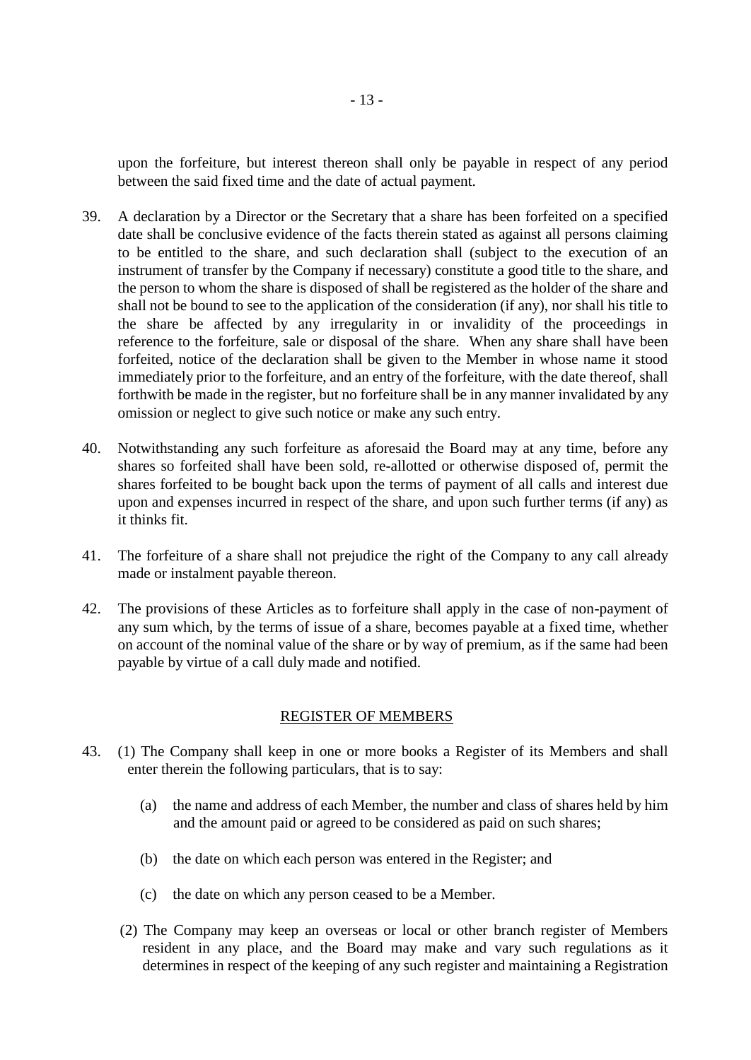upon the forfeiture, but interest thereon shall only be payable in respect of any period between the said fixed time and the date of actual payment.

39. A declaration by a Director or the Secretary that a share has been forfeited on a specified date shall be conclusive evidence of the facts therein stated as against all persons claiming to be entitled to the share, and such declaration shall (subject to the execution of an instrument of transfer by the Company if necessary) constitute a good title to the share, and the person to whom the share is disposed of shall be registered as the holder of the share and shall not be bound to see to the application of the consideration (if any), nor shall his title to the share be affected by any irregularity in or invalidity of the proceedings in reference to the forfeiture, sale or disposal of the share. When any share shall have been forfeited, notice of the declaration shall be given to the Member in whose name it stood immediately prior to the forfeiture, and an entry of the forfeiture, with the date thereof, shall forthwith be made in the register, but no forfeiture shall be in any manner invalidated by any omission or neglect to give such notice or make any such entry.

40. Notwithstanding any such forfeiture as aforesaid the Board may at any time, before any shares so forfeited shall have been sold, re-allotted or otherwise disposed of, permit the shares forfeited to be bought back upon the terms of payment of all calls and interest due upon and expenses incurred in respect of the share, and upon such further terms (if any) as it thinks fit.

41. The forfeiture of a share shall not prejudice the right of the Company to any call already made or instalment payable thereon.

42. The provisions of these Articles as to forfeiture shall apply in the case of non-payment of any sum which, by the terms of issue of a share, becomes payable at a fixed time, whether on account of the nominal value of the share or by way of premium, as if the same had been payable by virtue of a call duly made and notified.

## REGISTER OF MEMBERS

43. (1) The Company shall keep in one or more books a Register of its Members and shall enter therein the following particulars, that is to say:

    (a) the name and address of each Member, the number and class of shares held by him and the amount paid or agreed to be considered as paid on such shares;

    (b) the date on which each person was entered in the Register; and

    (c) the date on which any person ceased to be a Member.

    (2) The Company may keep an overseas or local or other branch register of Members resident in any place, and the Board may make and vary such regulations as it determines in respect of the keeping of any such register and maintaining a Registration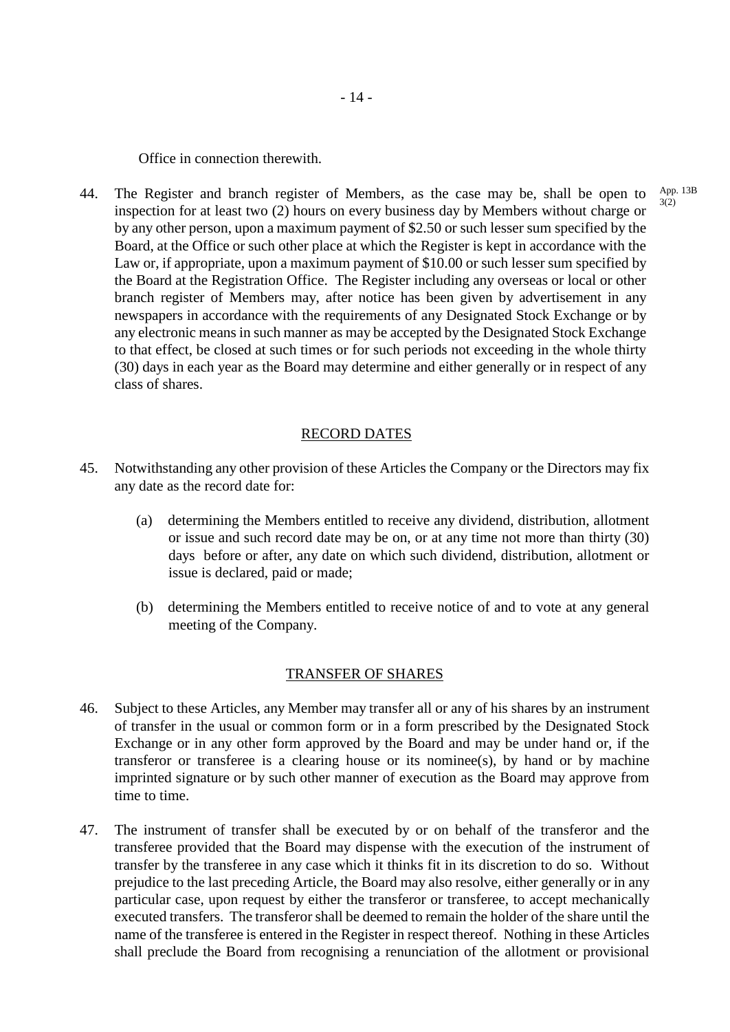Office in connection therewith.

44. The Register and branch register of Members, as the case may be, shall be open to inspection for at least two (2) hours on every business day by Members without charge or by any other person, upon a maximum payment of $2.50 or such lesser sum specified by the Board, at the Office or such other place at which the Register is kept in accordance with the Law or, if appropriate, upon a maximum payment of $10.00 or such lesser sum specified by the Board at the Registration Office. The Register including any overseas or local or other branch register of Members may, after notice has been given by advertisement in any newspapers in accordance with the requirements of any Designated Stock Exchange or by any electronic means in such manner as may be accepted by the Designated Stock Exchange to that effect, be closed at such times or for such periods not exceeding in the whole thirty (30) days in each year as the Board may determine and either generally or in respect of any class of shares. App. 13B 3(2)

## RECORD DATES

45. Notwithstanding any other provision of these Articles the Company or the Directors may fix any date as the record date for:

    (a) determining the Members entitled to receive any dividend, distribution, allotment or issue and such record date may be on, or at any time not more than thirty (30) days before or after, any date on which such dividend, distribution, allotment or issue is declared, paid or made;

    (b) determining the Members entitled to receive notice of and to vote at any general meeting of the Company.

## TRANSFER OF SHARES

46. Subject to these Articles, any Member may transfer all or any of his shares by an instrument of transfer in the usual or common form or in a form prescribed by the Designated Stock Exchange or in any other form approved by the Board and may be under hand or, if the transferor or transferee is a clearing house or its nominee(s), by hand or by machine imprinted signature or by such other manner of execution as the Board may approve from time to time.

47. The instrument of transfer shall be executed by or on behalf of the transferor and the transferee provided that the Board may dispense with the execution of the instrument of transfer by the transferee in any case which it thinks fit in its discretion to do so. Without prejudice to the last preceding Article, the Board may also resolve, either generally or in any particular case, upon request by either the transferor or transferee, to accept mechanically executed transfers. The transferor shall be deemed to remain the holder of the share until the name of the transferee is entered in the Register in respect thereof. Nothing in these Articles shall preclude the Board from recognising a renunciation of the allotment or provisional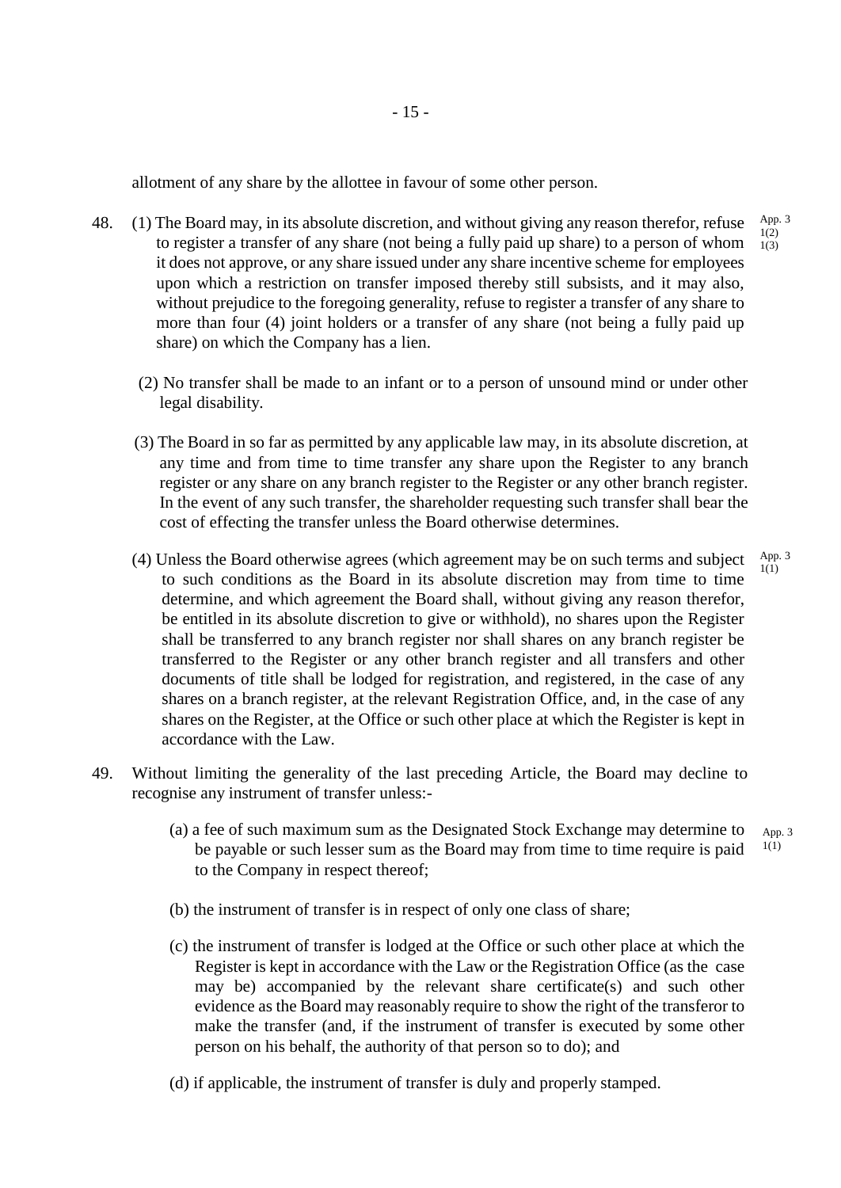allotment of any share by the allottee in favour of some other person.

48. (1) The Board may, in its absolute discretion, and without giving any reason therefor, refuse to register a transfer of any share (not being a fully paid up share) to a person of whom it does not approve, or any share issued under any share incentive scheme for employees upon which a restriction on transfer imposed thereby still subsists, and it may also, without prejudice to the foregoing generality, refuse to register a transfer of any share to more than four (4) joint holders or a transfer of any share (not being a fully paid up share) on which the Company has a lien. App. 3 1(2) 1(3)

(2) No transfer shall be made to an infant or to a person of unsound mind or under other legal disability.

(3) The Board in so far as permitted by any applicable law may, in its absolute discretion, at any time and from time to time transfer any share upon the Register to any branch register or any share on any branch register to the Register or any other branch register. In the event of any such transfer, the shareholder requesting such transfer shall bear the cost of effecting the transfer unless the Board otherwise determines.

(4) Unless the Board otherwise agrees (which agreement may be on such terms and subject to such conditions as the Board in its absolute discretion may from time to time determine, and which agreement the Board shall, without giving any reason therefor, be entitled in its absolute discretion to give or withhold), no shares upon the Register shall be transferred to any branch register nor shall shares on any branch register be transferred to the Register or any other branch register and all transfers and other documents of title shall be lodged for registration, and registered, in the case of any shares on a branch register, at the relevant Registration Office, and, in the case of any shares on the Register, at the Office or such other place at which the Register is kept in accordance with the Law. App. 3 1(1)

49. Without limiting the generality of the last preceding Article, the Board may decline to recognise any instrument of transfer unless:-

(a) a fee of such maximum sum as the Designated Stock Exchange may determine to be payable or such lesser sum as the Board may from time to time require is paid to the Company in respect thereof; App. 3 1(1)

(b) the instrument of transfer is in respect of only one class of share;

(c) the instrument of transfer is lodged at the Office or such other place at which the Register is kept in accordance with the Law or the Registration Office (as the case may be) accompanied by the relevant share certificate(s) and such other evidence as the Board may reasonably require to show the right of the transferor to make the transfer (and, if the instrument of transfer is executed by some other person on his behalf, the authority of that person so to do); and

(d) if applicable, the instrument of transfer is duly and properly stamped.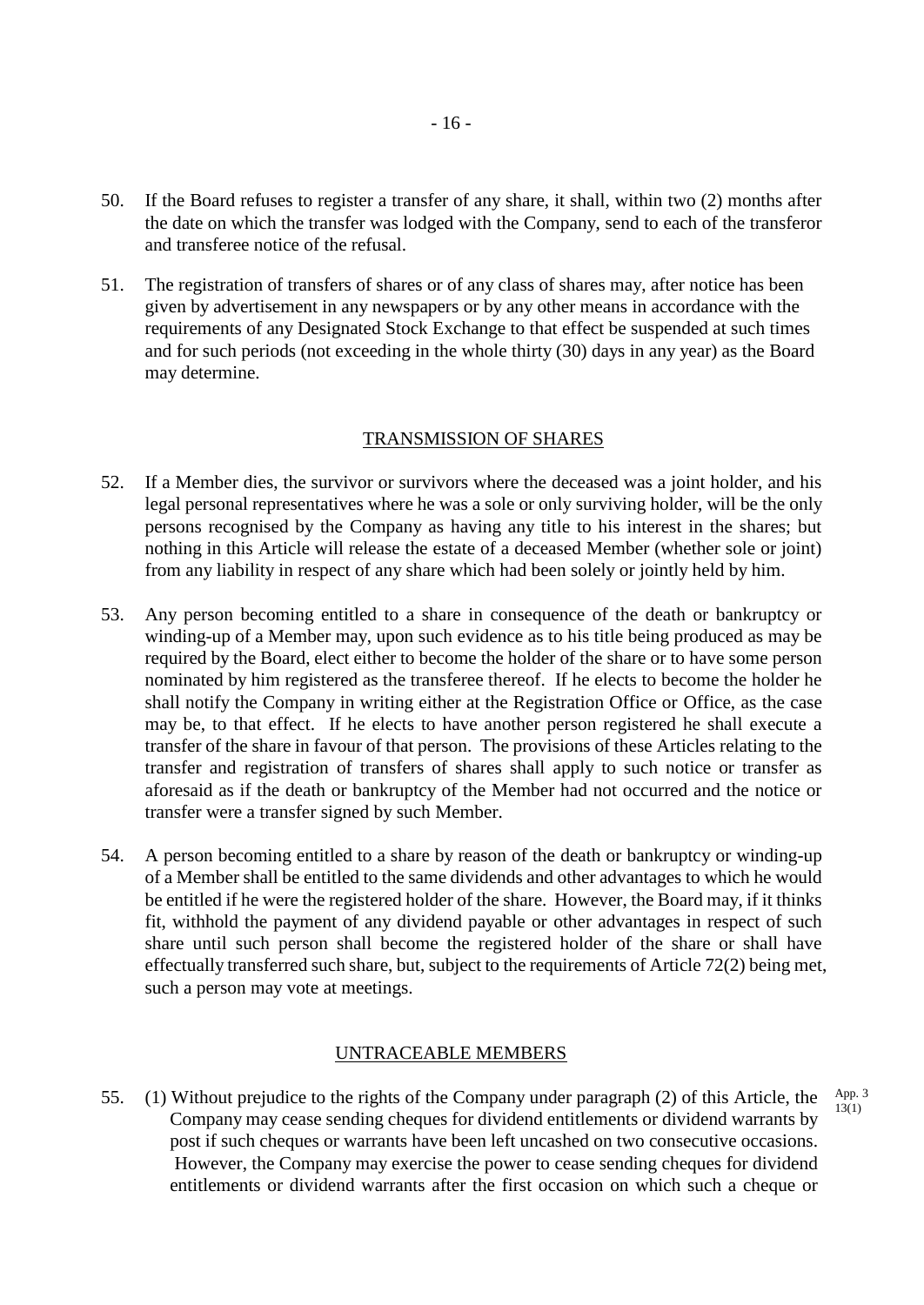50. If the Board refuses to register a transfer of any share, it shall, within two (2) months after the date on which the transfer was lodged with the Company, send to each of the transferor and transferee notice of the refusal.

51. The registration of transfers of shares or of any class of shares may, after notice has been given by advertisement in any newspapers or by any other means in accordance with the requirements of any Designated Stock Exchange to that effect be suspended at such times and for such periods (not exceeding in the whole thirty (30) days in any year) as the Board may determine.

## TRANSMISSION OF SHARES

52. If a Member dies, the survivor or survivors where the deceased was a joint holder, and his legal personal representatives where he was a sole or only surviving holder, will be the only persons recognised by the Company as having any title to his interest in the shares; but nothing in this Article will release the estate of a deceased Member (whether sole or joint) from any liability in respect of any share which had been solely or jointly held by him.

53. Any person becoming entitled to a share in consequence of the death or bankruptcy or winding-up of a Member may, upon such evidence as to his title being produced as may be required by the Board, elect either to become the holder of the share or to have some person nominated by him registered as the transferee thereof. If he elects to become the holder he shall notify the Company in writing either at the Registration Office or Office, as the case may be, to that effect. If he elects to have another person registered he shall execute a transfer of the share in favour of that person. The provisions of these Articles relating to the transfer and registration of transfers of shares shall apply to such notice or transfer as aforesaid as if the death or bankruptcy of the Member had not occurred and the notice or transfer were a transfer signed by such Member.

54. A person becoming entitled to a share by reason of the death or bankruptcy or winding-up of a Member shall be entitled to the same dividends and other advantages to which he would be entitled if he were the registered holder of the share. However, the Board may, if it thinks fit, withhold the payment of any dividend payable or other advantages in respect of such share until such person shall become the registered holder of the share or shall have effectually transferred such share, but, subject to the requirements of Article 72(2) being met, such a person may vote at meetings.

## UNTRACEABLE MEMBERS

55. (1) Without prejudice to the rights of the Company under paragraph (2) of this Article, the Company may cease sending cheques for dividend entitlements or dividend warrants by post if such cheques or warrants have been left uncashed on two consecutive occasions. However, the Company may exercise the power to cease sending cheques for dividend entitlements or dividend warrants after the first occasion on which such a cheque or

App. 3 13(1)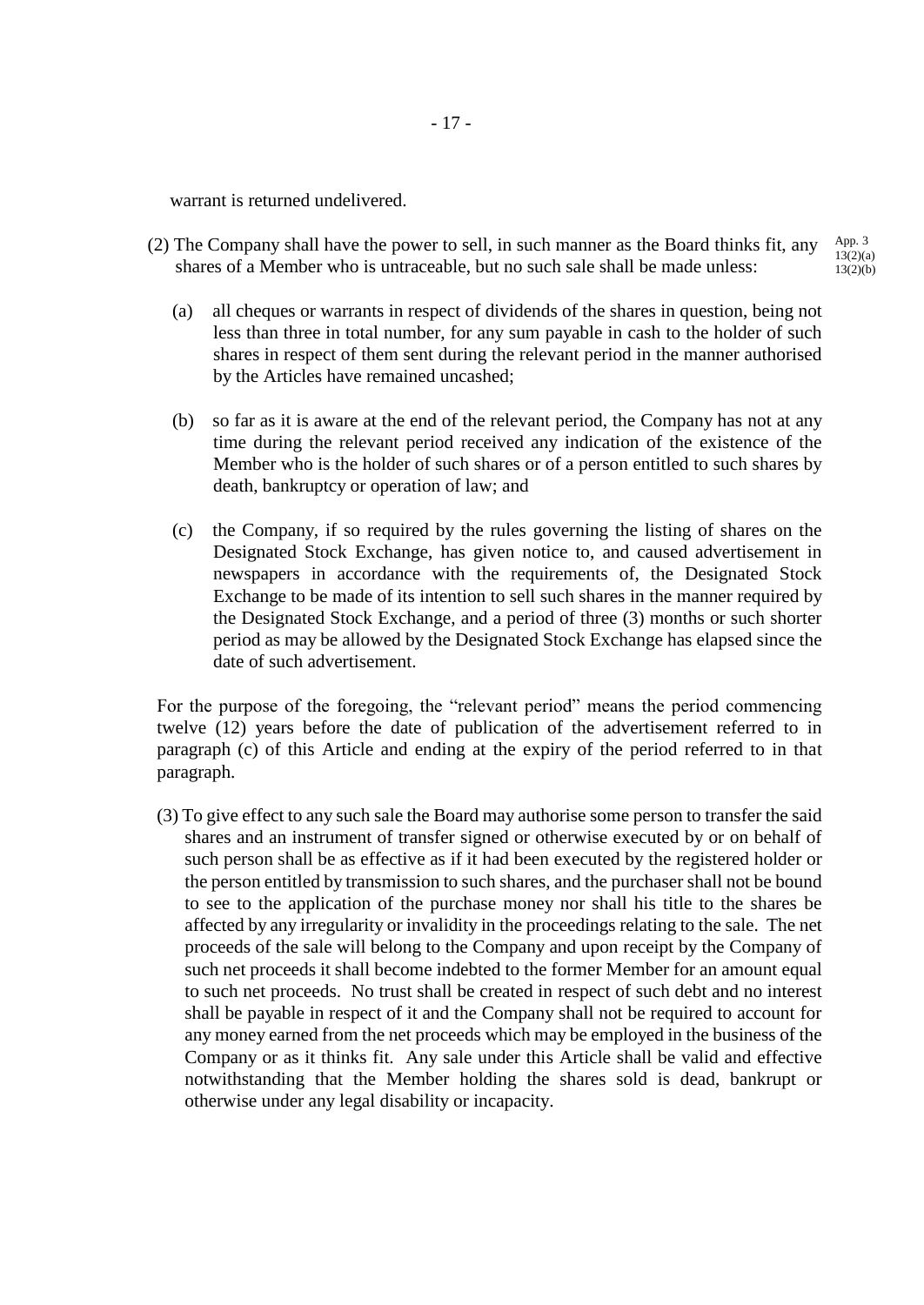warrant is returned undelivered.

(2) The Company shall have the power to sell, in such manner as the Board thinks fit, any shares of a Member who is untraceable, but no such sale shall be made unless:

App. 3 13(2)(a) 13(2)(b)

(a) all cheques or warrants in respect of dividends of the shares in question, being not less than three in total number, for any sum payable in cash to the holder of such shares in respect of them sent during the relevant period in the manner authorised by the Articles have remained uncashed;

(b) so far as it is aware at the end of the relevant period, the Company has not at any time during the relevant period received any indication of the existence of the Member who is the holder of such shares or of a person entitled to such shares by death, bankruptcy or operation of law; and

(c) the Company, if so required by the rules governing the listing of shares on the Designated Stock Exchange, has given notice to, and caused advertisement in newspapers in accordance with the requirements of, the Designated Stock Exchange to be made of its intention to sell such shares in the manner required by the Designated Stock Exchange, and a period of three (3) months or such shorter period as may be allowed by the Designated Stock Exchange has elapsed since the date of such advertisement.

For the purpose of the foregoing, the "relevant period" means the period commencing twelve (12) years before the date of publication of the advertisement referred to in paragraph (c) of this Article and ending at the expiry of the period referred to in that paragraph.

(3) To give effect to any such sale the Board may authorise some person to transfer the said shares and an instrument of transfer signed or otherwise executed by or on behalf of such person shall be as effective as if it had been executed by the registered holder or the person entitled by transmission to such shares, and the purchaser shall not be bound to see to the application of the purchase money nor shall his title to the shares be affected by any irregularity or invalidity in the proceedings relating to the sale. The net proceeds of the sale will belong to the Company and upon receipt by the Company of such net proceeds it shall become indebted to the former Member for an amount equal to such net proceeds. No trust shall be created in respect of such debt and no interest shall be payable in respect of it and the Company shall not be required to account for any money earned from the net proceeds which may be employed in the business of the Company or as it thinks fit. Any sale under this Article shall be valid and effective notwithstanding that the Member holding the shares sold is dead, bankrupt or otherwise under any legal disability or incapacity.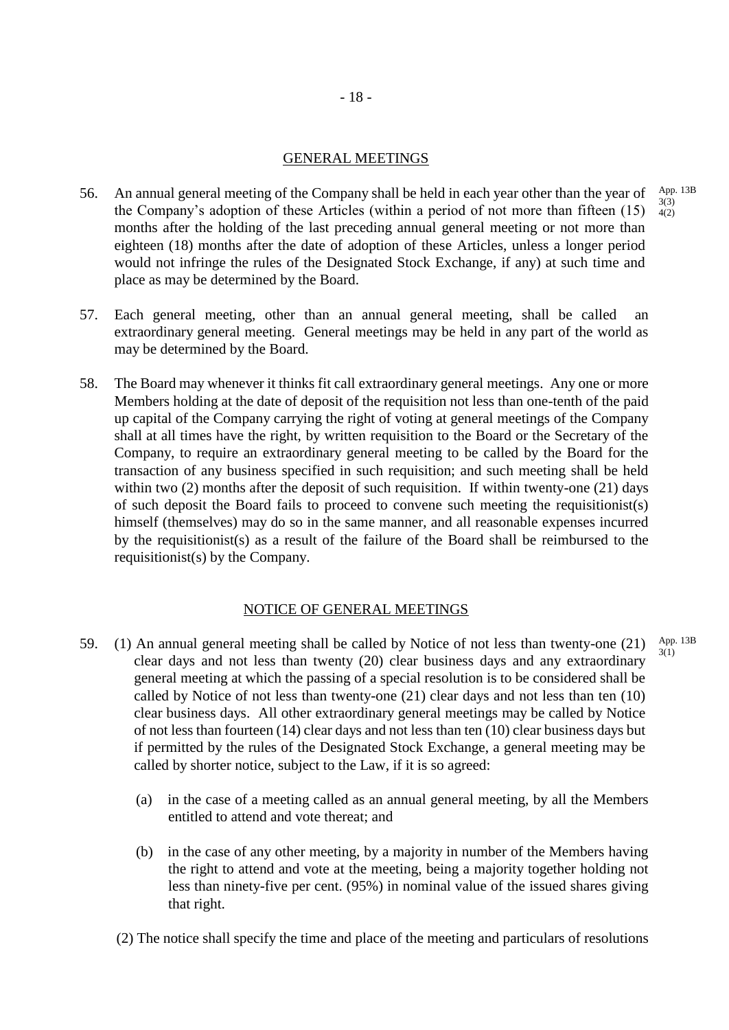## GENERAL MEETINGS

56. An annual general meeting of the Company shall be held in each year other than the year of the Company's adoption of these Articles (within a period of not more than fifteen (15) months after the holding of the last preceding annual general meeting or not more than eighteen (18) months after the date of adoption of these Articles, unless a longer period would not infringe the rules of the Designated Stock Exchange, if any) at such time and place as may be determined by the Board. App. 13B 3(3) 4(2)

57. Each general meeting, other than an annual general meeting, shall be called an extraordinary general meeting. General meetings may be held in any part of the world as may be determined by the Board.

58. The Board may whenever it thinks fit call extraordinary general meetings. Any one or more Members holding at the date of deposit of the requisition not less than one-tenth of the paid up capital of the Company carrying the right of voting at general meetings of the Company shall at all times have the right, by written requisition to the Board or the Secretary of the Company, to require an extraordinary general meeting to be called by the Board for the transaction of any business specified in such requisition; and such meeting shall be held within two (2) months after the deposit of such requisition. If within twenty-one (21) days of such deposit the Board fails to proceed to convene such meeting the requisitionist(s) himself (themselves) may do so in the same manner, and all reasonable expenses incurred by the requisitionist(s) as a result of the failure of the Board shall be reimbursed to the requisitionist(s) by the Company.

## NOTICE OF GENERAL MEETINGS

59. (1) An annual general meeting shall be called by Notice of not less than twenty-one (21) clear days and not less than twenty (20) clear business days and any extraordinary general meeting at which the passing of a special resolution is to be considered shall be called by Notice of not less than twenty-one (21) clear days and not less than ten (10) clear business days. All other extraordinary general meetings may be called by Notice of not less than fourteen (14) clear days and not less than ten (10) clear business days but if permitted by the rules of the Designated Stock Exchange, a general meeting may be called by shorter notice, subject to the Law, if it is so agreed: App. 13B 3(1)

   (a) in the case of a meeting called as an annual general meeting, by all the Members entitled to attend and vote thereat; and

   (b) in the case of any other meeting, by a majority in number of the Members having the right to attend and vote at the meeting, being a majority together holding not less than ninety-five per cent. (95%) in nominal value of the issued shares giving that right.

   (2) The notice shall specify the time and place of the meeting and particulars of resolutions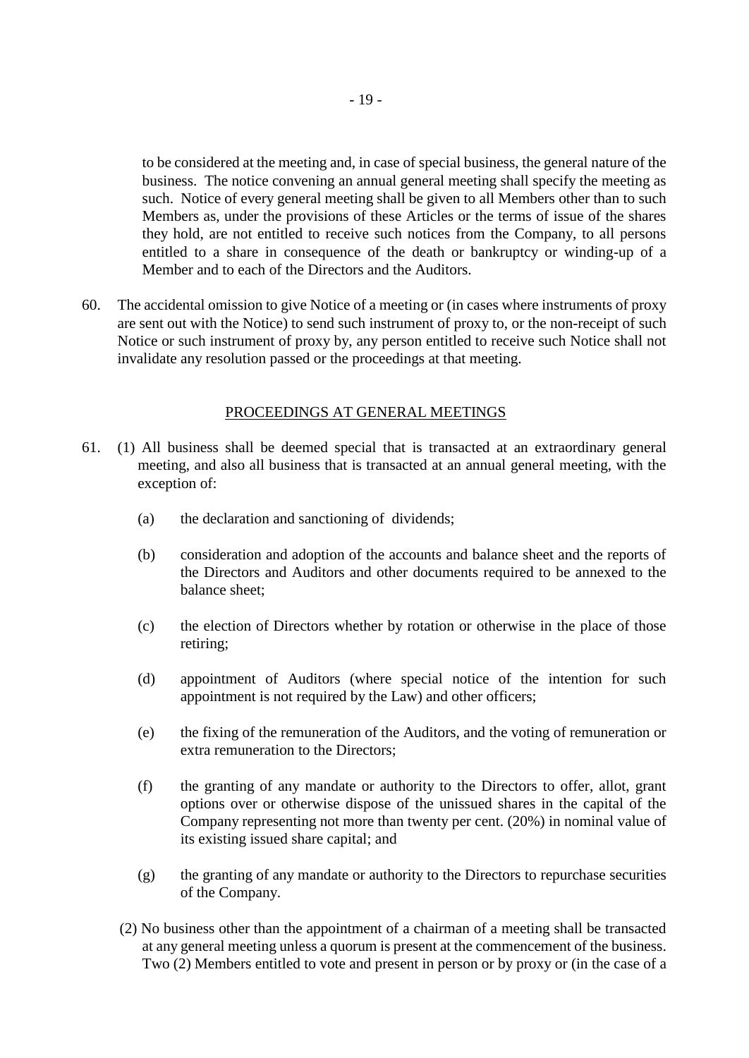to be considered at the meeting and, in case of special business, the general nature of the business. The notice convening an annual general meeting shall specify the meeting as such. Notice of every general meeting shall be given to all Members other than to such Members as, under the provisions of these Articles or the terms of issue of the shares they hold, are not entitled to receive such notices from the Company, to all persons entitled to a share in consequence of the death or bankruptcy or winding-up of a Member and to each of the Directors and the Auditors.

60. The accidental omission to give Notice of a meeting or (in cases where instruments of proxy are sent out with the Notice) to send such instrument of proxy to, or the non-receipt of such Notice or such instrument of proxy by, any person entitled to receive such Notice shall not invalidate any resolution passed or the proceedings at that meeting.

## PROCEEDINGS AT GENERAL MEETINGS

61. (1) All business shall be deemed special that is transacted at an extraordinary general meeting, and also all business that is transacted at an annual general meeting, with the exception of:

   (a) the declaration and sanctioning of dividends;

   (b) consideration and adoption of the accounts and balance sheet and the reports of the Directors and Auditors and other documents required to be annexed to the balance sheet;

   (c) the election of Directors whether by rotation or otherwise in the place of those retiring;

   (d) appointment of Auditors (where special notice of the intention for such appointment is not required by the Law) and other officers;

   (e) the fixing of the remuneration of the Auditors, and the voting of remuneration or extra remuneration to the Directors;

   (f) the granting of any mandate or authority to the Directors to offer, allot, grant options over or otherwise dispose of the unissued shares in the capital of the Company representing not more than twenty per cent. (20%) in nominal value of its existing issued share capital; and

   (g) the granting of any mandate or authority to the Directors to repurchase securities of the Company.

   (2) No business other than the appointment of a chairman of a meeting shall be transacted at any general meeting unless a quorum is present at the commencement of the business. Two (2) Members entitled to vote and present in person or by proxy or (in the case of a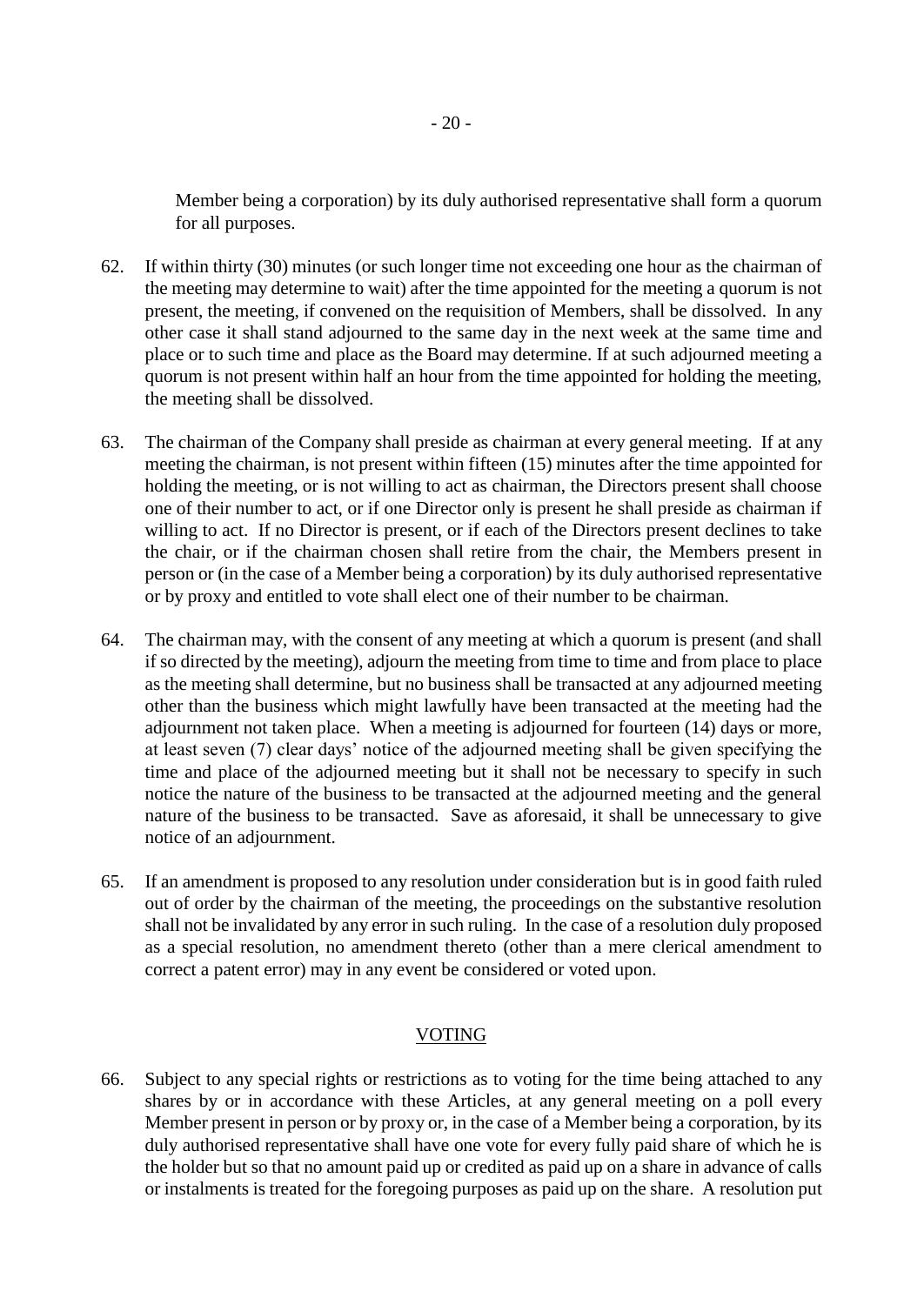Member being a corporation) by its duly authorised representative shall form a quorum for all purposes.

62. If within thirty (30) minutes (or such longer time not exceeding one hour as the chairman of the meeting may determine to wait) after the time appointed for the meeting a quorum is not present, the meeting, if convened on the requisition of Members, shall be dissolved. In any other case it shall stand adjourned to the same day in the next week at the same time and place or to such time and place as the Board may determine. If at such adjourned meeting a quorum is not present within half an hour from the time appointed for holding the meeting, the meeting shall be dissolved.

63. The chairman of the Company shall preside as chairman at every general meeting. If at any meeting the chairman, is not present within fifteen (15) minutes after the time appointed for holding the meeting, or is not willing to act as chairman, the Directors present shall choose one of their number to act, or if one Director only is present he shall preside as chairman if willing to act. If no Director is present, or if each of the Directors present declines to take the chair, or if the chairman chosen shall retire from the chair, the Members present in person or (in the case of a Member being a corporation) by its duly authorised representative or by proxy and entitled to vote shall elect one of their number to be chairman.

64. The chairman may, with the consent of any meeting at which a quorum is present (and shall if so directed by the meeting), adjourn the meeting from time to time and from place to place as the meeting shall determine, but no business shall be transacted at any adjourned meeting other than the business which might lawfully have been transacted at the meeting had the adjournment not taken place. When a meeting is adjourned for fourteen (14) days or more, at least seven (7) clear days' notice of the adjourned meeting shall be given specifying the time and place of the adjourned meeting but it shall not be necessary to specify in such notice the nature of the business to be transacted at the adjourned meeting and the general nature of the business to be transacted. Save as aforesaid, it shall be unnecessary to give notice of an adjournment.

65. If an amendment is proposed to any resolution under consideration but is in good faith ruled out of order by the chairman of the meeting, the proceedings on the substantive resolution shall not be invalidated by any error in such ruling. In the case of a resolution duly proposed as a special resolution, no amendment thereto (other than a mere clerical amendment to correct a patent error) may in any event be considered or voted upon.

## VOTING

66. Subject to any special rights or restrictions as to voting for the time being attached to any shares by or in accordance with these Articles, at any general meeting on a poll every Member present in person or by proxy or, in the case of a Member being a corporation, by its duly authorised representative shall have one vote for every fully paid share of which he is the holder but so that no amount paid up or credited as paid up on a share in advance of calls or instalments is treated for the foregoing purposes as paid up on the share. A resolution put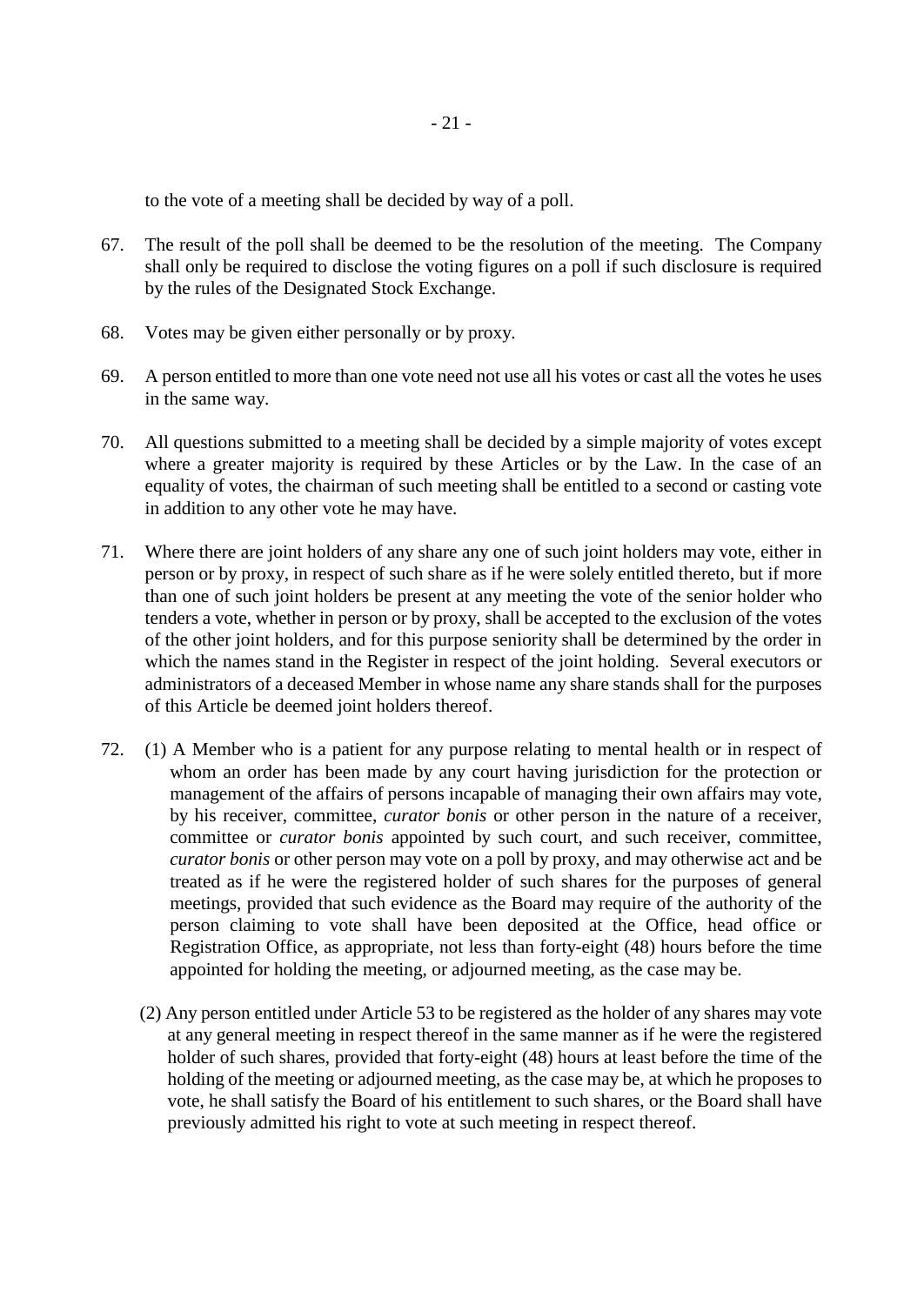to the vote of a meeting shall be decided by way of a poll.

67. The result of the poll shall be deemed to be the resolution of the meeting. The Company shall only be required to disclose the voting figures on a poll if such disclosure is required by the rules of the Designated Stock Exchange.

68. Votes may be given either personally or by proxy.

69. A person entitled to more than one vote need not use all his votes or cast all the votes he uses in the same way.

70. All questions submitted to a meeting shall be decided by a simple majority of votes except where a greater majority is required by these Articles or by the Law. In the case of an equality of votes, the chairman of such meeting shall be entitled to a second or casting vote in addition to any other vote he may have.

71. Where there are joint holders of any share any one of such joint holders may vote, either in person or by proxy, in respect of such share as if he were solely entitled thereto, but if more than one of such joint holders be present at any meeting the vote of the senior holder who tenders a vote, whether in person or by proxy, shall be accepted to the exclusion of the votes of the other joint holders, and for this purpose seniority shall be determined by the order in which the names stand in the Register in respect of the joint holding. Several executors or administrators of a deceased Member in whose name any share stands shall for the purposes of this Article be deemed joint holders thereof.

72. (1) A Member who is a patient for any purpose relating to mental health or in respect of whom an order has been made by any court having jurisdiction for the protection or management of the affairs of persons incapable of managing their own affairs may vote, by his receiver, committee, *curator bonis* or other person in the nature of a receiver, committee or *curator bonis* appointed by such court, and such receiver, committee, *curator bonis* or other person may vote on a poll by proxy, and may otherwise act and be treated as if he were the registered holder of such shares for the purposes of general meetings, provided that such evidence as the Board may require of the authority of the person claiming to vote shall have been deposited at the Office, head office or Registration Office, as appropriate, not less than forty-eight (48) hours before the time appointed for holding the meeting, or adjourned meeting, as the case may be.

(2) Any person entitled under Article 53 to be registered as the holder of any shares may vote at any general meeting in respect thereof in the same manner as if he were the registered holder of such shares, provided that forty-eight (48) hours at least before the time of the holding of the meeting or adjourned meeting, as the case may be, at which he proposes to vote, he shall satisfy the Board of his entitlement to such shares, or the Board shall have previously admitted his right to vote at such meeting in respect thereof.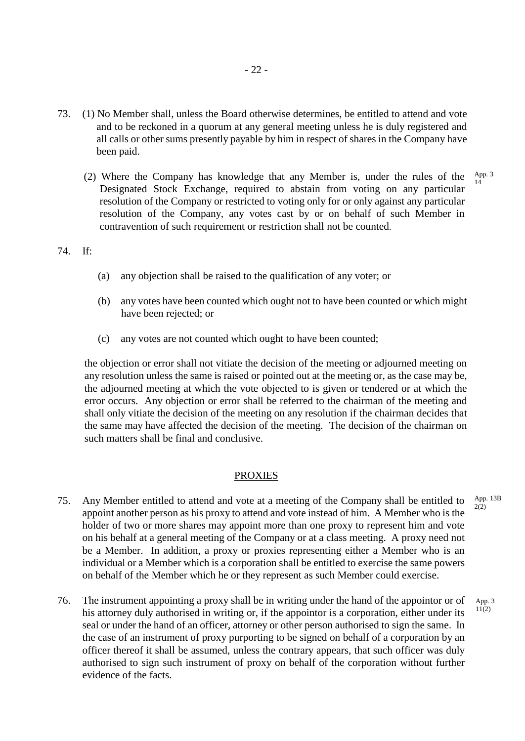73. (1) No Member shall, unless the Board otherwise determines, be entitled to attend and vote and to be reckoned in a quorum at any general meeting unless he is duly registered and all calls or other sums presently payable by him in respect of shares in the Company have been paid.

(2) Where the Company has knowledge that any Member is, under the rules of the Designated Stock Exchange, required to abstain from voting on any particular resolution of the Company or restricted to voting only for or only against any particular resolution of the Company, any votes cast by or on behalf of such Member in contravention of such requirement or restriction shall not be counted.

App. 3 14

74. If:

(a) any objection shall be raised to the qualification of any voter; or

(b) any votes have been counted which ought not to have been counted or which might have been rejected; or

(c) any votes are not counted which ought to have been counted;

the objection or error shall not vitiate the decision of the meeting or adjourned meeting on any resolution unless the same is raised or pointed out at the meeting or, as the case may be, the adjourned meeting at which the vote objected to is given or tendered or at which the error occurs. Any objection or error shall be referred to the chairman of the meeting and shall only vitiate the decision of the meeting on any resolution if the chairman decides that the same may have affected the decision of the meeting. The decision of the chairman on such matters shall be final and conclusive.

## PROXIES

75. Any Member entitled to attend and vote at a meeting of the Company shall be entitled to appoint another person as his proxy to attend and vote instead of him. A Member who is the holder of two or more shares may appoint more than one proxy to represent him and vote on his behalf at a general meeting of the Company or at a class meeting. A proxy need not be a Member. In addition, a proxy or proxies representing either a Member who is an individual or a Member which is a corporation shall be entitled to exercise the same powers on behalf of the Member which he or they represent as such Member could exercise.

App. 13B 2(2)

76. The instrument appointing a proxy shall be in writing under the hand of the appointor or of his attorney duly authorised in writing or, if the appointor is a corporation, either under its seal or under the hand of an officer, attorney or other person authorised to sign the same. In the case of an instrument of proxy purporting to be signed on behalf of a corporation by an officer thereof it shall be assumed, unless the contrary appears, that such officer was duly authorised to sign such instrument of proxy on behalf of the corporation without further evidence of the facts.

App. 3 11(2)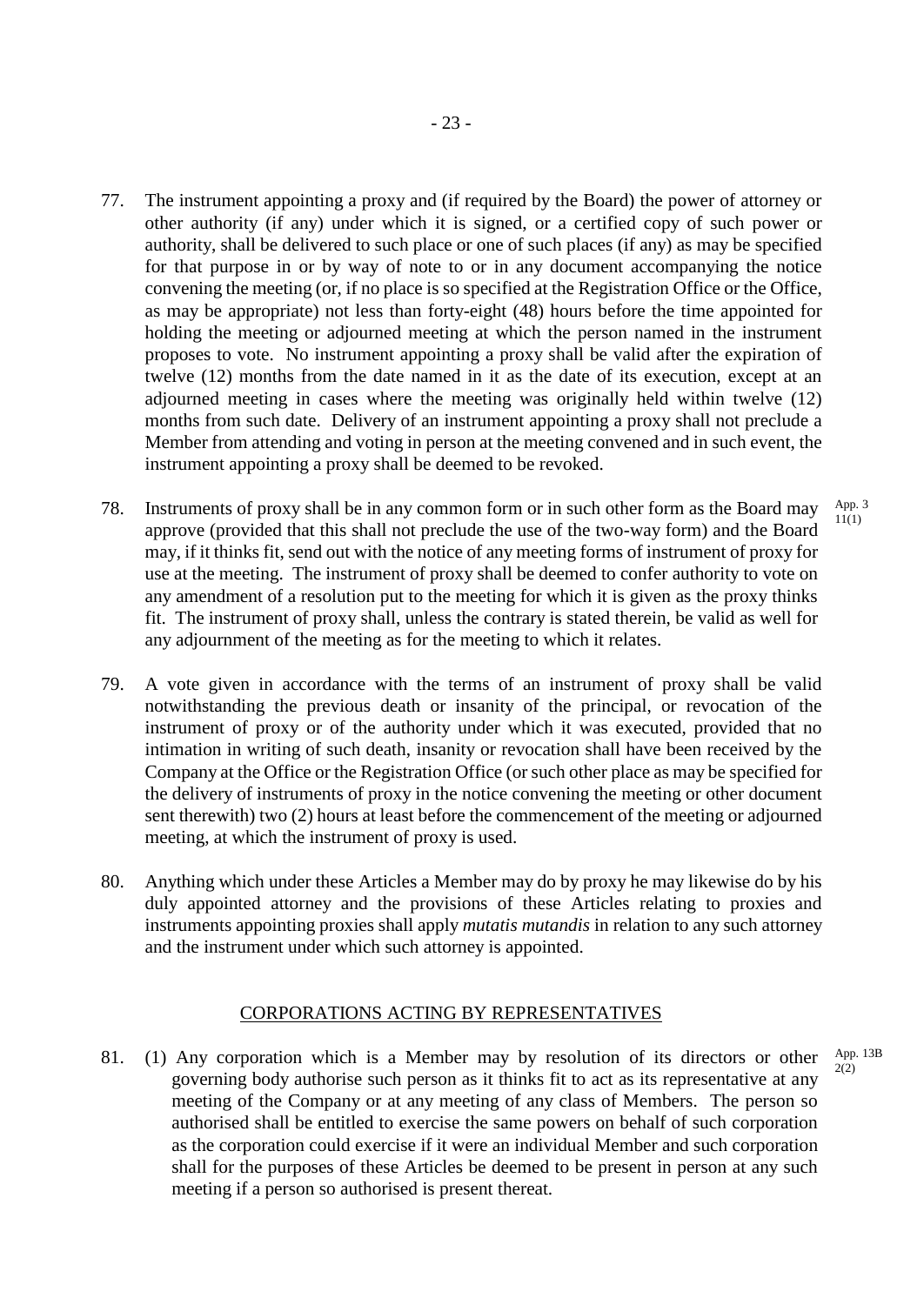77. The instrument appointing a proxy and (if required by the Board) the power of attorney or other authority (if any) under which it is signed, or a certified copy of such power or authority, shall be delivered to such place or one of such places (if any) as may be specified for that purpose in or by way of note to or in any document accompanying the notice convening the meeting (or, if no place is so specified at the Registration Office or the Office, as may be appropriate) not less than forty-eight (48) hours before the time appointed for holding the meeting or adjourned meeting at which the person named in the instrument proposes to vote. No instrument appointing a proxy shall be valid after the expiration of twelve (12) months from the date named in it as the date of its execution, except at an adjourned meeting in cases where the meeting was originally held within twelve (12) months from such date. Delivery of an instrument appointing a proxy shall not preclude a Member from attending and voting in person at the meeting convened and in such event, the instrument appointing a proxy shall be deemed to be revoked.

78. Instruments of proxy shall be in any common form or in such other form as the Board may approve (provided that this shall not preclude the use of the two-way form) and the Board may, if it thinks fit, send out with the notice of any meeting forms of instrument of proxy for use at the meeting. The instrument of proxy shall be deemed to confer authority to vote on any amendment of a resolution put to the meeting for which it is given as the proxy thinks fit. The instrument of proxy shall, unless the contrary is stated therein, be valid as well for any adjournment of the meeting as for the meeting to which it relates.

App. 3 11(1)

79. A vote given in accordance with the terms of an instrument of proxy shall be valid notwithstanding the previous death or insanity of the principal, or revocation of the instrument of proxy or of the authority under which it was executed, provided that no intimation in writing of such death, insanity or revocation shall have been received by the Company at the Office or the Registration Office (or such other place as may be specified for the delivery of instruments of proxy in the notice convening the meeting or other document sent therewith) two (2) hours at least before the commencement of the meeting or adjourned meeting, at which the instrument of proxy is used.

80. Anything which under these Articles a Member may do by proxy he may likewise do by his duly appointed attorney and the provisions of these Articles relating to proxies and instruments appointing proxies shall apply *mutatis mutandis* in relation to any such attorney and the instrument under which such attorney is appointed.

## CORPORATIONS ACTING BY REPRESENTATIVES

81. (1) Any corporation which is a Member may by resolution of its directors or other governing body authorise such person as it thinks fit to act as its representative at any meeting of the Company or at any meeting of any class of Members. The person so authorised shall be entitled to exercise the same powers on behalf of such corporation as the corporation could exercise if it were an individual Member and such corporation shall for the purposes of these Articles be deemed to be present in person at any such meeting if a person so authorised is present thereat.

App. 13B 2(2)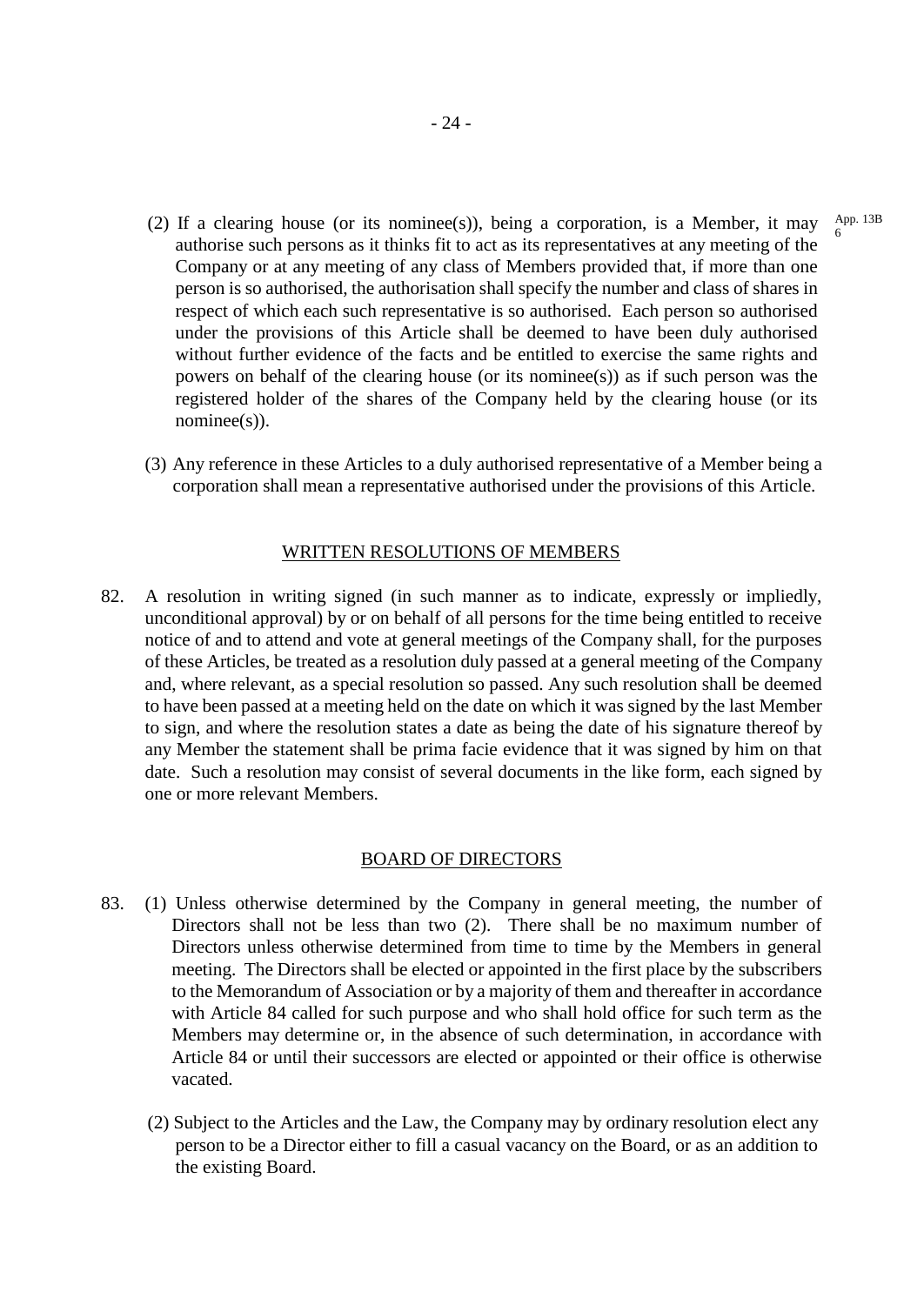(2) If a clearing house (or its nominee(s)), being a corporation, is a Member, it may authorise such persons as it thinks fit to act as its representatives at any meeting of the Company or at any meeting of any class of Members provided that, if more than one person is so authorised, the authorisation shall specify the number and class of shares in respect of which each such representative is so authorised. Each person so authorised under the provisions of this Article shall be deemed to have been duly authorised without further evidence of the facts and be entitled to exercise the same rights and powers on behalf of the clearing house (or its nominee(s)) as if such person was the registered holder of the shares of the Company held by the clearing house (or its nominee(s)). App. 13B 6

(3) Any reference in these Articles to a duly authorised representative of a Member being a corporation shall mean a representative authorised under the provisions of this Article.

## WRITTEN RESOLUTIONS OF MEMBERS

82. A resolution in writing signed (in such manner as to indicate, expressly or impliedly, unconditional approval) by or on behalf of all persons for the time being entitled to receive notice of and to attend and vote at general meetings of the Company shall, for the purposes of these Articles, be treated as a resolution duly passed at a general meeting of the Company and, where relevant, as a special resolution so passed. Any such resolution shall be deemed to have been passed at a meeting held on the date on which it was signed by the last Member to sign, and where the resolution states a date as being the date of his signature thereof by any Member the statement shall be prima facie evidence that it was signed by him on that date. Such a resolution may consist of several documents in the like form, each signed by one or more relevant Members.

## BOARD OF DIRECTORS

83. (1) Unless otherwise determined by the Company in general meeting, the number of Directors shall not be less than two (2). There shall be no maximum number of Directors unless otherwise determined from time to time by the Members in general meeting. The Directors shall be elected or appointed in the first place by the subscribers to the Memorandum of Association or by a majority of them and thereafter in accordance with Article 84 called for such purpose and who shall hold office for such term as the Members may determine or, in the absence of such determination, in accordance with Article 84 or until their successors are elected or appointed or their office is otherwise vacated.

(2) Subject to the Articles and the Law, the Company may by ordinary resolution elect any person to be a Director either to fill a casual vacancy on the Board, or as an addition to the existing Board.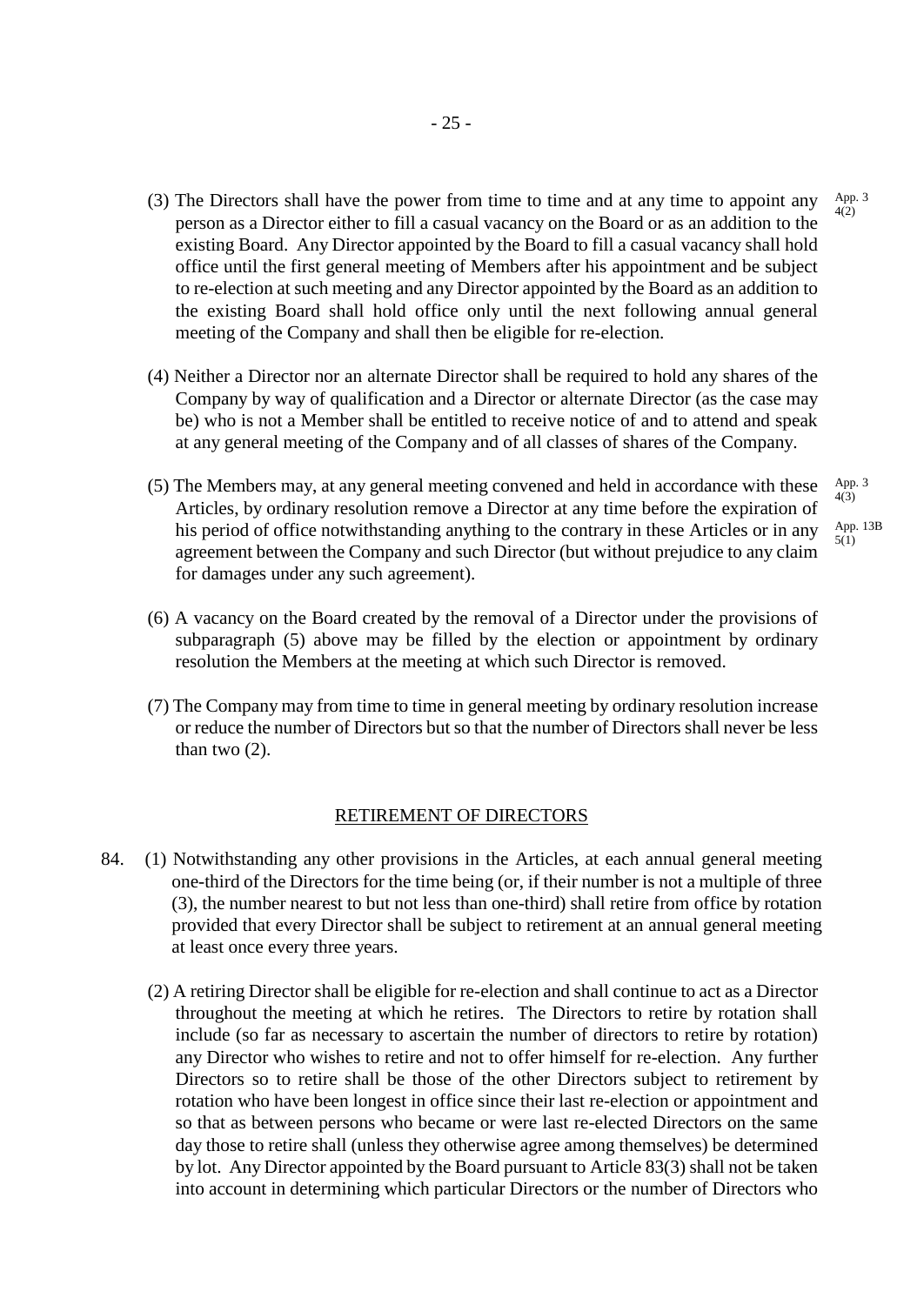(3) The Directors shall have the power from time to time and at any time to appoint any person as a Director either to fill a casual vacancy on the Board or as an addition to the existing Board. Any Director appointed by the Board to fill a casual vacancy shall hold office until the first general meeting of Members after his appointment and be subject to re-election at such meeting and any Director appointed by the Board as an addition to the existing Board shall hold office only until the next following annual general meeting of the Company and shall then be eligible for re-election.

App. 3 4(2)

(4) Neither a Director nor an alternate Director shall be required to hold any shares of the Company by way of qualification and a Director or alternate Director (as the case may be) who is not a Member shall be entitled to receive notice of and to attend and speak at any general meeting of the Company and of all classes of shares of the Company.

(5) The Members may, at any general meeting convened and held in accordance with these Articles, by ordinary resolution remove a Director at any time before the expiration of his period of office notwithstanding anything to the contrary in these Articles or in any agreement between the Company and such Director (but without prejudice to any claim for damages under any such agreement).

App. 3 4(3)

App. 13B 5(1)

(6) A vacancy on the Board created by the removal of a Director under the provisions of subparagraph (5) above may be filled by the election or appointment by ordinary resolution the Members at the meeting at which such Director is removed.

(7) The Company may from time to time in general meeting by ordinary resolution increase or reduce the number of Directors but so that the number of Directors shall never be less than two (2).

## RETIREMENT OF DIRECTORS

84. (1) Notwithstanding any other provisions in the Articles, at each annual general meeting one-third of the Directors for the time being (or, if their number is not a multiple of three (3), the number nearest to but not less than one-third) shall retire from office by rotation provided that every Director shall be subject to retirement at an annual general meeting at least once every three years.

(2) A retiring Director shall be eligible for re-election and shall continue to act as a Director throughout the meeting at which he retires. The Directors to retire by rotation shall include (so far as necessary to ascertain the number of directors to retire by rotation) any Director who wishes to retire and not to offer himself for re-election. Any further Directors so to retire shall be those of the other Directors subject to retirement by rotation who have been longest in office since their last re-election or appointment and so that as between persons who became or were last re-elected Directors on the same day those to retire shall (unless they otherwise agree among themselves) be determined by lot. Any Director appointed by the Board pursuant to Article 83(3) shall not be taken into account in determining which particular Directors or the number of Directors who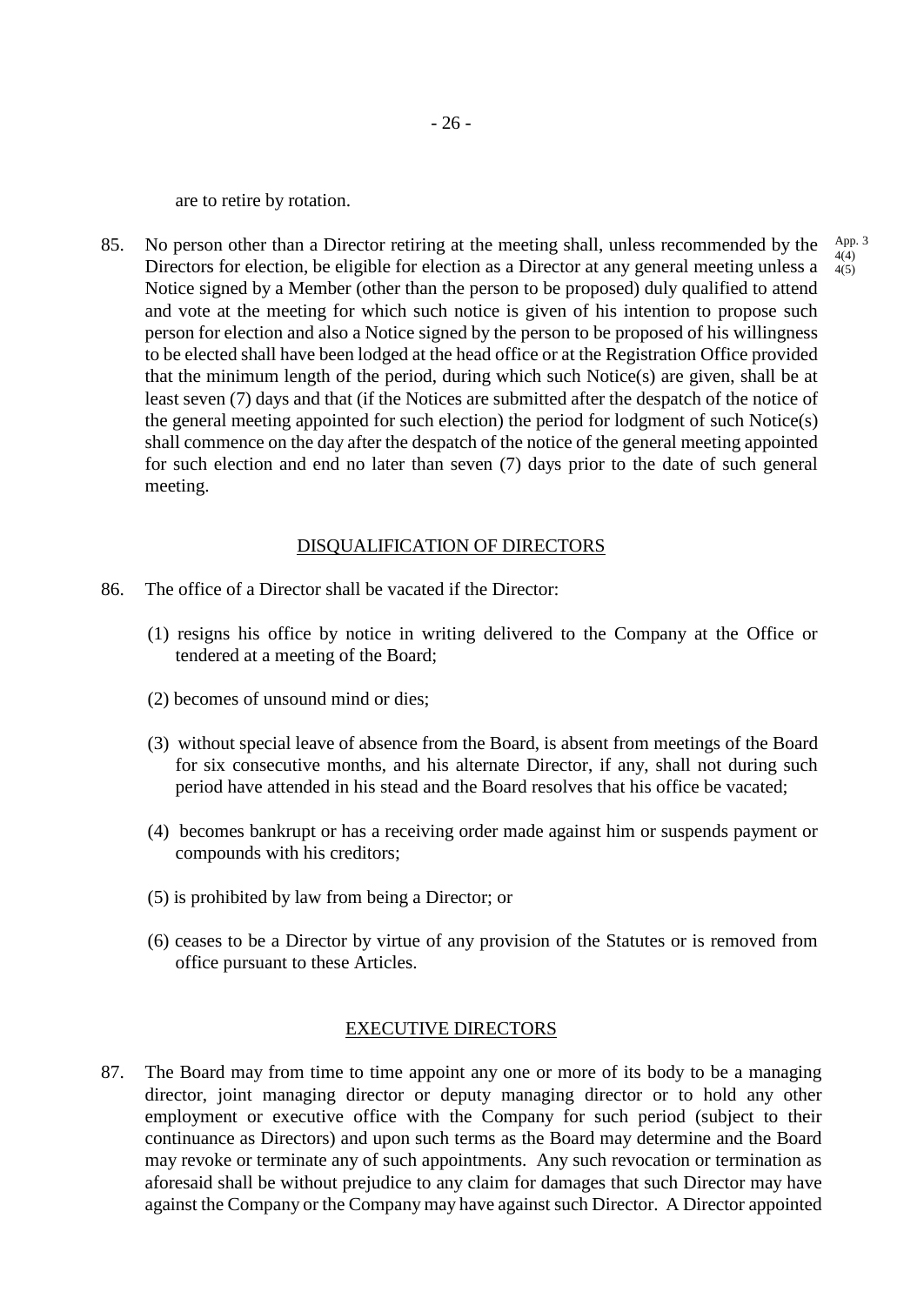are to retire by rotation.

85. No person other than a Director retiring at the meeting shall, unless recommended by the Directors for election, be eligible for election as a Director at any general meeting unless a Notice signed by a Member (other than the person to be proposed) duly qualified to attend and vote at the meeting for which such notice is given of his intention to propose such person for election and also a Notice signed by the person to be proposed of his willingness to be elected shall have been lodged at the head office or at the Registration Office provided that the minimum length of the period, during which such Notice(s) are given, shall be at least seven (7) days and that (if the Notices are submitted after the despatch of the notice of the general meeting appointed for such election) the period for lodgment of such Notice(s) shall commence on the day after the despatch of the notice of the general meeting appointed for such election and end no later than seven (7) days prior to the date of such general meeting.

App. 3 4(4) 4(5)

## DISQUALIFICATION OF DIRECTORS

86. The office of a Director shall be vacated if the Director:

(1) resigns his office by notice in writing delivered to the Company at the Office or tendered at a meeting of the Board;

(2) becomes of unsound mind or dies;

(3) without special leave of absence from the Board, is absent from meetings of the Board for six consecutive months, and his alternate Director, if any, shall not during such period have attended in his stead and the Board resolves that his office be vacated;

(4) becomes bankrupt or has a receiving order made against him or suspends payment or compounds with his creditors;

(5) is prohibited by law from being a Director; or

(6) ceases to be a Director by virtue of any provision of the Statutes or is removed from office pursuant to these Articles.

## EXECUTIVE DIRECTORS

87. The Board may from time to time appoint any one or more of its body to be a managing director, joint managing director or deputy managing director or to hold any other employment or executive office with the Company for such period (subject to their continuance as Directors) and upon such terms as the Board may determine and the Board may revoke or terminate any of such appointments. Any such revocation or termination as aforesaid shall be without prejudice to any claim for damages that such Director may have against the Company or the Company may have against such Director. A Director appointed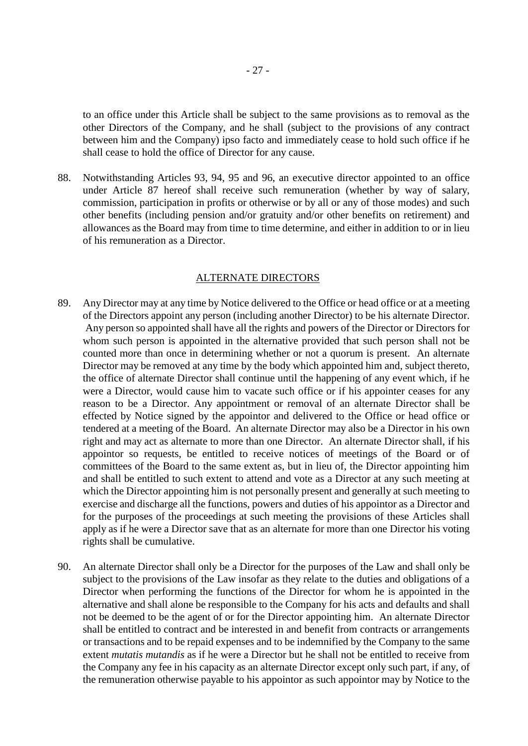to an office under this Article shall be subject to the same provisions as to removal as the other Directors of the Company, and he shall (subject to the provisions of any contract between him and the Company) ipso facto and immediately cease to hold such office if he shall cease to hold the office of Director for any cause.

88. Notwithstanding Articles 93, 94, 95 and 96, an executive director appointed to an office under Article 87 hereof shall receive such remuneration (whether by way of salary, commission, participation in profits or otherwise or by all or any of those modes) and such other benefits (including pension and/or gratuity and/or other benefits on retirement) and allowances as the Board may from time to time determine, and either in addition to or in lieu of his remuneration as a Director.

## ALTERNATE DIRECTORS

89. Any Director may at any time by Notice delivered to the Office or head office or at a meeting of the Directors appoint any person (including another Director) to be his alternate Director. Any person so appointed shall have all the rights and powers of the Director or Directors for whom such person is appointed in the alternative provided that such person shall not be counted more than once in determining whether or not a quorum is present. An alternate Director may be removed at any time by the body which appointed him and, subject thereto, the office of alternate Director shall continue until the happening of any event which, if he were a Director, would cause him to vacate such office or if his appointer ceases for any reason to be a Director. Any appointment or removal of an alternate Director shall be effected by Notice signed by the appointor and delivered to the Office or head office or tendered at a meeting of the Board. An alternate Director may also be a Director in his own right and may act as alternate to more than one Director. An alternate Director shall, if his appointor so requests, be entitled to receive notices of meetings of the Board or of committees of the Board to the same extent as, but in lieu of, the Director appointing him and shall be entitled to such extent to attend and vote as a Director at any such meeting at which the Director appointing him is not personally present and generally at such meeting to exercise and discharge all the functions, powers and duties of his appointor as a Director and for the purposes of the proceedings at such meeting the provisions of these Articles shall apply as if he were a Director save that as an alternate for more than one Director his voting rights shall be cumulative.

90. An alternate Director shall only be a Director for the purposes of the Law and shall only be subject to the provisions of the Law insofar as they relate to the duties and obligations of a Director when performing the functions of the Director for whom he is appointed in the alternative and shall alone be responsible to the Company for his acts and defaults and shall not be deemed to be the agent of or for the Director appointing him. An alternate Director shall be entitled to contract and be interested in and benefit from contracts or arrangements or transactions and to be repaid expenses and to be indemnified by the Company to the same extent *mutatis mutandis* as if he were a Director but he shall not be entitled to receive from the Company any fee in his capacity as an alternate Director except only such part, if any, of the remuneration otherwise payable to his appointor as such appointor may by Notice to the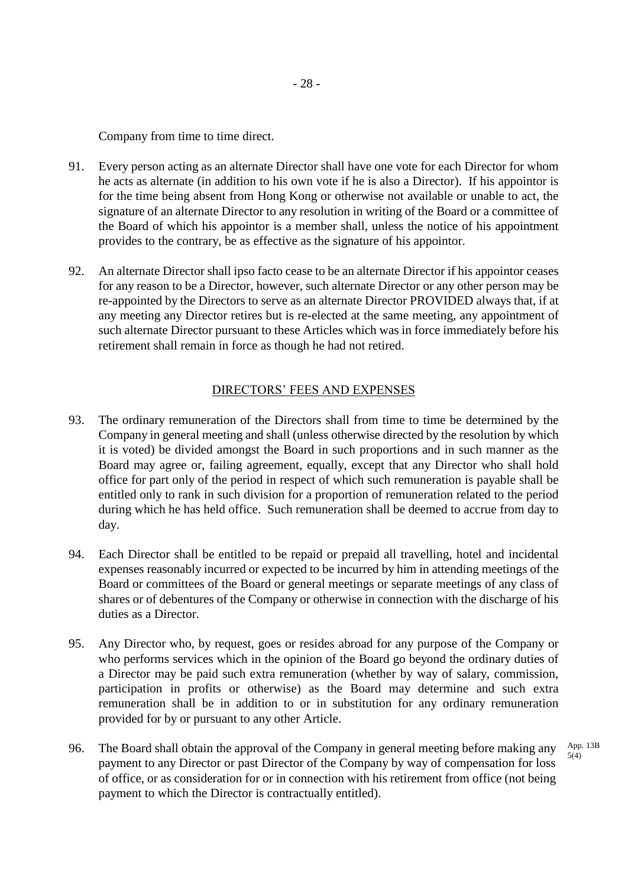Company from time to time direct.

91. Every person acting as an alternate Director shall have one vote for each Director for whom he acts as alternate (in addition to his own vote if he is also a Director). If his appointor is for the time being absent from Hong Kong or otherwise not available or unable to act, the signature of an alternate Director to any resolution in writing of the Board or a committee of the Board of which his appointor is a member shall, unless the notice of his appointment provides to the contrary, be as effective as the signature of his appointor.

92. An alternate Director shall ipso facto cease to be an alternate Director if his appointor ceases for any reason to be a Director, however, such alternate Director or any other person may be re-appointed by the Directors to serve as an alternate Director PROVIDED always that, if at any meeting any Director retires but is re-elected at the same meeting, any appointment of such alternate Director pursuant to these Articles which was in force immediately before his retirement shall remain in force as though he had not retired.

## DIRECTORS' FEES AND EXPENSES

93. The ordinary remuneration of the Directors shall from time to time be determined by the Company in general meeting and shall (unless otherwise directed by the resolution by which it is voted) be divided amongst the Board in such proportions and in such manner as the Board may agree or, failing agreement, equally, except that any Director who shall hold office for part only of the period in respect of which such remuneration is payable shall be entitled only to rank in such division for a proportion of remuneration related to the period during which he has held office. Such remuneration shall be deemed to accrue from day to day.

94. Each Director shall be entitled to be repaid or prepaid all travelling, hotel and incidental expenses reasonably incurred or expected to be incurred by him in attending meetings of the Board or committees of the Board or general meetings or separate meetings of any class of shares or of debentures of the Company or otherwise in connection with the discharge of his duties as a Director.

95. Any Director who, by request, goes or resides abroad for any purpose of the Company or who performs services which in the opinion of the Board go beyond the ordinary duties of a Director may be paid such extra remuneration (whether by way of salary, commission, participation in profits or otherwise) as the Board may determine and such extra remuneration shall be in addition to or in substitution for any ordinary remuneration provided for by or pursuant to any other Article.

96. The Board shall obtain the approval of the Company in general meeting before making any payment to any Director or past Director of the Company by way of compensation for loss of office, or as consideration for or in connection with his retirement from office (not being payment to which the Director is contractually entitled). App. 13B 5(4)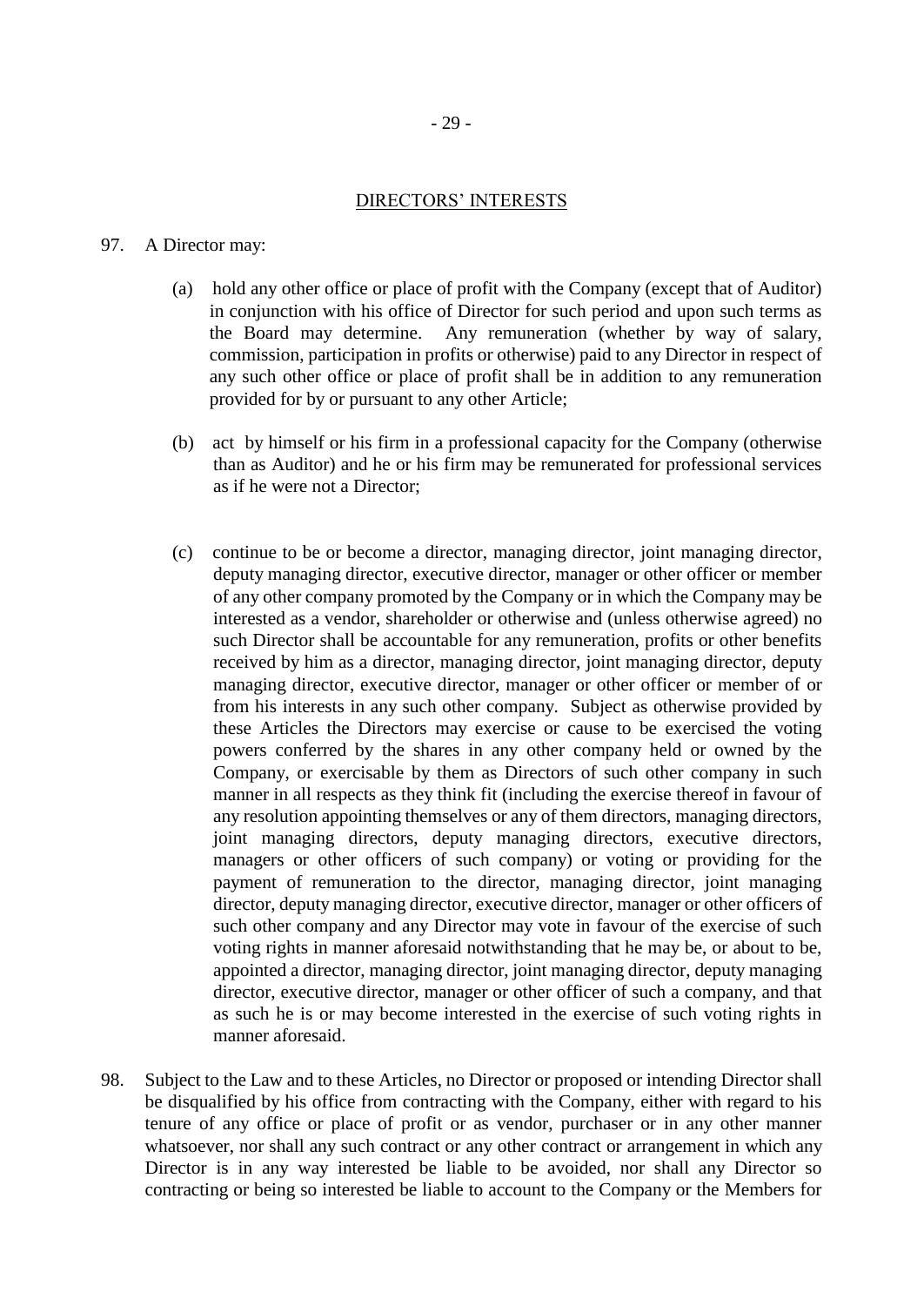## DIRECTORS' INTERESTS

97. A Director may:

    (a) hold any other office or place of profit with the Company (except that of Auditor) in conjunction with his office of Director for such period and upon such terms as the Board may determine. Any remuneration (whether by way of salary, commission, participation in profits or otherwise) paid to any Director in respect of any such other office or place of profit shall be in addition to any remuneration provided for by or pursuant to any other Article;

    (b) act by himself or his firm in a professional capacity for the Company (otherwise than as Auditor) and he or his firm may be remunerated for professional services as if he were not a Director;

    (c) continue to be or become a director, managing director, joint managing director, deputy managing director, executive director, manager or other officer or member of any other company promoted by the Company or in which the Company may be interested as a vendor, shareholder or otherwise and (unless otherwise agreed) no such Director shall be accountable for any remuneration, profits or other benefits received by him as a director, managing director, joint managing director, deputy managing director, executive director, manager or other officer or member of or from his interests in any such other company. Subject as otherwise provided by these Articles the Directors may exercise or cause to be exercised the voting powers conferred by the shares in any other company held or owned by the Company, or exercisable by them as Directors of such other company in such manner in all respects as they think fit (including the exercise thereof in favour of any resolution appointing themselves or any of them directors, managing directors, joint managing directors, deputy managing directors, executive directors, managers or other officers of such company) or voting or providing for the payment of remuneration to the director, managing director, joint managing director, deputy managing director, executive director, manager or other officers of such other company and any Director may vote in favour of the exercise of such voting rights in manner aforesaid notwithstanding that he may be, or about to be, appointed a director, managing director, joint managing director, deputy managing director, executive director, manager or other officer of such a company, and that as such he is or may become interested in the exercise of such voting rights in manner aforesaid.

98. Subject to the Law and to these Articles, no Director or proposed or intending Director shall be disqualified by his office from contracting with the Company, either with regard to his tenure of any office or place of profit or as vendor, purchaser or in any other manner whatsoever, nor shall any such contract or any other contract or arrangement in which any Director is in any way interested be liable to be avoided, nor shall any Director so contracting or being so interested be liable to account to the Company or the Members for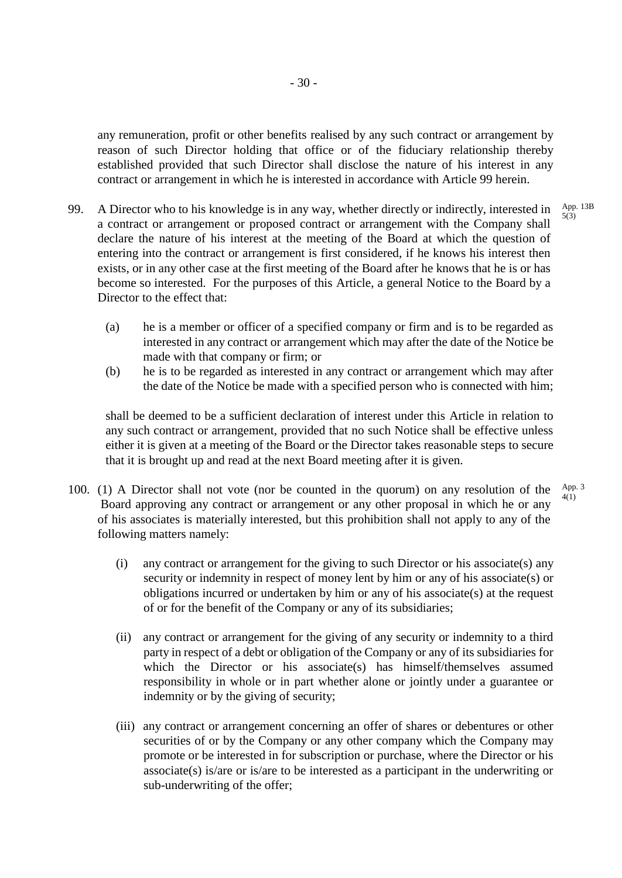any remuneration, profit or other benefits realised by any such contract or arrangement by reason of such Director holding that office or of the fiduciary relationship thereby established provided that such Director shall disclose the nature of his interest in any contract or arrangement in which he is interested in accordance with Article 99 herein.

99. A Director who to his knowledge is in any way, whether directly or indirectly, interested in a contract or arrangement or proposed contract or arrangement with the Company shall declare the nature of his interest at the meeting of the Board at which the question of entering into the contract or arrangement is first considered, if he knows his interest then exists, or in any other case at the first meeting of the Board after he knows that he is or has become so interested. For the purposes of this Article, a general Notice to the Board by a Director to the effect that:

App. 13B 5(3)

(a) he is a member or officer of a specified company or firm and is to be regarded as interested in any contract or arrangement which may after the date of the Notice be made with that company or firm; or

(b) he is to be regarded as interested in any contract or arrangement which may after the date of the Notice be made with a specified person who is connected with him;

shall be deemed to be a sufficient declaration of interest under this Article in relation to any such contract or arrangement, provided that no such Notice shall be effective unless either it is given at a meeting of the Board or the Director takes reasonable steps to secure that it is brought up and read at the next Board meeting after it is given.

100. (1) A Director shall not vote (nor be counted in the quorum) on any resolution of the Board approving any contract or arrangement or any other proposal in which he or any of his associates is materially interested, but this prohibition shall not apply to any of the following matters namely:

App. 3 4(1)

(i) any contract or arrangement for the giving to such Director or his associate(s) any security or indemnity in respect of money lent by him or any of his associate(s) or obligations incurred or undertaken by him or any of his associate(s) at the request of or for the benefit of the Company or any of its subsidiaries;

(ii) any contract or arrangement for the giving of any security or indemnity to a third party in respect of a debt or obligation of the Company or any of its subsidiaries for which the Director or his associate(s) has himself/themselves assumed responsibility in whole or in part whether alone or jointly under a guarantee or indemnity or by the giving of security;

(iii) any contract or arrangement concerning an offer of shares or debentures or other securities of or by the Company or any other company which the Company may promote or be interested in for subscription or purchase, where the Director or his associate(s) is/are or is/are to be interested as a participant in the underwriting or sub-underwriting of the offer;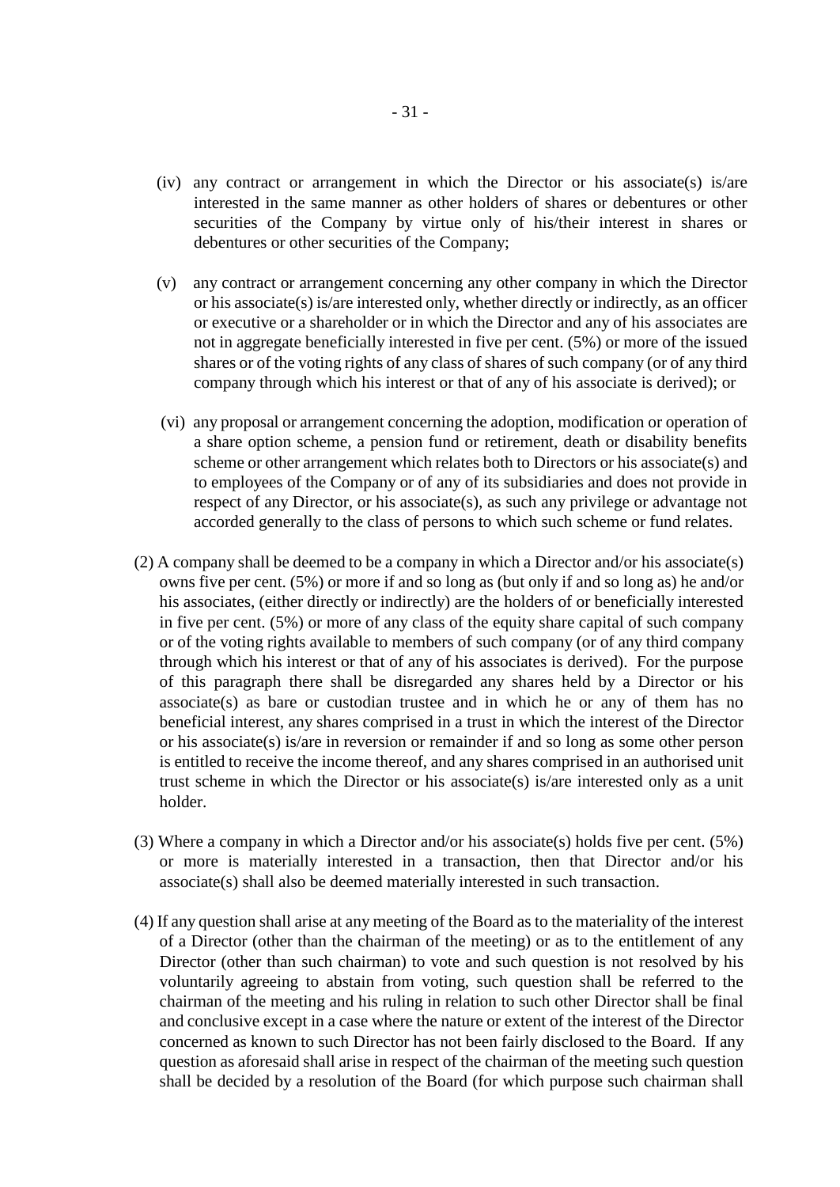(iv) any contract or arrangement in which the Director or his associate(s) is/are interested in the same manner as other holders of shares or debentures or other securities of the Company by virtue only of his/their interest in shares or debentures or other securities of the Company;

(v) any contract or arrangement concerning any other company in which the Director or his associate(s) is/are interested only, whether directly or indirectly, as an officer or executive or a shareholder or in which the Director and any of his associates are not in aggregate beneficially interested in five per cent. (5%) or more of the issued shares or of the voting rights of any class of shares of such company (or of any third company through which his interest or that of any of his associate is derived); or

(vi) any proposal or arrangement concerning the adoption, modification or operation of a share option scheme, a pension fund or retirement, death or disability benefits scheme or other arrangement which relates both to Directors or his associate(s) and to employees of the Company or of any of its subsidiaries and does not provide in respect of any Director, or his associate(s), as such any privilege or advantage not accorded generally to the class of persons to which such scheme or fund relates.

(2) A company shall be deemed to be a company in which a Director and/or his associate(s) owns five per cent. (5%) or more if and so long as (but only if and so long as) he and/or his associates, (either directly or indirectly) are the holders of or beneficially interested in five per cent. (5%) or more of any class of the equity share capital of such company or of the voting rights available to members of such company (or of any third company through which his interest or that of any of his associates is derived). For the purpose of this paragraph there shall be disregarded any shares held by a Director or his associate(s) as bare or custodian trustee and in which he or any of them has no beneficial interest, any shares comprised in a trust in which the interest of the Director or his associate(s) is/are in reversion or remainder if and so long as some other person is entitled to receive the income thereof, and any shares comprised in an authorised unit trust scheme in which the Director or his associate(s) is/are interested only as a unit holder.

(3) Where a company in which a Director and/or his associate(s) holds five per cent. (5%) or more is materially interested in a transaction, then that Director and/or his associate(s) shall also be deemed materially interested in such transaction.

(4) If any question shall arise at any meeting of the Board as to the materiality of the interest of a Director (other than the chairman of the meeting) or as to the entitlement of any Director (other than such chairman) to vote and such question is not resolved by his voluntarily agreeing to abstain from voting, such question shall be referred to the chairman of the meeting and his ruling in relation to such other Director shall be final and conclusive except in a case where the nature or extent of the interest of the Director concerned as known to such Director has not been fairly disclosed to the Board. If any question as aforesaid shall arise in respect of the chairman of the meeting such question shall be decided by a resolution of the Board (for which purpose such chairman shall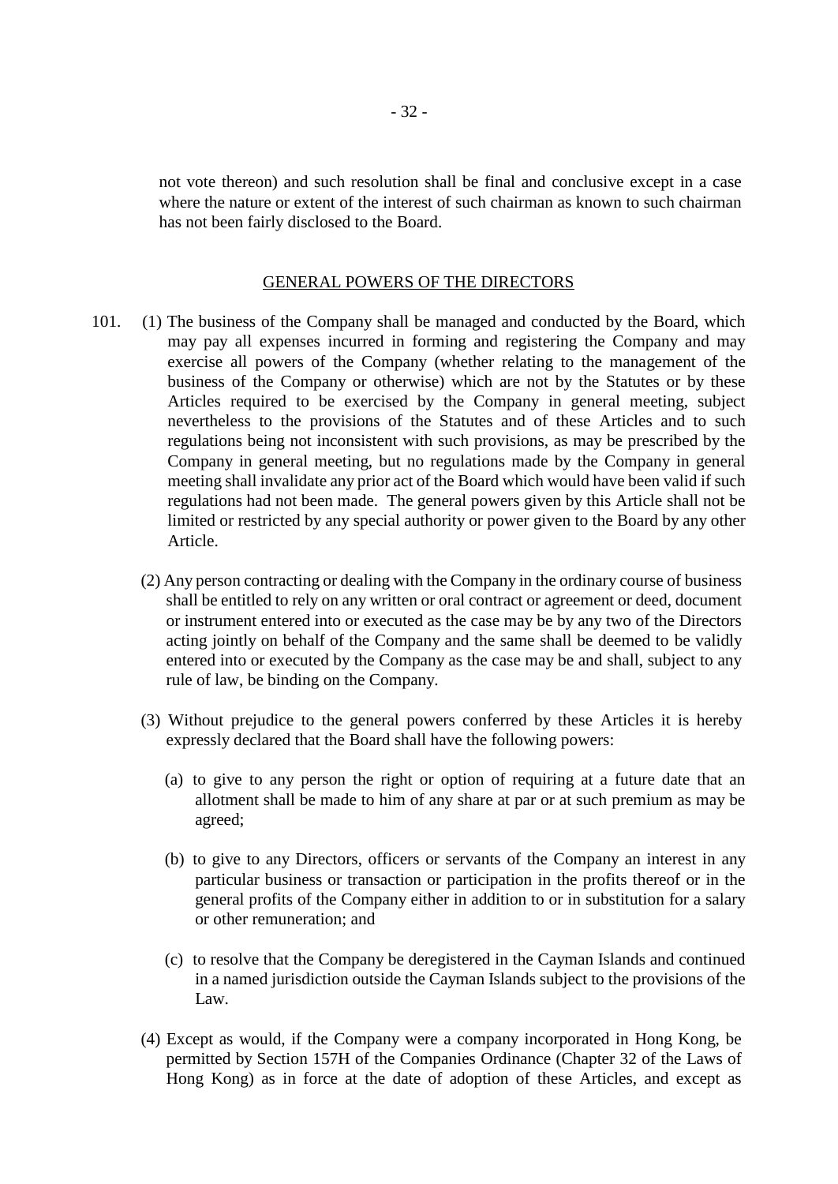not vote thereon) and such resolution shall be final and conclusive except in a case where the nature or extent of the interest of such chairman as known to such chairman has not been fairly disclosed to the Board.

## GENERAL POWERS OF THE DIRECTORS

101. (1) The business of the Company shall be managed and conducted by the Board, which may pay all expenses incurred in forming and registering the Company and may exercise all powers of the Company (whether relating to the management of the business of the Company or otherwise) which are not by the Statutes or by these Articles required to be exercised by the Company in general meeting, subject nevertheless to the provisions of the Statutes and of these Articles and to such regulations being not inconsistent with such provisions, as may be prescribed by the Company in general meeting, but no regulations made by the Company in general meeting shall invalidate any prior act of the Board which would have been valid if such regulations had not been made. The general powers given by this Article shall not be limited or restricted by any special authority or power given to the Board by any other Article.

(2) Any person contracting or dealing with the Company in the ordinary course of business shall be entitled to rely on any written or oral contract or agreement or deed, document or instrument entered into or executed as the case may be by any two of the Directors acting jointly on behalf of the Company and the same shall be deemed to be validly entered into or executed by the Company as the case may be and shall, subject to any rule of law, be binding on the Company.

(3) Without prejudice to the general powers conferred by these Articles it is hereby expressly declared that the Board shall have the following powers:

(a) to give to any person the right or option of requiring at a future date that an allotment shall be made to him of any share at par or at such premium as may be agreed;

(b) to give to any Directors, officers or servants of the Company an interest in any particular business or transaction or participation in the profits thereof or in the general profits of the Company either in addition to or in substitution for a salary or other remuneration; and

(c) to resolve that the Company be deregistered in the Cayman Islands and continued in a named jurisdiction outside the Cayman Islands subject to the provisions of the Law.

(4) Except as would, if the Company were a company incorporated in Hong Kong, be permitted by Section 157H of the Companies Ordinance (Chapter 32 of the Laws of Hong Kong) as in force at the date of adoption of these Articles, and except as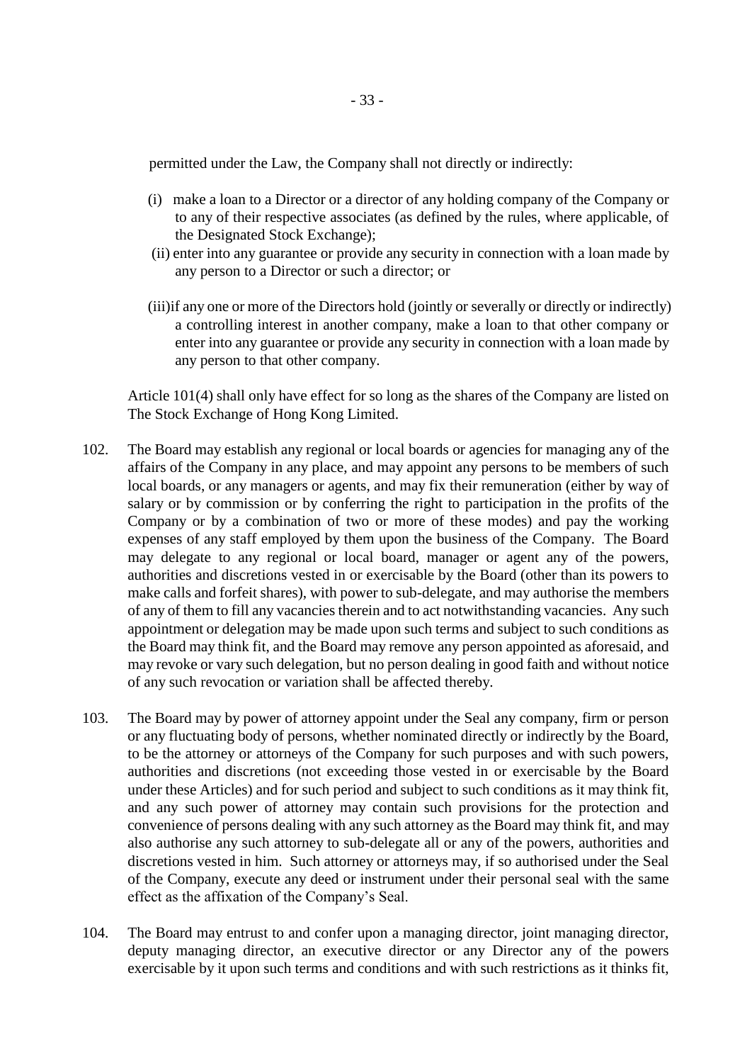permitted under the Law, the Company shall not directly or indirectly:

(i) make a loan to a Director or a director of any holding company of the Company or to any of their respective associates (as defined by the rules, where applicable, of the Designated Stock Exchange);

(ii) enter into any guarantee or provide any security in connection with a loan made by any person to a Director or such a director; or

(iii) if any one or more of the Directors hold (jointly or severally or directly or indirectly) a controlling interest in another company, make a loan to that other company or enter into any guarantee or provide any security in connection with a loan made by any person to that other company.

Article 101(4) shall only have effect for so long as the shares of the Company are listed on The Stock Exchange of Hong Kong Limited.

102. The Board may establish any regional or local boards or agencies for managing any of the affairs of the Company in any place, and may appoint any persons to be members of such local boards, or any managers or agents, and may fix their remuneration (either by way of salary or by commission or by conferring the right to participation in the profits of the Company or by a combination of two or more of these modes) and pay the working expenses of any staff employed by them upon the business of the Company. The Board may delegate to any regional or local board, manager or agent any of the powers, authorities and discretions vested in or exercisable by the Board (other than its powers to make calls and forfeit shares), with power to sub-delegate, and may authorise the members of any of them to fill any vacancies therein and to act notwithstanding vacancies. Any such appointment or delegation may be made upon such terms and subject to such conditions as the Board may think fit, and the Board may remove any person appointed as aforesaid, and may revoke or vary such delegation, but no person dealing in good faith and without notice of any such revocation or variation shall be affected thereby.

103. The Board may by power of attorney appoint under the Seal any company, firm or person or any fluctuating body of persons, whether nominated directly or indirectly by the Board, to be the attorney or attorneys of the Company for such purposes and with such powers, authorities and discretions (not exceeding those vested in or exercisable by the Board under these Articles) and for such period and subject to such conditions as it may think fit, and any such power of attorney may contain such provisions for the protection and convenience of persons dealing with any such attorney as the Board may think fit, and may also authorise any such attorney to sub-delegate all or any of the powers, authorities and discretions vested in him. Such attorney or attorneys may, if so authorised under the Seal of the Company, execute any deed or instrument under their personal seal with the same effect as the affixation of the Company's Seal.

104. The Board may entrust to and confer upon a managing director, joint managing director, deputy managing director, an executive director or any Director any of the powers exercisable by it upon such terms and conditions and with such restrictions as it thinks fit,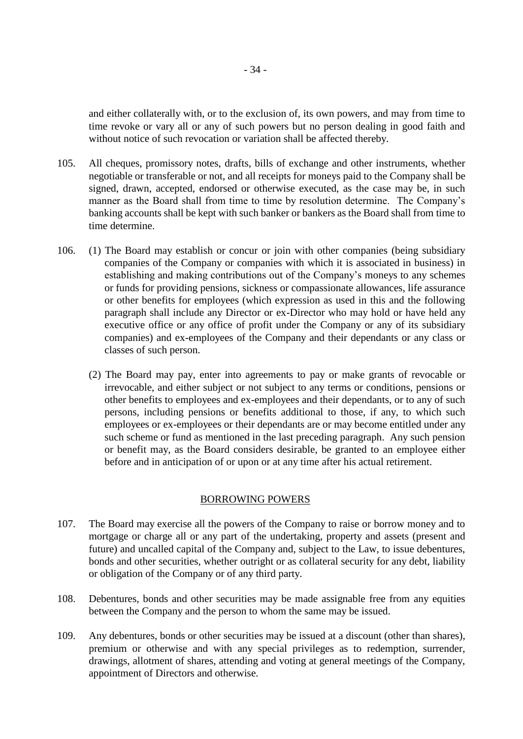and either collaterally with, or to the exclusion of, its own powers, and may from time to time revoke or vary all or any of such powers but no person dealing in good faith and without notice of such revocation or variation shall be affected thereby.

105. All cheques, promissory notes, drafts, bills of exchange and other instruments, whether negotiable or transferable or not, and all receipts for moneys paid to the Company shall be signed, drawn, accepted, endorsed or otherwise executed, as the case may be, in such manner as the Board shall from time to time by resolution determine. The Company's banking accounts shall be kept with such banker or bankers as the Board shall from time to time determine.

106. (1) The Board may establish or concur or join with other companies (being subsidiary companies of the Company or companies with which it is associated in business) in establishing and making contributions out of the Company's moneys to any schemes or funds for providing pensions, sickness or compassionate allowances, life assurance or other benefits for employees (which expression as used in this and the following paragraph shall include any Director or ex-Director who may hold or have held any executive office or any office of profit under the Company or any of its subsidiary companies) and ex-employees of the Company and their dependants or any class or classes of such person.

(2) The Board may pay, enter into agreements to pay or make grants of revocable or irrevocable, and either subject or not subject to any terms or conditions, pensions or other benefits to employees and ex-employees and their dependants, or to any of such persons, including pensions or benefits additional to those, if any, to which such employees or ex-employees or their dependants are or may become entitled under any such scheme or fund as mentioned in the last preceding paragraph. Any such pension or benefit may, as the Board considers desirable, be granted to an employee either before and in anticipation of or upon or at any time after his actual retirement.

## BORROWING POWERS

107. The Board may exercise all the powers of the Company to raise or borrow money and to mortgage or charge all or any part of the undertaking, property and assets (present and future) and uncalled capital of the Company and, subject to the Law, to issue debentures, bonds and other securities, whether outright or as collateral security for any debt, liability or obligation of the Company or of any third party.

108. Debentures, bonds and other securities may be made assignable free from any equities between the Company and the person to whom the same may be issued.

109. Any debentures, bonds or other securities may be issued at a discount (other than shares), premium or otherwise and with any special privileges as to redemption, surrender, drawings, allotment of shares, attending and voting at general meetings of the Company, appointment of Directors and otherwise.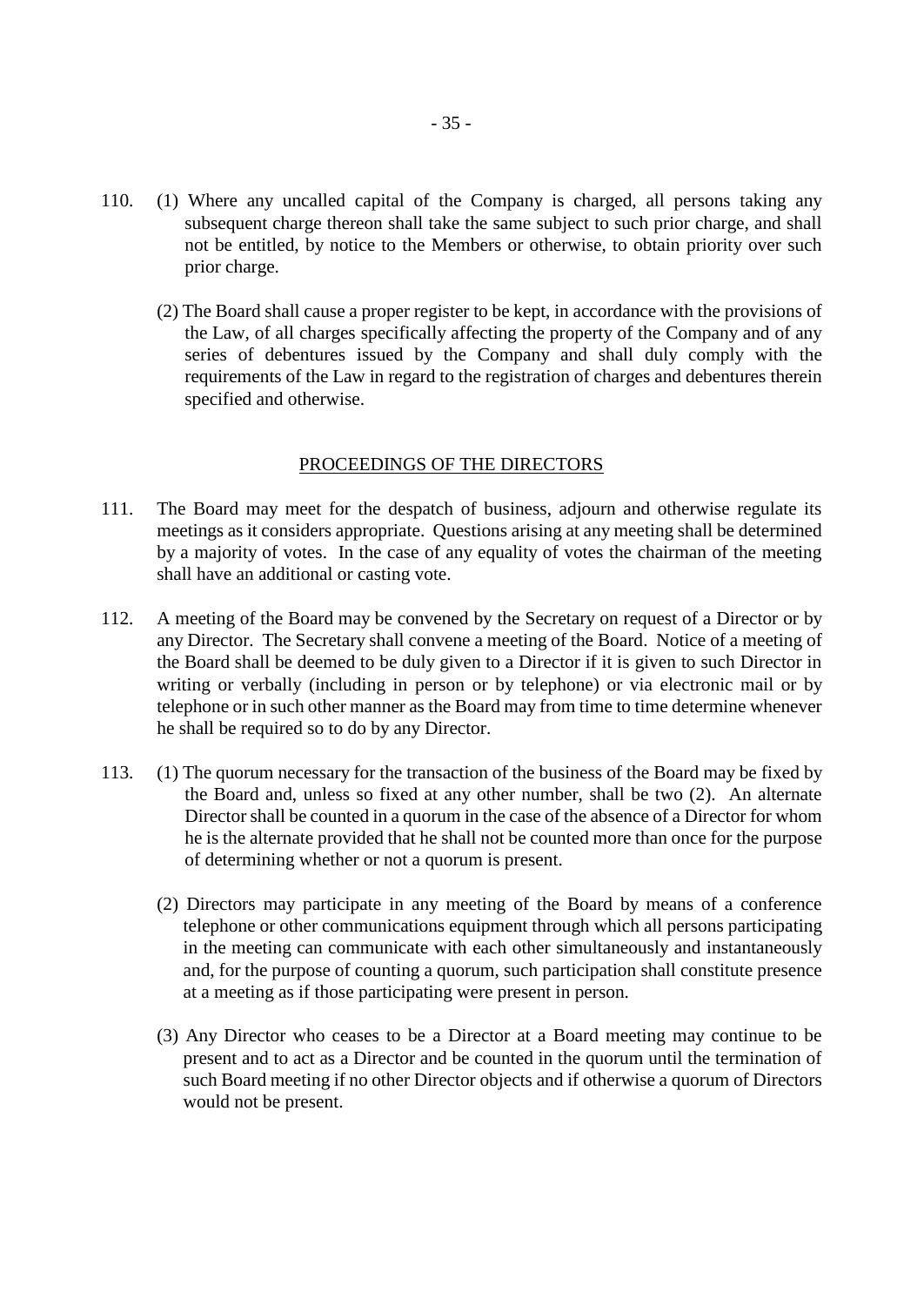110. (1) Where any uncalled capital of the Company is charged, all persons taking any subsequent charge thereon shall take the same subject to such prior charge, and shall not be entitled, by notice to the Members or otherwise, to obtain priority over such prior charge.

(2) The Board shall cause a proper register to be kept, in accordance with the provisions of the Law, of all charges specifically affecting the property of the Company and of any series of debentures issued by the Company and shall duly comply with the requirements of the Law in regard to the registration of charges and debentures therein specified and otherwise.

## PROCEEDINGS OF THE DIRECTORS

111. The Board may meet for the despatch of business, adjourn and otherwise regulate its meetings as it considers appropriate. Questions arising at any meeting shall be determined by a majority of votes. In the case of any equality of votes the chairman of the meeting shall have an additional or casting vote.

112. A meeting of the Board may be convened by the Secretary on request of a Director or by any Director. The Secretary shall convene a meeting of the Board. Notice of a meeting of the Board shall be deemed to be duly given to a Director if it is given to such Director in writing or verbally (including in person or by telephone) or via electronic mail or by telephone or in such other manner as the Board may from time to time determine whenever he shall be required so to do by any Director.

113. (1) The quorum necessary for the transaction of the business of the Board may be fixed by the Board and, unless so fixed at any other number, shall be two (2). An alternate Director shall be counted in a quorum in the case of the absence of a Director for whom he is the alternate provided that he shall not be counted more than once for the purpose of determining whether or not a quorum is present.

(2) Directors may participate in any meeting of the Board by means of a conference telephone or other communications equipment through which all persons participating in the meeting can communicate with each other simultaneously and instantaneously and, for the purpose of counting a quorum, such participation shall constitute presence at a meeting as if those participating were present in person.

(3) Any Director who ceases to be a Director at a Board meeting may continue to be present and to act as a Director and be counted in the quorum until the termination of such Board meeting if no other Director objects and if otherwise a quorum of Directors would not be present.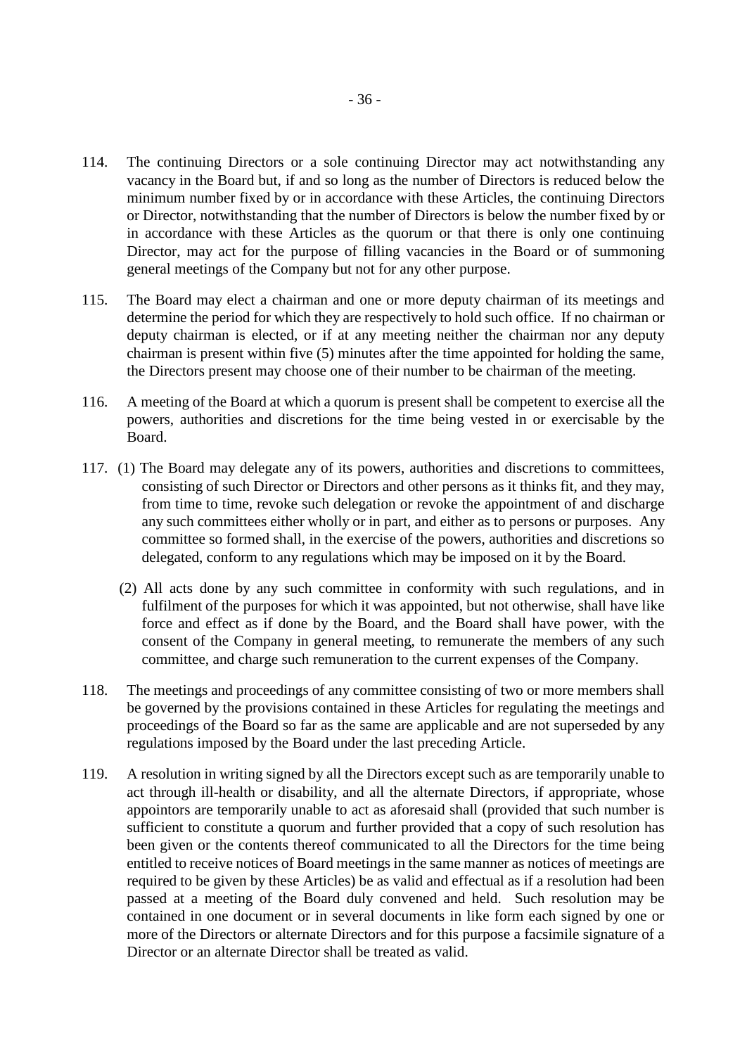114. The continuing Directors or a sole continuing Director may act notwithstanding any vacancy in the Board but, if and so long as the number of Directors is reduced below the minimum number fixed by or in accordance with these Articles, the continuing Directors or Director, notwithstanding that the number of Directors is below the number fixed by or in accordance with these Articles as the quorum or that there is only one continuing Director, may act for the purpose of filling vacancies in the Board or of summoning general meetings of the Company but not for any other purpose.

115. The Board may elect a chairman and one or more deputy chairman of its meetings and determine the period for which they are respectively to hold such office. If no chairman or deputy chairman is elected, or if at any meeting neither the chairman nor any deputy chairman is present within five (5) minutes after the time appointed for holding the same, the Directors present may choose one of their number to be chairman of the meeting.

116. A meeting of the Board at which a quorum is present shall be competent to exercise all the powers, authorities and discretions for the time being vested in or exercisable by the Board.

117. (1) The Board may delegate any of its powers, authorities and discretions to committees, consisting of such Director or Directors and other persons as it thinks fit, and they may, from time to time, revoke such delegation or revoke the appointment of and discharge any such committees either wholly or in part, and either as to persons or purposes. Any committee so formed shall, in the exercise of the powers, authorities and discretions so delegated, conform to any regulations which may be imposed on it by the Board.

(2) All acts done by any such committee in conformity with such regulations, and in fulfilment of the purposes for which it was appointed, but not otherwise, shall have like force and effect as if done by the Board, and the Board shall have power, with the consent of the Company in general meeting, to remunerate the members of any such committee, and charge such remuneration to the current expenses of the Company.

118. The meetings and proceedings of any committee consisting of two or more members shall be governed by the provisions contained in these Articles for regulating the meetings and proceedings of the Board so far as the same are applicable and are not superseded by any regulations imposed by the Board under the last preceding Article.

119. A resolution in writing signed by all the Directors except such as are temporarily unable to act through ill-health or disability, and all the alternate Directors, if appropriate, whose appointors are temporarily unable to act as aforesaid shall (provided that such number is sufficient to constitute a quorum and further provided that a copy of such resolution has been given or the contents thereof communicated to all the Directors for the time being entitled to receive notices of Board meetings in the same manner as notices of meetings are required to be given by these Articles) be as valid and effectual as if a resolution had been passed at a meeting of the Board duly convened and held. Such resolution may be contained in one document or in several documents in like form each signed by one or more of the Directors or alternate Directors and for this purpose a facsimile signature of a Director or an alternate Director shall be treated as valid.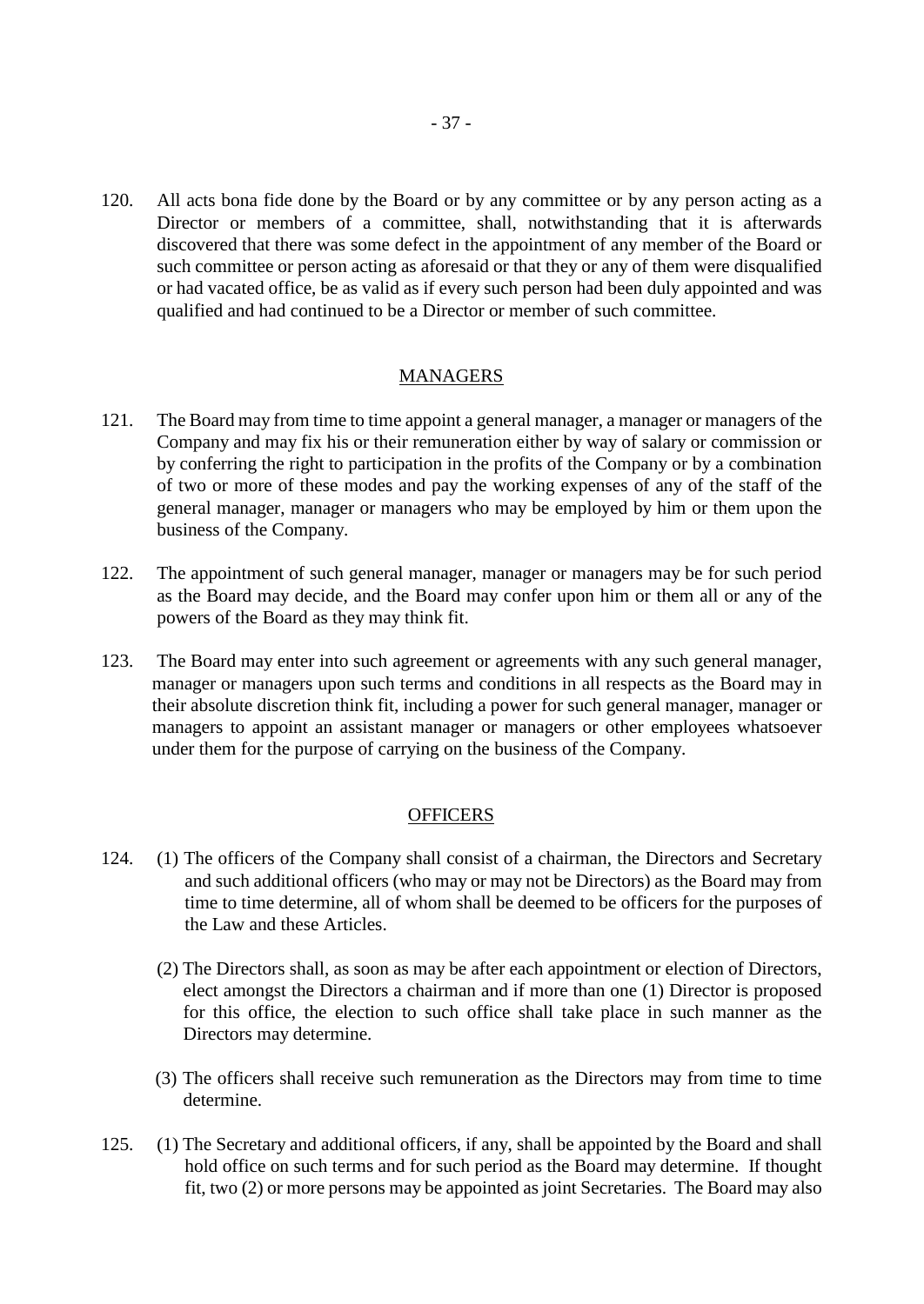120. All acts bona fide done by the Board or by any committee or by any person acting as a Director or members of a committee, shall, notwithstanding that it is afterwards discovered that there was some defect in the appointment of any member of the Board or such committee or person acting as aforesaid or that they or any of them were disqualified or had vacated office, be as valid as if every such person had been duly appointed and was qualified and had continued to be a Director or member of such committee.

## MANAGERS

121. The Board may from time to time appoint a general manager, a manager or managers of the Company and may fix his or their remuneration either by way of salary or commission or by conferring the right to participation in the profits of the Company or by a combination of two or more of these modes and pay the working expenses of any of the staff of the general manager, manager or managers who may be employed by him or them upon the business of the Company.

122. The appointment of such general manager, manager or managers may be for such period as the Board may decide, and the Board may confer upon him or them all or any of the powers of the Board as they may think fit.

123. The Board may enter into such agreement or agreements with any such general manager, manager or managers upon such terms and conditions in all respects as the Board may in their absolute discretion think fit, including a power for such general manager, manager or managers to appoint an assistant manager or managers or other employees whatsoever under them for the purpose of carrying on the business of the Company.

## OFFICERS

124. (1) The officers of the Company shall consist of a chairman, the Directors and Secretary and such additional officers (who may or may not be Directors) as the Board may from time to time determine, all of whom shall be deemed to be officers for the purposes of the Law and these Articles.

(2) The Directors shall, as soon as may be after each appointment or election of Directors, elect amongst the Directors a chairman and if more than one (1) Director is proposed for this office, the election to such office shall take place in such manner as the Directors may determine.

(3) The officers shall receive such remuneration as the Directors may from time to time determine.

125. (1) The Secretary and additional officers, if any, shall be appointed by the Board and shall hold office on such terms and for such period as the Board may determine. If thought fit, two (2) or more persons may be appointed as joint Secretaries. The Board may also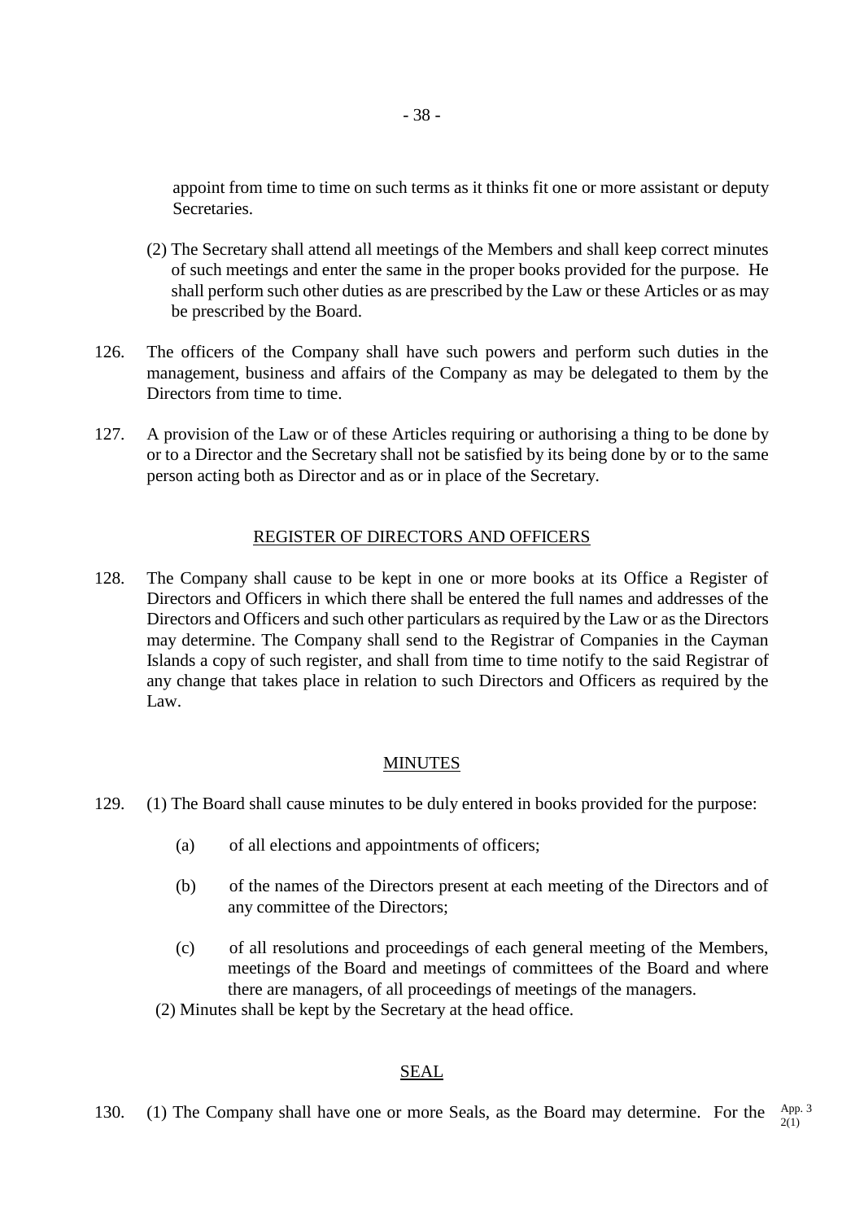appoint from time to time on such terms as it thinks fit one or more assistant or deputy Secretaries.

(2) The Secretary shall attend all meetings of the Members and shall keep correct minutes of such meetings and enter the same in the proper books provided for the purpose. He shall perform such other duties as are prescribed by the Law or these Articles or as may be prescribed by the Board.

126. The officers of the Company shall have such powers and perform such duties in the management, business and affairs of the Company as may be delegated to them by the Directors from time to time.

127. A provision of the Law or of these Articles requiring or authorising a thing to be done by or to a Director and the Secretary shall not be satisfied by its being done by or to the same person acting both as Director and as or in place of the Secretary.

## REGISTER OF DIRECTORS AND OFFICERS

128. The Company shall cause to be kept in one or more books at its Office a Register of Directors and Officers in which there shall be entered the full names and addresses of the Directors and Officers and such other particulars as required by the Law or as the Directors may determine. The Company shall send to the Registrar of Companies in the Cayman Islands a copy of such register, and shall from time to time notify to the said Registrar of any change that takes place in relation to such Directors and Officers as required by the Law.

## MINUTES

129. (1) The Board shall cause minutes to be duly entered in books provided for the purpose:

(a) of all elections and appointments of officers;

(b) of the names of the Directors present at each meeting of the Directors and of any committee of the Directors;

(c) of all resolutions and proceedings of each general meeting of the Members, meetings of the Board and meetings of committees of the Board and where there are managers, of all proceedings of meetings of the managers.

(2) Minutes shall be kept by the Secretary at the head office.

## SEAL

130. (1) The Company shall have one or more Seals, as the Board may determine. For the

App. 3 2(1)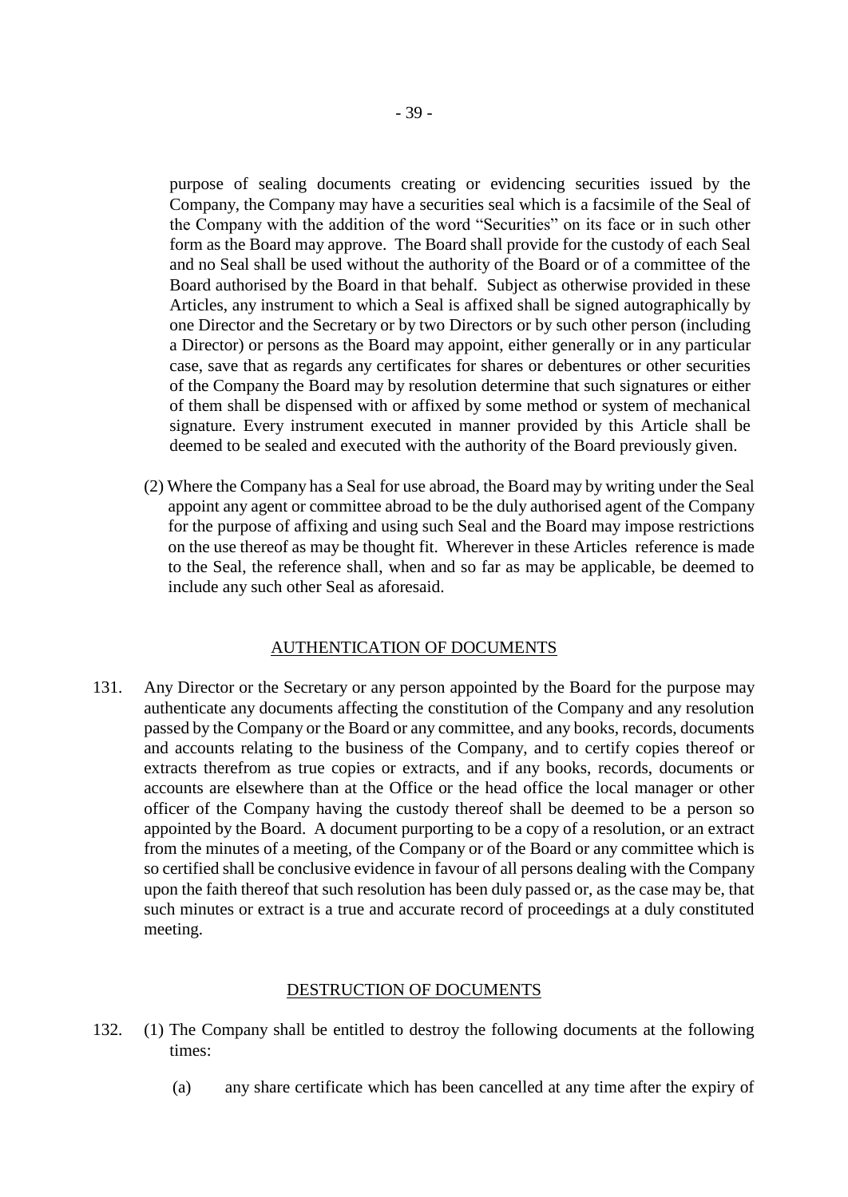purpose of sealing documents creating or evidencing securities issued by the Company, the Company may have a securities seal which is a facsimile of the Seal of the Company with the addition of the word "Securities" on its face or in such other form as the Board may approve. The Board shall provide for the custody of each Seal and no Seal shall be used without the authority of the Board or of a committee of the Board authorised by the Board in that behalf. Subject as otherwise provided in these Articles, any instrument to which a Seal is affixed shall be signed autographically by one Director and the Secretary or by two Directors or by such other person (including a Director) or persons as the Board may appoint, either generally or in any particular case, save that as regards any certificates for shares or debentures or other securities of the Company the Board may by resolution determine that such signatures or either of them shall be dispensed with or affixed by some method or system of mechanical signature. Every instrument executed in manner provided by this Article shall be deemed to be sealed and executed with the authority of the Board previously given.

(2) Where the Company has a Seal for use abroad, the Board may by writing under the Seal appoint any agent or committee abroad to be the duly authorised agent of the Company for the purpose of affixing and using such Seal and the Board may impose restrictions on the use thereof as may be thought fit. Wherever in these Articles reference is made to the Seal, the reference shall, when and so far as may be applicable, be deemed to include any such other Seal as aforesaid.

## AUTHENTICATION OF DOCUMENTS

131. Any Director or the Secretary or any person appointed by the Board for the purpose may authenticate any documents affecting the constitution of the Company and any resolution passed by the Company or the Board or any committee, and any books, records, documents and accounts relating to the business of the Company, and to certify copies thereof or extracts therefrom as true copies or extracts, and if any books, records, documents or accounts are elsewhere than at the Office or the head office the local manager or other officer of the Company having the custody thereof shall be deemed to be a person so appointed by the Board. A document purporting to be a copy of a resolution, or an extract from the minutes of a meeting, of the Company or of the Board or any committee which is so certified shall be conclusive evidence in favour of all persons dealing with the Company upon the faith thereof that such resolution has been duly passed or, as the case may be, that such minutes or extract is a true and accurate record of proceedings at a duly constituted meeting.

## DESTRUCTION OF DOCUMENTS

132. (1) The Company shall be entitled to destroy the following documents at the following times:

(a) any share certificate which has been cancelled at any time after the expiry of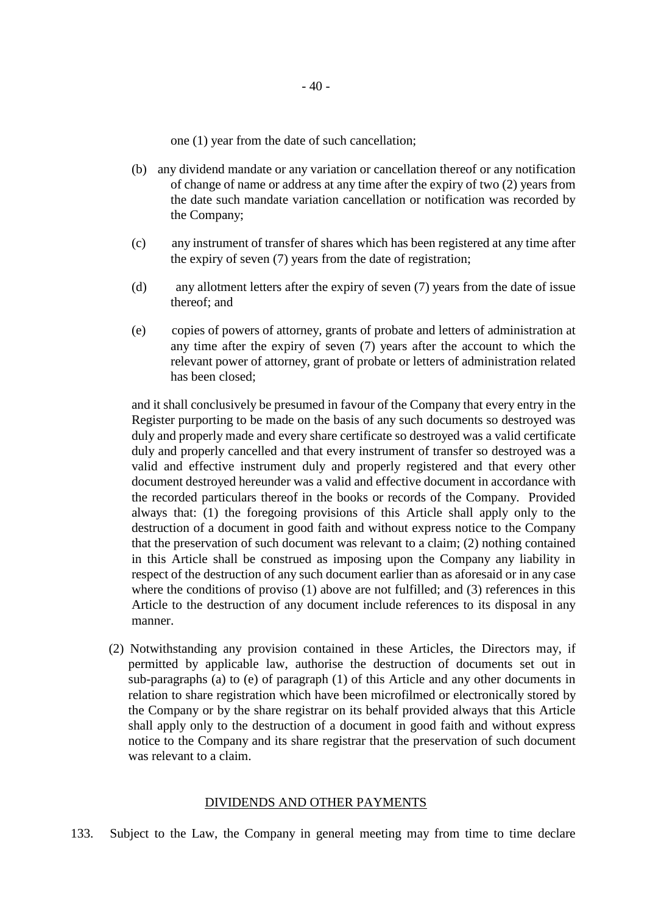one (1) year from the date of such cancellation;

(b) any dividend mandate or any variation or cancellation thereof or any notification of change of name or address at any time after the expiry of two (2) years from the date such mandate variation cancellation or notification was recorded by the Company;

(c) any instrument of transfer of shares which has been registered at any time after the expiry of seven (7) years from the date of registration;

(d) any allotment letters after the expiry of seven (7) years from the date of issue thereof; and

(e) copies of powers of attorney, grants of probate and letters of administration at any time after the expiry of seven (7) years after the account to which the relevant power of attorney, grant of probate or letters of administration related has been closed;

and it shall conclusively be presumed in favour of the Company that every entry in the Register purporting to be made on the basis of any such documents so destroyed was duly and properly made and every share certificate so destroyed was a valid certificate duly and properly cancelled and that every instrument of transfer so destroyed was a valid and effective instrument duly and properly registered and that every other document destroyed hereunder was a valid and effective document in accordance with the recorded particulars thereof in the books or records of the Company. Provided always that: (1) the foregoing provisions of this Article shall apply only to the destruction of a document in good faith and without express notice to the Company that the preservation of such document was relevant to a claim; (2) nothing contained in this Article shall be construed as imposing upon the Company any liability in respect of the destruction of any such document earlier than as aforesaid or in any case where the conditions of proviso (1) above are not fulfilled; and (3) references in this Article to the destruction of any document include references to its disposal in any manner.

(2) Notwithstanding any provision contained in these Articles, the Directors may, if permitted by applicable law, authorise the destruction of documents set out in sub-paragraphs (a) to (e) of paragraph (1) of this Article and any other documents in relation to share registration which have been microfilmed or electronically stored by the Company or by the share registrar on its behalf provided always that this Article shall apply only to the destruction of a document in good faith and without express notice to the Company and its share registrar that the preservation of such document was relevant to a claim.

## DIVIDENDS AND OTHER PAYMENTS

133. Subject to the Law, the Company in general meeting may from time to time declare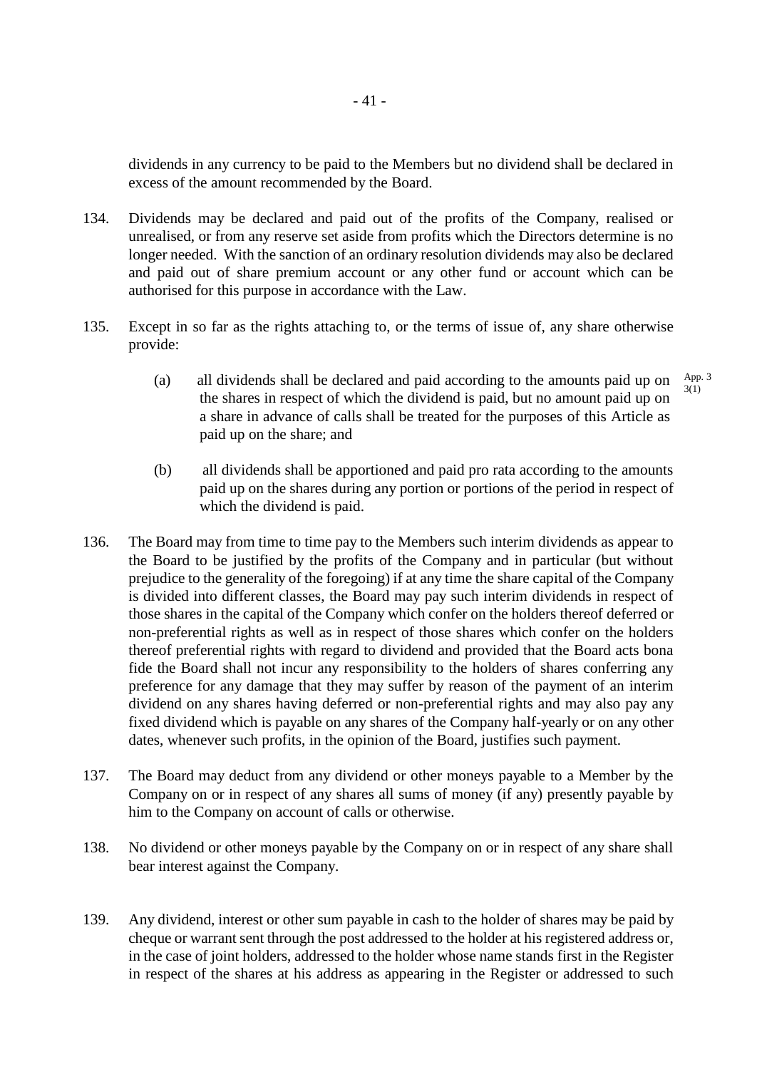dividends in any currency to be paid to the Members but no dividend shall be declared in excess of the amount recommended by the Board.

134. Dividends may be declared and paid out of the profits of the Company, realised or unrealised, or from any reserve set aside from profits which the Directors determine is no longer needed. With the sanction of an ordinary resolution dividends may also be declared and paid out of share premium account or any other fund or account which can be authorised for this purpose in accordance with the Law.

135. Except in so far as the rights attaching to, or the terms of issue of, any share otherwise provide:

 (a) all dividends shall be declared and paid according to the amounts paid up on the shares in respect of which the dividend is paid, but no amount paid up on a share in advance of calls shall be treated for the purposes of this Article as paid up on the share; and

 App. 3 3(1)

 (b) all dividends shall be apportioned and paid pro rata according to the amounts paid up on the shares during any portion or portions of the period in respect of which the dividend is paid.

136. The Board may from time to time pay to the Members such interim dividends as appear to the Board to be justified by the profits of the Company and in particular (but without prejudice to the generality of the foregoing) if at any time the share capital of the Company is divided into different classes, the Board may pay such interim dividends in respect of those shares in the capital of the Company which confer on the holders thereof deferred or non-preferential rights as well as in respect of those shares which confer on the holders thereof preferential rights with regard to dividend and provided that the Board acts bona fide the Board shall not incur any responsibility to the holders of shares conferring any preference for any damage that they may suffer by reason of the payment of an interim dividend on any shares having deferred or non-preferential rights and may also pay any fixed dividend which is payable on any shares of the Company half-yearly or on any other dates, whenever such profits, in the opinion of the Board, justifies such payment.

137. The Board may deduct from any dividend or other moneys payable to a Member by the Company on or in respect of any shares all sums of money (if any) presently payable by him to the Company on account of calls or otherwise.

138. No dividend or other moneys payable by the Company on or in respect of any share shall bear interest against the Company.

139. Any dividend, interest or other sum payable in cash to the holder of shares may be paid by cheque or warrant sent through the post addressed to the holder at his registered address or, in the case of joint holders, addressed to the holder whose name stands first in the Register in respect of the shares at his address as appearing in the Register or addressed to such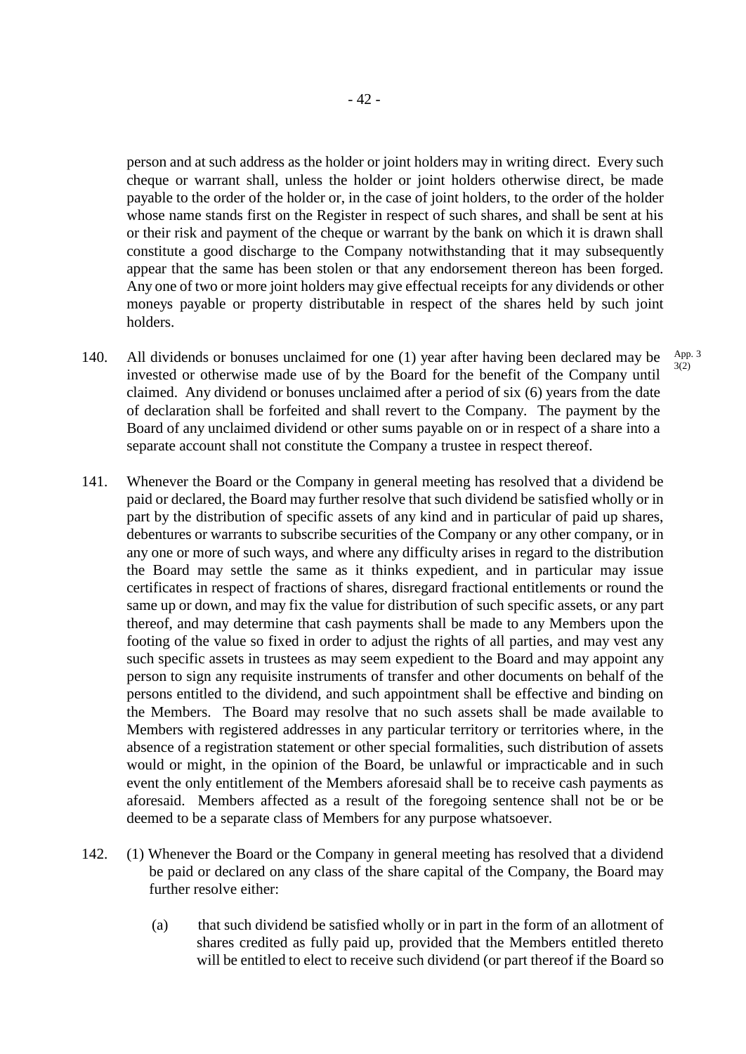person and at such address as the holder or joint holders may in writing direct. Every such cheque or warrant shall, unless the holder or joint holders otherwise direct, be made payable to the order of the holder or, in the case of joint holders, to the order of the holder whose name stands first on the Register in respect of such shares, and shall be sent at his or their risk and payment of the cheque or warrant by the bank on which it is drawn shall constitute a good discharge to the Company notwithstanding that it may subsequently appear that the same has been stolen or that any endorsement thereon has been forged. Any one of two or more joint holders may give effectual receipts for any dividends or other moneys payable or property distributable in respect of the shares held by such joint holders.

140. All dividends or bonuses unclaimed for one (1) year after having been declared may be invested or otherwise made use of by the Board for the benefit of the Company until claimed. Any dividend or bonuses unclaimed after a period of six (6) years from the date of declaration shall be forfeited and shall revert to the Company. The payment by the Board of any unclaimed dividend or other sums payable on or in respect of a share into a separate account shall not constitute the Company a trustee in respect thereof. App. 3 3(2)

141. Whenever the Board or the Company in general meeting has resolved that a dividend be paid or declared, the Board may further resolve that such dividend be satisfied wholly or in part by the distribution of specific assets of any kind and in particular of paid up shares, debentures or warrants to subscribe securities of the Company or any other company, or in any one or more of such ways, and where any difficulty arises in regard to the distribution the Board may settle the same as it thinks expedient, and in particular may issue certificates in respect of fractions of shares, disregard fractional entitlements or round the same up or down, and may fix the value for distribution of such specific assets, or any part thereof, and may determine that cash payments shall be made to any Members upon the footing of the value so fixed in order to adjust the rights of all parties, and may vest any such specific assets in trustees as may seem expedient to the Board and may appoint any person to sign any requisite instruments of transfer and other documents on behalf of the persons entitled to the dividend, and such appointment shall be effective and binding on the Members. The Board may resolve that no such assets shall be made available to Members with registered addresses in any particular territory or territories where, in the absence of a registration statement or other special formalities, such distribution of assets would or might, in the opinion of the Board, be unlawful or impracticable and in such event the only entitlement of the Members aforesaid shall be to receive cash payments as aforesaid. Members affected as a result of the foregoing sentence shall not be or be deemed to be a separate class of Members for any purpose whatsoever.

142. (1) Whenever the Board or the Company in general meeting has resolved that a dividend be paid or declared on any class of the share capital of the Company, the Board may further resolve either:

(a) that such dividend be satisfied wholly or in part in the form of an allotment of shares credited as fully paid up, provided that the Members entitled thereto will be entitled to elect to receive such dividend (or part thereof if the Board so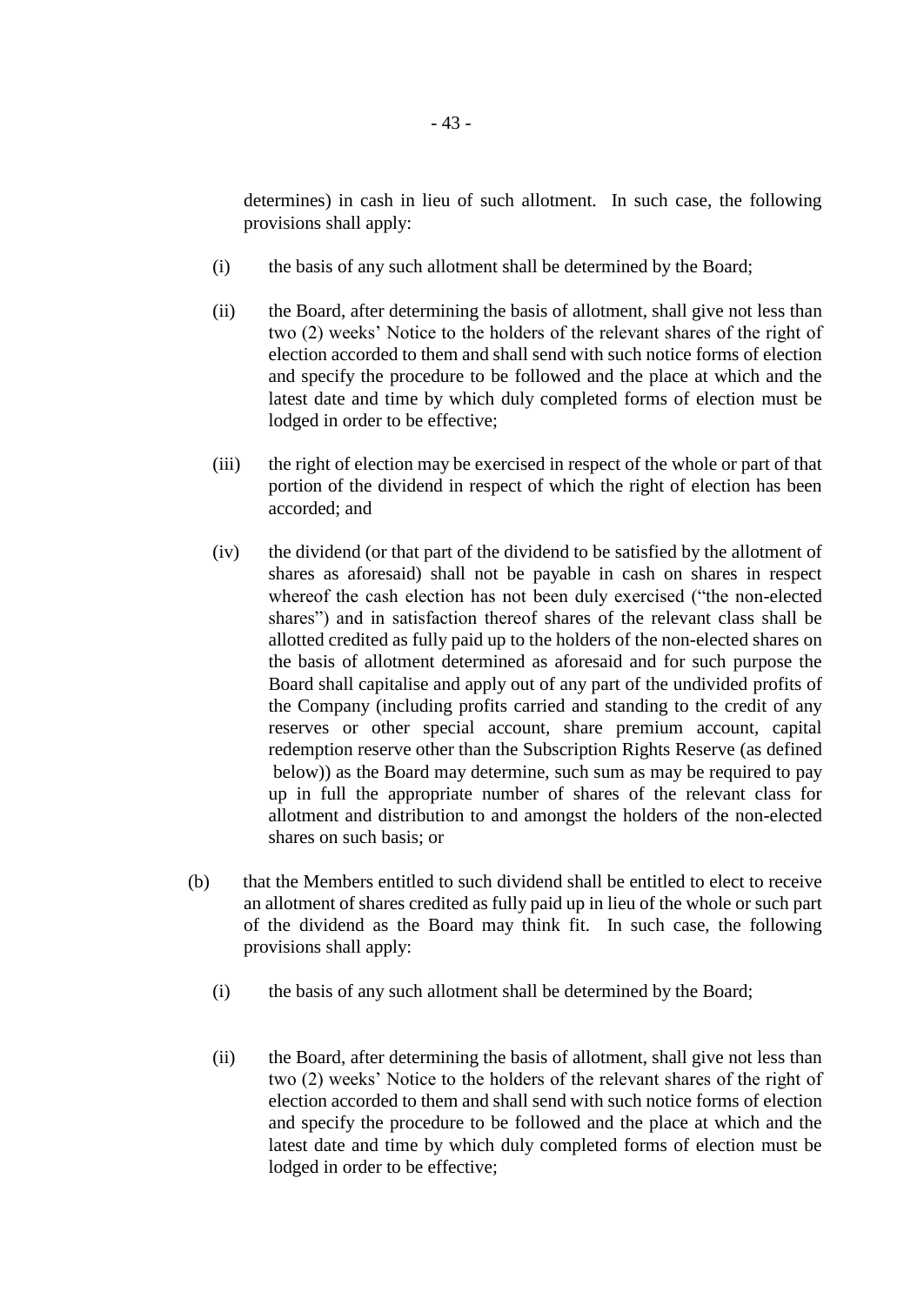determines) in cash in lieu of such allotment. In such case, the following provisions shall apply:

(i) the basis of any such allotment shall be determined by the Board;

(ii) the Board, after determining the basis of allotment, shall give not less than two (2) weeks' Notice to the holders of the relevant shares of the right of election accorded to them and shall send with such notice forms of election and specify the procedure to be followed and the place at which and the latest date and time by which duly completed forms of election must be lodged in order to be effective;

(iii) the right of election may be exercised in respect of the whole or part of that portion of the dividend in respect of which the right of election has been accorded; and

(iv) the dividend (or that part of the dividend to be satisfied by the allotment of shares as aforesaid) shall not be payable in cash on shares in respect whereof the cash election has not been duly exercised ("the non-elected shares") and in satisfaction thereof shares of the relevant class shall be allotted credited as fully paid up to the holders of the non-elected shares on the basis of allotment determined as aforesaid and for such purpose the Board shall capitalise and apply out of any part of the undivided profits of the Company (including profits carried and standing to the credit of any reserves or other special account, share premium account, capital redemption reserve other than the Subscription Rights Reserve (as defined below)) as the Board may determine, such sum as may be required to pay up in full the appropriate number of shares of the relevant class for allotment and distribution to and amongst the holders of the non-elected shares on such basis; or

(b) that the Members entitled to such dividend shall be entitled to elect to receive an allotment of shares credited as fully paid up in lieu of the whole or such part of the dividend as the Board may think fit. In such case, the following provisions shall apply:

(i) the basis of any such allotment shall be determined by the Board;

(ii) the Board, after determining the basis of allotment, shall give not less than two (2) weeks' Notice to the holders of the relevant shares of the right of election accorded to them and shall send with such notice forms of election and specify the procedure to be followed and the place at which and the latest date and time by which duly completed forms of election must be lodged in order to be effective;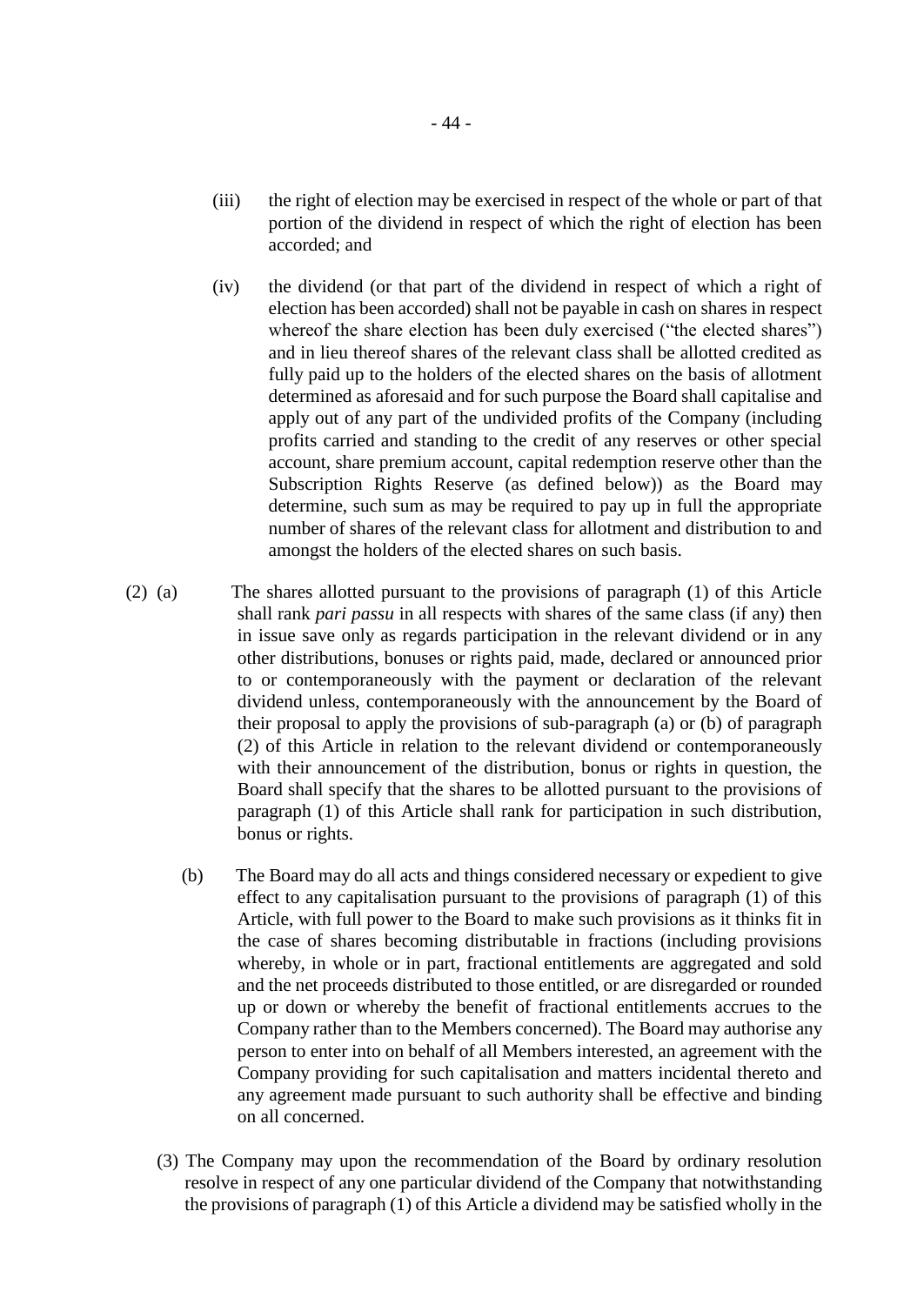(iii) the right of election may be exercised in respect of the whole or part of that portion of the dividend in respect of which the right of election has been accorded; and

(iv) the dividend (or that part of the dividend in respect of which a right of election has been accorded) shall not be payable in cash on shares in respect whereof the share election has been duly exercised ("the elected shares") and in lieu thereof shares of the relevant class shall be allotted credited as fully paid up to the holders of the elected shares on the basis of allotment determined as aforesaid and for such purpose the Board shall capitalise and apply out of any part of the undivided profits of the Company (including profits carried and standing to the credit of any reserves or other special account, share premium account, capital redemption reserve other than the Subscription Rights Reserve (as defined below)) as the Board may determine, such sum as may be required to pay up in full the appropriate number of shares of the relevant class for allotment and distribution to and amongst the holders of the elected shares on such basis.

(2) (a) The shares allotted pursuant to the provisions of paragraph (1) of this Article shall rank *pari passu* in all respects with shares of the same class (if any) then in issue save only as regards participation in the relevant dividend or in any other distributions, bonuses or rights paid, made, declared or announced prior to or contemporaneously with the payment or declaration of the relevant dividend unless, contemporaneously with the announcement by the Board of their proposal to apply the provisions of sub-paragraph (a) or (b) of paragraph (2) of this Article in relation to the relevant dividend or contemporaneously with their announcement of the distribution, bonus or rights in question, the Board shall specify that the shares to be allotted pursuant to the provisions of paragraph (1) of this Article shall rank for participation in such distribution, bonus or rights.

(b) The Board may do all acts and things considered necessary or expedient to give effect to any capitalisation pursuant to the provisions of paragraph (1) of this Article, with full power to the Board to make such provisions as it thinks fit in the case of shares becoming distributable in fractions (including provisions whereby, in whole or in part, fractional entitlements are aggregated and sold and the net proceeds distributed to those entitled, or are disregarded or rounded up or down or whereby the benefit of fractional entitlements accrues to the Company rather than to the Members concerned). The Board may authorise any person to enter into on behalf of all Members interested, an agreement with the Company providing for such capitalisation and matters incidental thereto and any agreement made pursuant to such authority shall be effective and binding on all concerned.

(3) The Company may upon the recommendation of the Board by ordinary resolution resolve in respect of any one particular dividend of the Company that notwithstanding the provisions of paragraph (1) of this Article a dividend may be satisfied wholly in the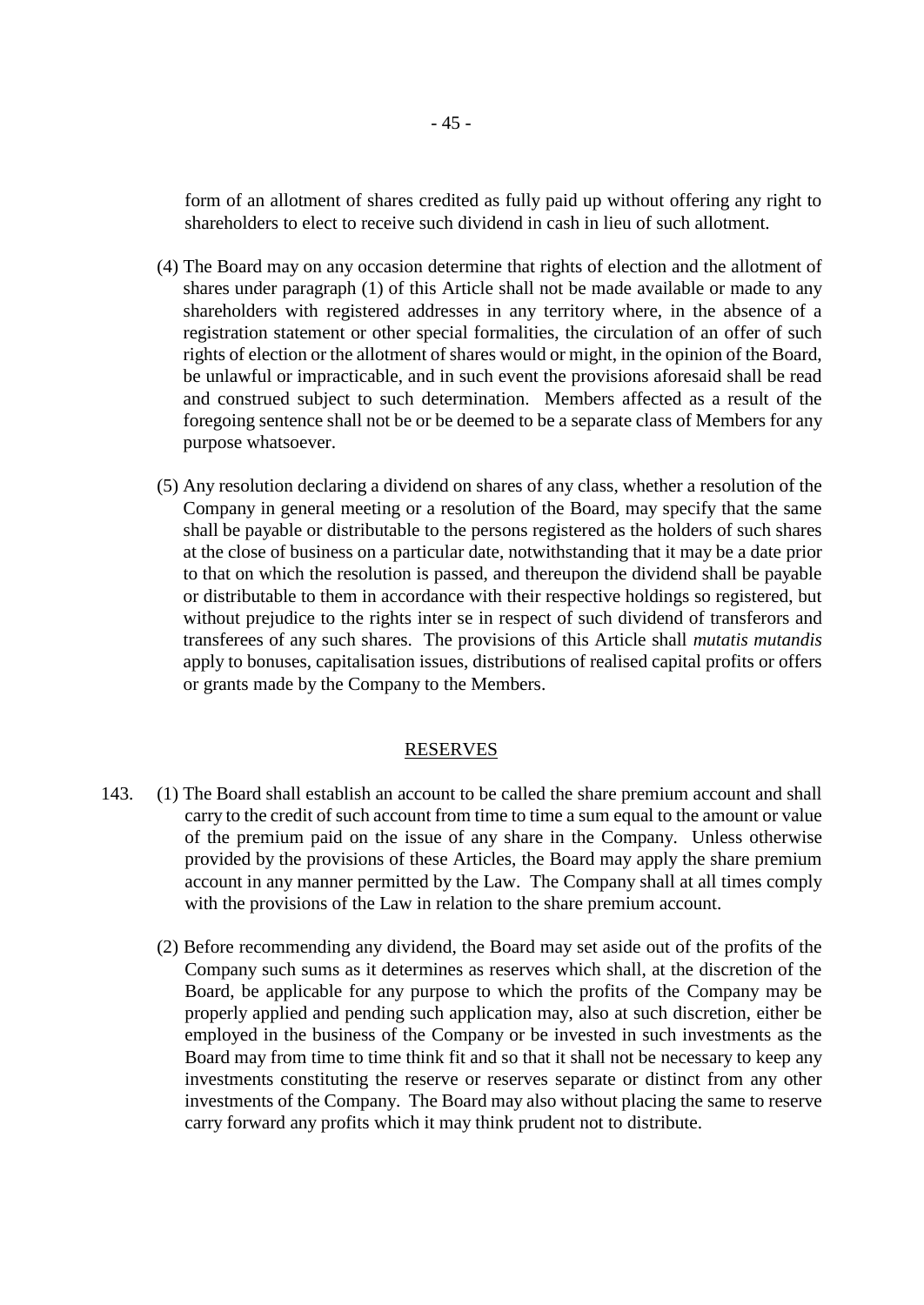form of an allotment of shares credited as fully paid up without offering any right to shareholders to elect to receive such dividend in cash in lieu of such allotment.

(4) The Board may on any occasion determine that rights of election and the allotment of shares under paragraph (1) of this Article shall not be made available or made to any shareholders with registered addresses in any territory where, in the absence of a registration statement or other special formalities, the circulation of an offer of such rights of election or the allotment of shares would or might, in the opinion of the Board, be unlawful or impracticable, and in such event the provisions aforesaid shall be read and construed subject to such determination. Members affected as a result of the foregoing sentence shall not be or be deemed to be a separate class of Members for any purpose whatsoever.

(5) Any resolution declaring a dividend on shares of any class, whether a resolution of the Company in general meeting or a resolution of the Board, may specify that the same shall be payable or distributable to the persons registered as the holders of such shares at the close of business on a particular date, notwithstanding that it may be a date prior to that on which the resolution is passed, and thereupon the dividend shall be payable or distributable to them in accordance with their respective holdings so registered, but without prejudice to the rights inter se in respect of such dividend of transferors and transferees of any such shares. The provisions of this Article shall *mutatis mutandis* apply to bonuses, capitalisation issues, distributions of realised capital profits or offers or grants made by the Company to the Members.

## RESERVES

143. (1) The Board shall establish an account to be called the share premium account and shall carry to the credit of such account from time to time a sum equal to the amount or value of the premium paid on the issue of any share in the Company. Unless otherwise provided by the provisions of these Articles, the Board may apply the share premium account in any manner permitted by the Law. The Company shall at all times comply with the provisions of the Law in relation to the share premium account.

(2) Before recommending any dividend, the Board may set aside out of the profits of the Company such sums as it determines as reserves which shall, at the discretion of the Board, be applicable for any purpose to which the profits of the Company may be properly applied and pending such application may, also at such discretion, either be employed in the business of the Company or be invested in such investments as the Board may from time to time think fit and so that it shall not be necessary to keep any investments constituting the reserve or reserves separate or distinct from any other investments of the Company. The Board may also without placing the same to reserve carry forward any profits which it may think prudent not to distribute.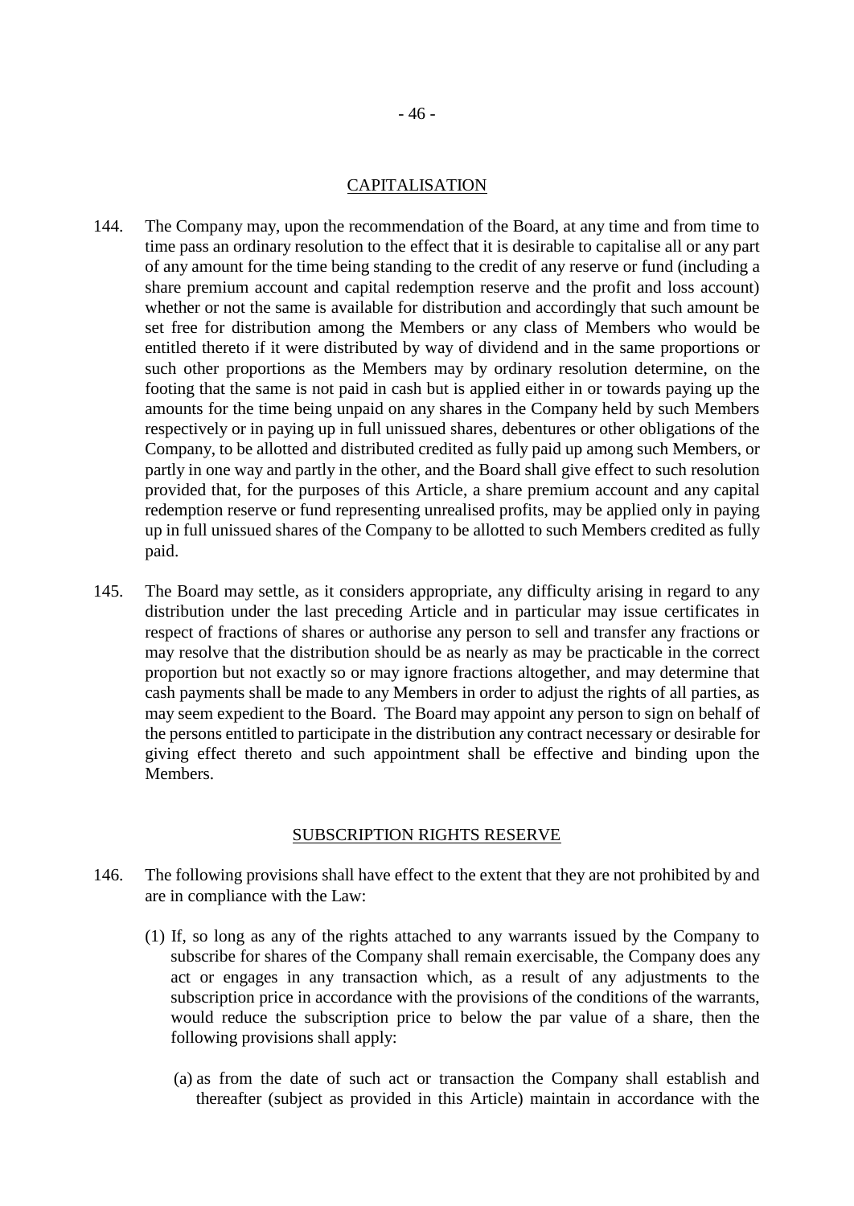## CAPITALISATION

144. The Company may, upon the recommendation of the Board, at any time and from time to time pass an ordinary resolution to the effect that it is desirable to capitalise all or any part of any amount for the time being standing to the credit of any reserve or fund (including a share premium account and capital redemption reserve and the profit and loss account) whether or not the same is available for distribution and accordingly that such amount be set free for distribution among the Members or any class of Members who would be entitled thereto if it were distributed by way of dividend and in the same proportions or such other proportions as the Members may by ordinary resolution determine, on the footing that the same is not paid in cash but is applied either in or towards paying up the amounts for the time being unpaid on any shares in the Company held by such Members respectively or in paying up in full unissued shares, debentures or other obligations of the Company, to be allotted and distributed credited as fully paid up among such Members, or partly in one way and partly in the other, and the Board shall give effect to such resolution provided that, for the purposes of this Article, a share premium account and any capital redemption reserve or fund representing unrealised profits, may be applied only in paying up in full unissued shares of the Company to be allotted to such Members credited as fully paid.

145. The Board may settle, as it considers appropriate, any difficulty arising in regard to any distribution under the last preceding Article and in particular may issue certificates in respect of fractions of shares or authorise any person to sell and transfer any fractions or may resolve that the distribution should be as nearly as may be practicable in the correct proportion but not exactly so or may ignore fractions altogether, and may determine that cash payments shall be made to any Members in order to adjust the rights of all parties, as may seem expedient to the Board. The Board may appoint any person to sign on behalf of the persons entitled to participate in the distribution any contract necessary or desirable for giving effect thereto and such appointment shall be effective and binding upon the Members.

## SUBSCRIPTION RIGHTS RESERVE

146. The following provisions shall have effect to the extent that they are not prohibited by and are in compliance with the Law:

    (1) If, so long as any of the rights attached to any warrants issued by the Company to subscribe for shares of the Company shall remain exercisable, the Company does any act or engages in any transaction which, as a result of any adjustments to the subscription price in accordance with the provisions of the conditions of the warrants, would reduce the subscription price to below the par value of a share, then the following provisions shall apply:

        (a) as from the date of such act or transaction the Company shall establish and thereafter (subject as provided in this Article) maintain in accordance with the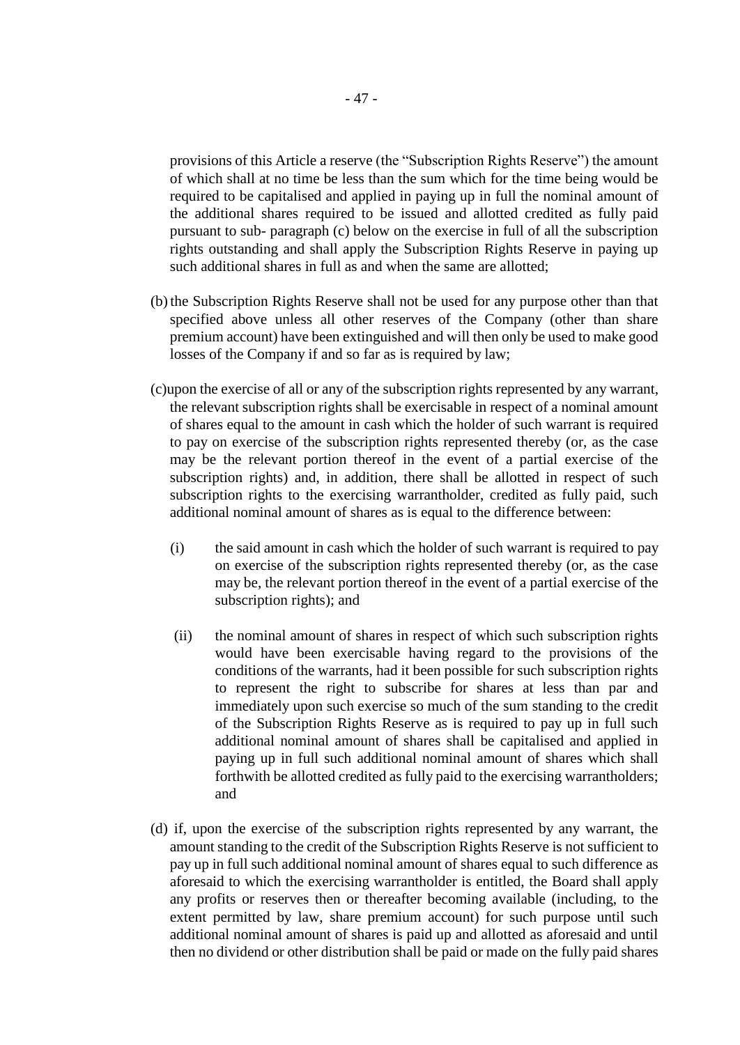provisions of this Article a reserve (the "Subscription Rights Reserve") the amount of which shall at no time be less than the sum which for the time being would be required to be capitalised and applied in paying up in full the nominal amount of the additional shares required to be issued and allotted credited as fully paid pursuant to sub- paragraph (c) below on the exercise in full of all the subscription rights outstanding and shall apply the Subscription Rights Reserve in paying up such additional shares in full as and when the same are allotted;

(b) the Subscription Rights Reserve shall not be used for any purpose other than that specified above unless all other reserves of the Company (other than share premium account) have been extinguished and will then only be used to make good losses of the Company if and so far as is required by law;

(c) upon the exercise of all or any of the subscription rights represented by any warrant, the relevant subscription rights shall be exercisable in respect of a nominal amount of shares equal to the amount in cash which the holder of such warrant is required to pay on exercise of the subscription rights represented thereby (or, as the case may be the relevant portion thereof in the event of a partial exercise of the subscription rights) and, in addition, there shall be allotted in respect of such subscription rights to the exercising warrantholder, credited as fully paid, such additional nominal amount of shares as is equal to the difference between:

  (i) the said amount in cash which the holder of such warrant is required to pay on exercise of the subscription rights represented thereby (or, as the case may be, the relevant portion thereof in the event of a partial exercise of the subscription rights); and

  (ii) the nominal amount of shares in respect of which such subscription rights would have been exercisable having regard to the provisions of the conditions of the warrants, had it been possible for such subscription rights to represent the right to subscribe for shares at less than par and immediately upon such exercise so much of the sum standing to the credit of the Subscription Rights Reserve as is required to pay up in full such additional nominal amount of shares shall be capitalised and applied in paying up in full such additional nominal amount of shares which shall forthwith be allotted credited as fully paid to the exercising warrantholders; and

(d) if, upon the exercise of the subscription rights represented by any warrant, the amount standing to the credit of the Subscription Rights Reserve is not sufficient to pay up in full such additional nominal amount of shares equal to such difference as aforesaid to which the exercising warrantholder is entitled, the Board shall apply any profits or reserves then or thereafter becoming available (including, to the extent permitted by law, share premium account) for such purpose until such additional nominal amount of shares is paid up and allotted as aforesaid and until then no dividend or other distribution shall be paid or made on the fully paid shares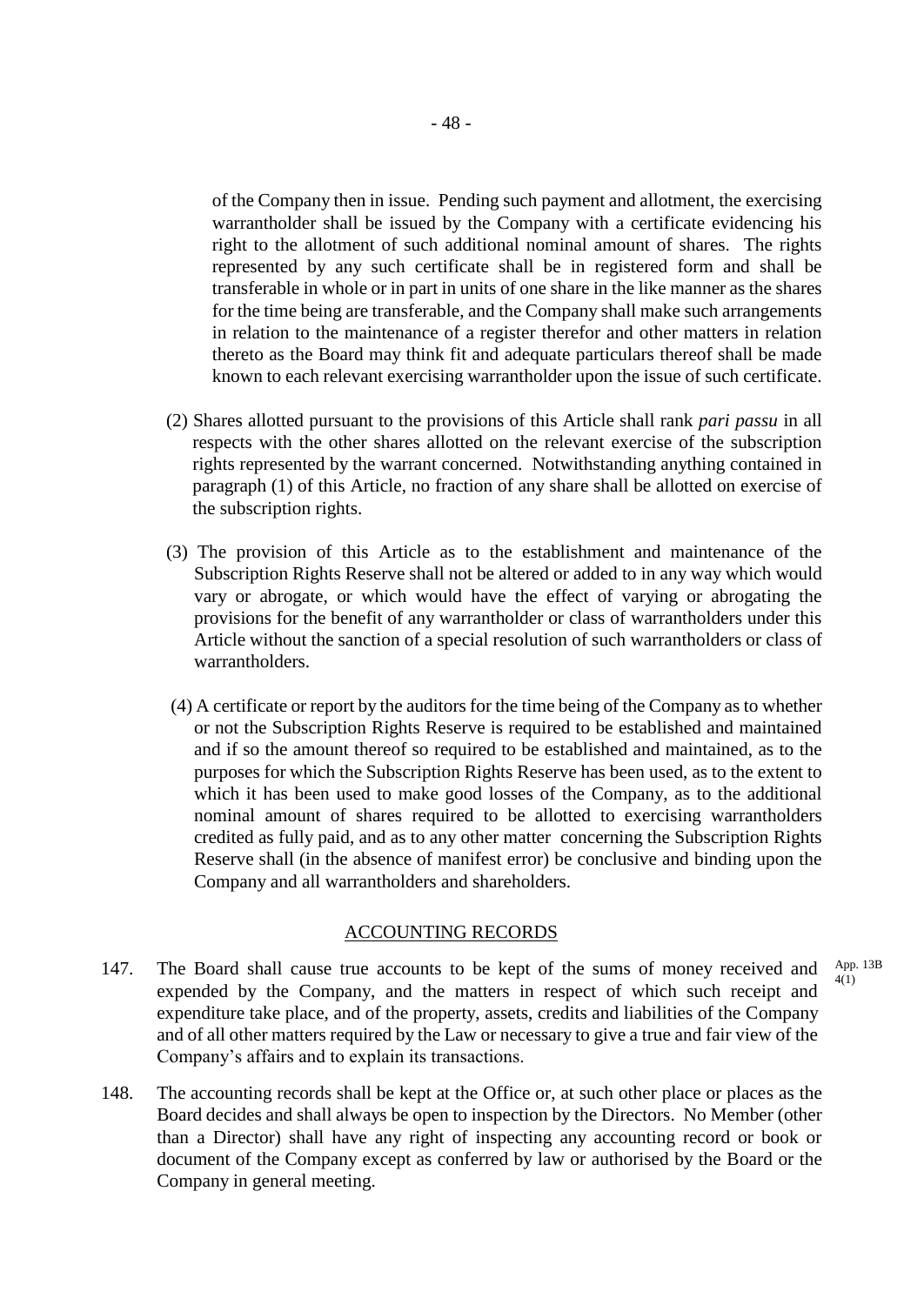of the Company then in issue. Pending such payment and allotment, the exercising warrantholder shall be issued by the Company with a certificate evidencing his right to the allotment of such additional nominal amount of shares. The rights represented by any such certificate shall be in registered form and shall be transferable in whole or in part in units of one share in the like manner as the shares for the time being are transferable, and the Company shall make such arrangements in relation to the maintenance of a register therefor and other matters in relation thereto as the Board may think fit and adequate particulars thereof shall be made known to each relevant exercising warrantholder upon the issue of such certificate.

(2) Shares allotted pursuant to the provisions of this Article shall rank *pari passu* in all respects with the other shares allotted on the relevant exercise of the subscription rights represented by the warrant concerned. Notwithstanding anything contained in paragraph (1) of this Article, no fraction of any share shall be allotted on exercise of the subscription rights.

(3) The provision of this Article as to the establishment and maintenance of the Subscription Rights Reserve shall not be altered or added to in any way which would vary or abrogate, or which would have the effect of varying or abrogating the provisions for the benefit of any warrantholder or class of warrantholders under this Article without the sanction of a special resolution of such warrantholders or class of warrantholders.

(4) A certificate or report by the auditors for the time being of the Company as to whether or not the Subscription Rights Reserve is required to be established and maintained and if so the amount thereof so required to be established and maintained, as to the purposes for which the Subscription Rights Reserve has been used, as to the extent to which it has been used to make good losses of the Company, as to the additional nominal amount of shares required to be allotted to exercising warrantholders credited as fully paid, and as to any other matter concerning the Subscription Rights Reserve shall (in the absence of manifest error) be conclusive and binding upon the Company and all warrantholders and shareholders.

## ACCOUNTING RECORDS

147. The Board shall cause true accounts to be kept of the sums of money received and expended by the Company, and the matters in respect of which such receipt and expenditure take place, and of the property, assets, credits and liabilities of the Company and of all other matters required by the Law or necessary to give a true and fair view of the Company's affairs and to explain its transactions. App. 13B 4(1)

148. The accounting records shall be kept at the Office or, at such other place or places as the Board decides and shall always be open to inspection by the Directors. No Member (other than a Director) shall have any right of inspecting any accounting record or book or document of the Company except as conferred by law or authorised by the Board or the Company in general meeting.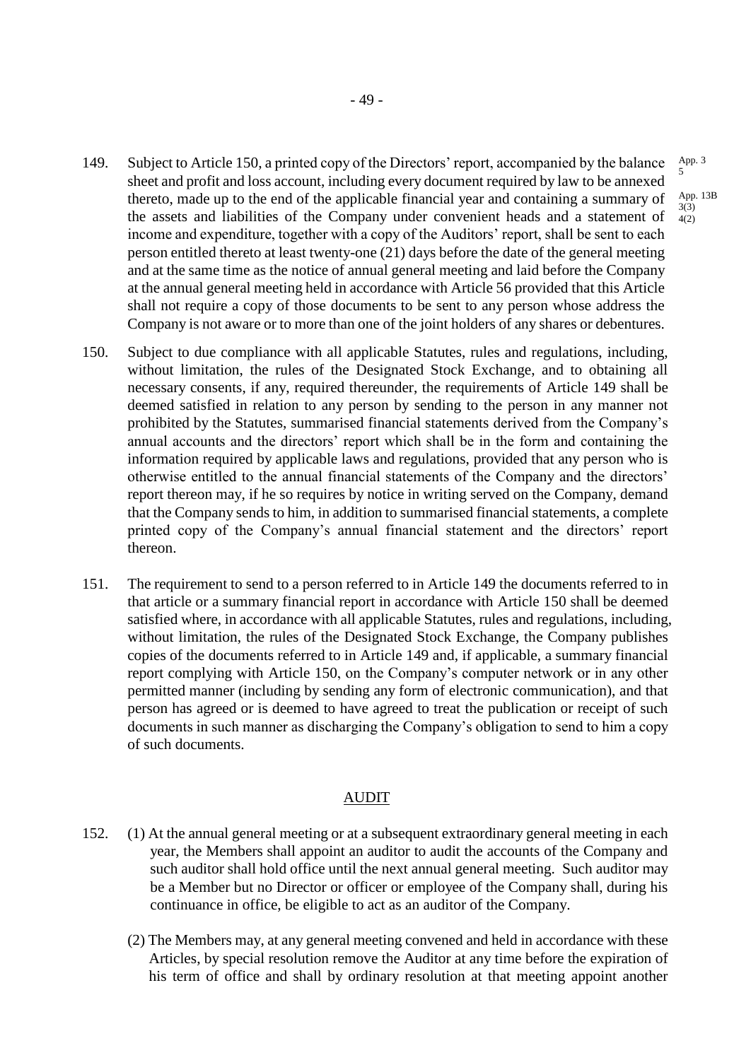149. Subject to Article 150, a printed copy of the Directors' report, accompanied by the balance sheet and profit and loss account, including every document required by law to be annexed thereto, made up to the end of the applicable financial year and containing a summary of the assets and liabilities of the Company under convenient heads and a statement of income and expenditure, together with a copy of the Auditors' report, shall be sent to each person entitled thereto at least twenty-one (21) days before the date of the general meeting and at the same time as the notice of annual general meeting and laid before the Company at the annual general meeting held in accordance with Article 56 provided that this Article shall not require a copy of those documents to be sent to any person whose address the Company is not aware or to more than one of the joint holders of any shares or debentures.

App. 3 5

App. 13B 3(3) 4(2)

150. Subject to due compliance with all applicable Statutes, rules and regulations, including, without limitation, the rules of the Designated Stock Exchange, and to obtaining all necessary consents, if any, required thereunder, the requirements of Article 149 shall be deemed satisfied in relation to any person by sending to the person in any manner not prohibited by the Statutes, summarised financial statements derived from the Company's annual accounts and the directors' report which shall be in the form and containing the information required by applicable laws and regulations, provided that any person who is otherwise entitled to the annual financial statements of the Company and the directors' report thereon may, if he so requires by notice in writing served on the Company, demand that the Company sends to him, in addition to summarised financial statements, a complete printed copy of the Company's annual financial statement and the directors' report thereon.

151. The requirement to send to a person referred to in Article 149 the documents referred to in that article or a summary financial report in accordance with Article 150 shall be deemed satisfied where, in accordance with all applicable Statutes, rules and regulations, including, without limitation, the rules of the Designated Stock Exchange, the Company publishes copies of the documents referred to in Article 149 and, if applicable, a summary financial report complying with Article 150, on the Company's computer network or in any other permitted manner (including by sending any form of electronic communication), and that person has agreed or is deemed to have agreed to treat the publication or receipt of such documents in such manner as discharging the Company's obligation to send to him a copy of such documents.

## AUDIT

152. (1) At the annual general meeting or at a subsequent extraordinary general meeting in each year, the Members shall appoint an auditor to audit the accounts of the Company and such auditor shall hold office until the next annual general meeting. Such auditor may be a Member but no Director or officer or employee of the Company shall, during his continuance in office, be eligible to act as an auditor of the Company.

(2) The Members may, at any general meeting convened and held in accordance with these Articles, by special resolution remove the Auditor at any time before the expiration of his term of office and shall by ordinary resolution at that meeting appoint another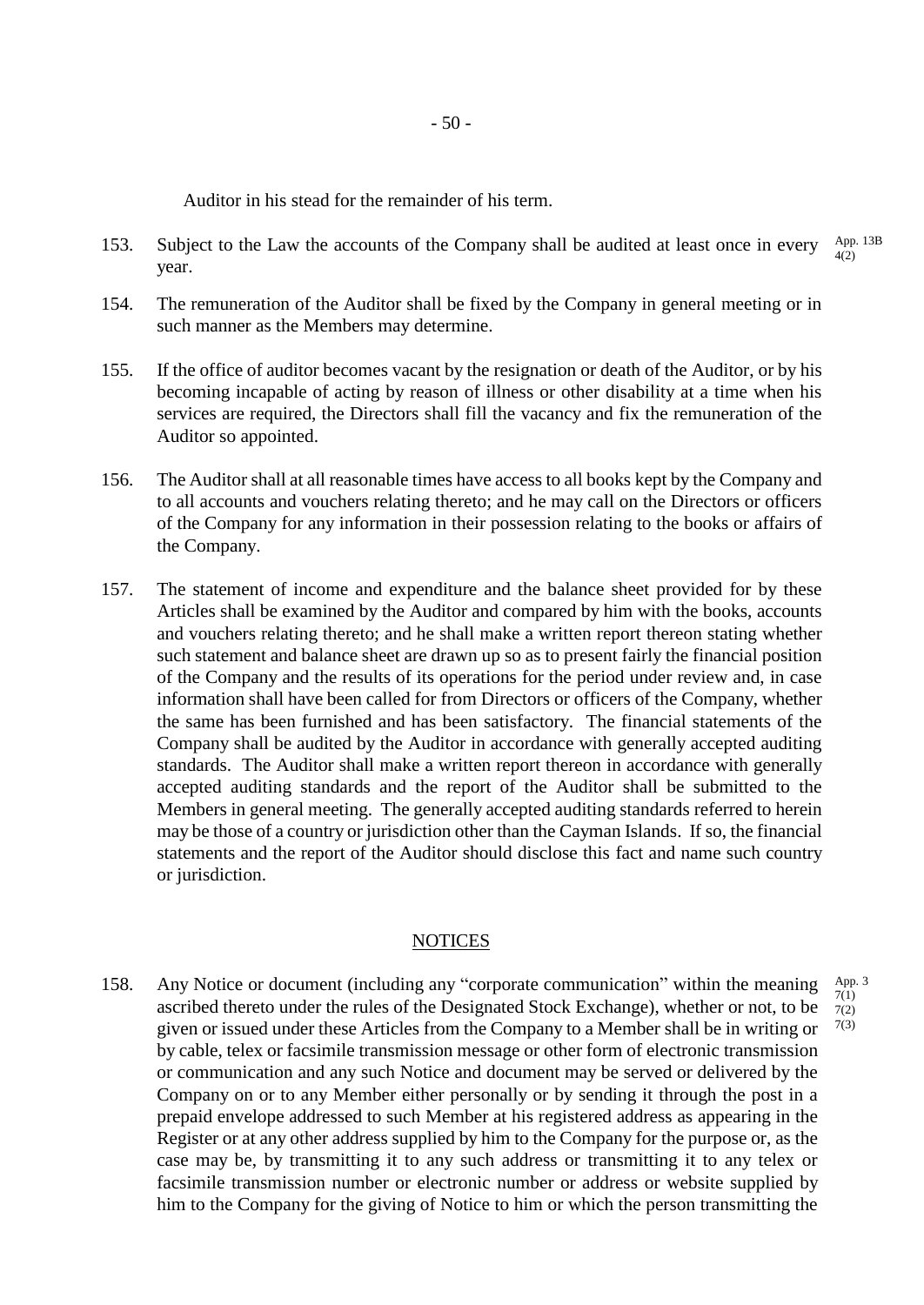Auditor in his stead for the remainder of his term.

153. Subject to the Law the accounts of the Company shall be audited at least once in every year. App. 13B 4(2)

154. The remuneration of the Auditor shall be fixed by the Company in general meeting or in such manner as the Members may determine.

155. If the office of auditor becomes vacant by the resignation or death of the Auditor, or by his becoming incapable of acting by reason of illness or other disability at a time when his services are required, the Directors shall fill the vacancy and fix the remuneration of the Auditor so appointed.

156. The Auditor shall at all reasonable times have access to all books kept by the Company and to all accounts and vouchers relating thereto; and he may call on the Directors or officers of the Company for any information in their possession relating to the books or affairs of the Company.

157. The statement of income and expenditure and the balance sheet provided for by these Articles shall be examined by the Auditor and compared by him with the books, accounts and vouchers relating thereto; and he shall make a written report thereon stating whether such statement and balance sheet are drawn up so as to present fairly the financial position of the Company and the results of its operations for the period under review and, in case information shall have been called for from Directors or officers of the Company, whether the same has been furnished and has been satisfactory. The financial statements of the Company shall be audited by the Auditor in accordance with generally accepted auditing standards. The Auditor shall make a written report thereon in accordance with generally accepted auditing standards and the report of the Auditor shall be submitted to the Members in general meeting. The generally accepted auditing standards referred to herein may be those of a country or jurisdiction other than the Cayman Islands. If so, the financial statements and the report of the Auditor should disclose this fact and name such country or jurisdiction.

## NOTICES

158. Any Notice or document (including any "corporate communication" within the meaning ascribed thereto under the rules of the Designated Stock Exchange), whether or not, to be given or issued under these Articles from the Company to a Member shall be in writing or by cable, telex or facsimile transmission message or other form of electronic transmission or communication and any such Notice and document may be served or delivered by the Company on or to any Member either personally or by sending it through the post in a prepaid envelope addressed to such Member at his registered address as appearing in the Register or at any other address supplied by him to the Company for the purpose or, as the case may be, by transmitting it to any such address or transmitting it to any telex or facsimile transmission number or electronic number or address or website supplied by him to the Company for the giving of Notice to him or which the person transmitting the App. 3 7(1) 7(2) 7(3)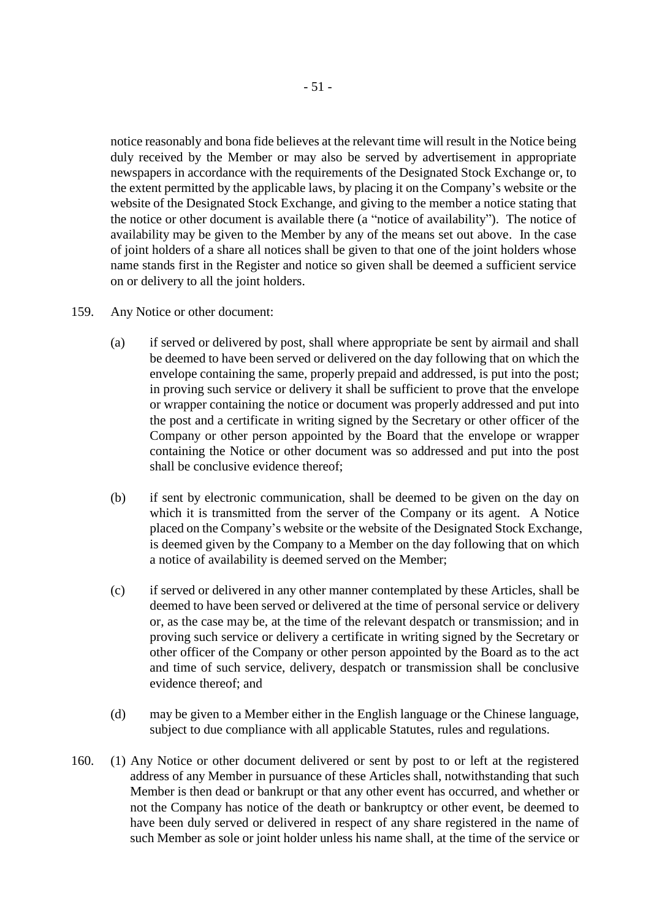notice reasonably and bona fide believes at the relevant time will result in the Notice being duly received by the Member or may also be served by advertisement in appropriate newspapers in accordance with the requirements of the Designated Stock Exchange or, to the extent permitted by the applicable laws, by placing it on the Company's website or the website of the Designated Stock Exchange, and giving to the member a notice stating that the notice or other document is available there (a "notice of availability"). The notice of availability may be given to the Member by any of the means set out above. In the case of joint holders of a share all notices shall be given to that one of the joint holders whose name stands first in the Register and notice so given shall be deemed a sufficient service on or delivery to all the joint holders.

159. Any Notice or other document:

(a) if served or delivered by post, shall where appropriate be sent by airmail and shall be deemed to have been served or delivered on the day following that on which the envelope containing the same, properly prepaid and addressed, is put into the post; in proving such service or delivery it shall be sufficient to prove that the envelope or wrapper containing the notice or document was properly addressed and put into the post and a certificate in writing signed by the Secretary or other officer of the Company or other person appointed by the Board that the envelope or wrapper containing the Notice or other document was so addressed and put into the post shall be conclusive evidence thereof;

(b) if sent by electronic communication, shall be deemed to be given on the day on which it is transmitted from the server of the Company or its agent. A Notice placed on the Company's website or the website of the Designated Stock Exchange, is deemed given by the Company to a Member on the day following that on which a notice of availability is deemed served on the Member;

(c) if served or delivered in any other manner contemplated by these Articles, shall be deemed to have been served or delivered at the time of personal service or delivery or, as the case may be, at the time of the relevant despatch or transmission; and in proving such service or delivery a certificate in writing signed by the Secretary or other officer of the Company or other person appointed by the Board as to the act and time of such service, delivery, despatch or transmission shall be conclusive evidence thereof; and

(d) may be given to a Member either in the English language or the Chinese language, subject to due compliance with all applicable Statutes, rules and regulations.

160. (1) Any Notice or other document delivered or sent by post to or left at the registered address of any Member in pursuance of these Articles shall, notwithstanding that such Member is then dead or bankrupt or that any other event has occurred, and whether or not the Company has notice of the death or bankruptcy or other event, be deemed to have been duly served or delivered in respect of any share registered in the name of such Member as sole or joint holder unless his name shall, at the time of the service or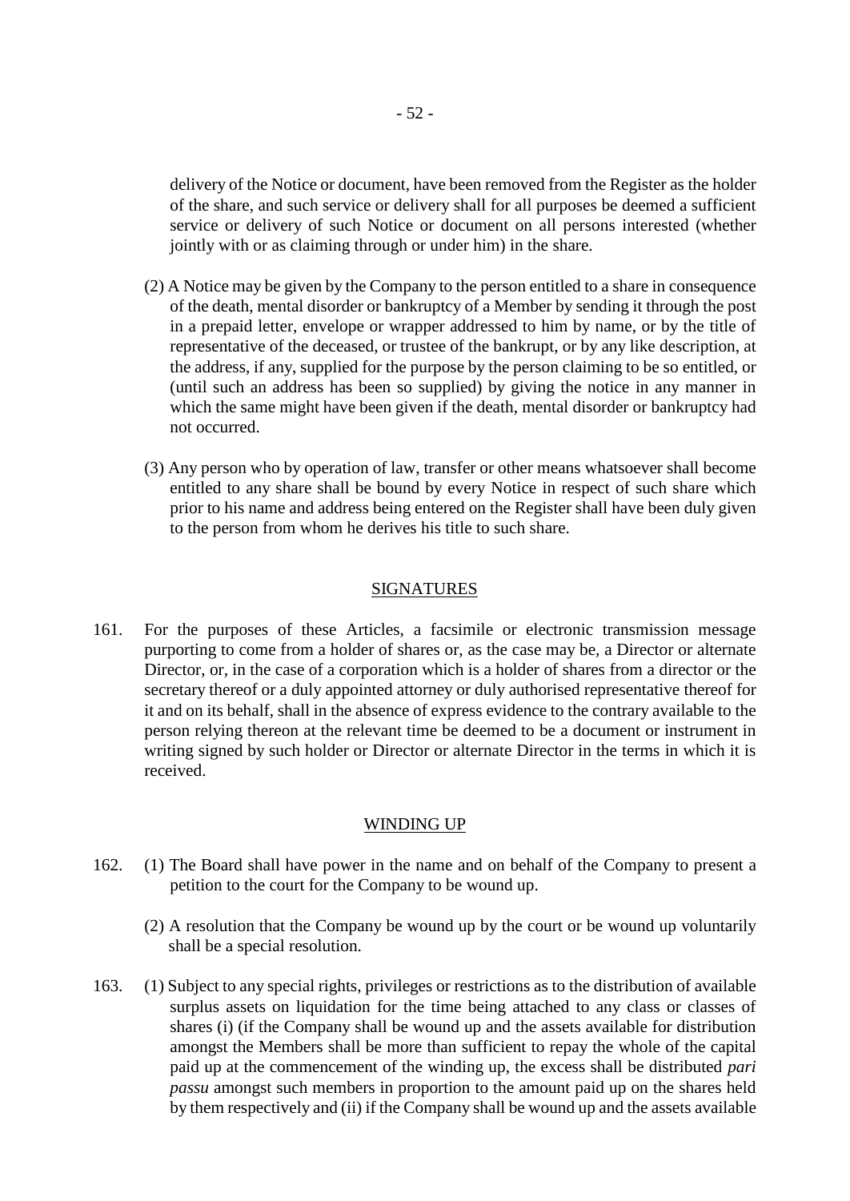delivery of the Notice or document, have been removed from the Register as the holder of the share, and such service or delivery shall for all purposes be deemed a sufficient service or delivery of such Notice or document on all persons interested (whether jointly with or as claiming through or under him) in the share.

(2) A Notice may be given by the Company to the person entitled to a share in consequence of the death, mental disorder or bankruptcy of a Member by sending it through the post in a prepaid letter, envelope or wrapper addressed to him by name, or by the title of representative of the deceased, or trustee of the bankrupt, or by any like description, at the address, if any, supplied for the purpose by the person claiming to be so entitled, or (until such an address has been so supplied) by giving the notice in any manner in which the same might have been given if the death, mental disorder or bankruptcy had not occurred.

(3) Any person who by operation of law, transfer or other means whatsoever shall become entitled to any share shall be bound by every Notice in respect of such share which prior to his name and address being entered on the Register shall have been duly given to the person from whom he derives his title to such share.

## SIGNATURES

161. For the purposes of these Articles, a facsimile or electronic transmission message purporting to come from a holder of shares or, as the case may be, a Director or alternate Director, or, in the case of a corporation which is a holder of shares from a director or the secretary thereof or a duly appointed attorney or duly authorised representative thereof for it and on its behalf, shall in the absence of express evidence to the contrary available to the person relying thereon at the relevant time be deemed to be a document or instrument in writing signed by such holder or Director or alternate Director in the terms in which it is received.

## WINDING UP

162. (1) The Board shall have power in the name and on behalf of the Company to present a petition to the court for the Company to be wound up.

(2) A resolution that the Company be wound up by the court or be wound up voluntarily shall be a special resolution.

163. (1) Subject to any special rights, privileges or restrictions as to the distribution of available surplus assets on liquidation for the time being attached to any class or classes of shares (i) (if the Company shall be wound up and the assets available for distribution amongst the Members shall be more than sufficient to repay the whole of the capital paid up at the commencement of the winding up, the excess shall be distributed *pari passu* amongst such members in proportion to the amount paid up on the shares held by them respectively and (ii) if the Company shall be wound up and the assets available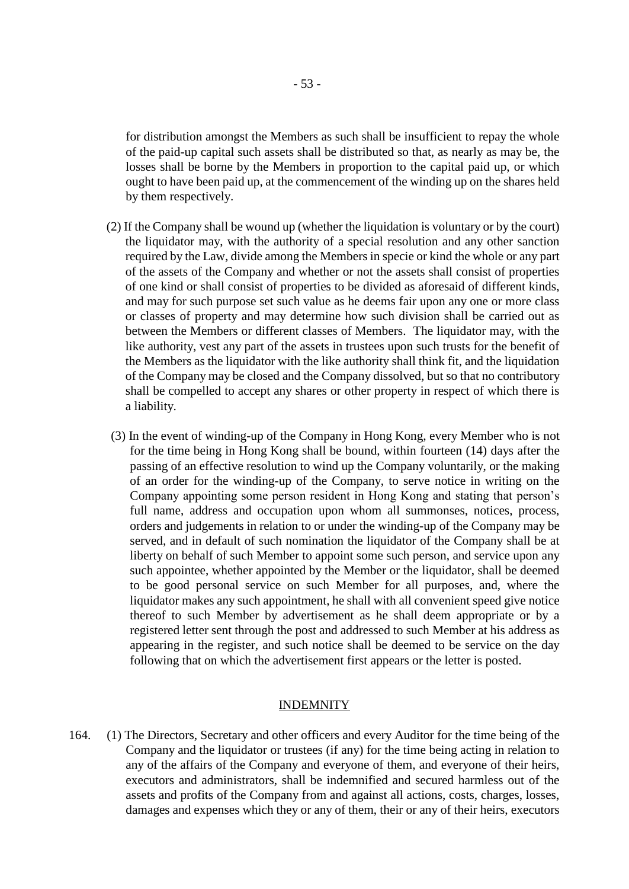for distribution amongst the Members as such shall be insufficient to repay the whole of the paid-up capital such assets shall be distributed so that, as nearly as may be, the losses shall be borne by the Members in proportion to the capital paid up, or which ought to have been paid up, at the commencement of the winding up on the shares held by them respectively.

(2) If the Company shall be wound up (whether the liquidation is voluntary or by the court) the liquidator may, with the authority of a special resolution and any other sanction required by the Law, divide among the Members in specie or kind the whole or any part of the assets of the Company and whether or not the assets shall consist of properties of one kind or shall consist of properties to be divided as aforesaid of different kinds, and may for such purpose set such value as he deems fair upon any one or more class or classes of property and may determine how such division shall be carried out as between the Members or different classes of Members. The liquidator may, with the like authority, vest any part of the assets in trustees upon such trusts for the benefit of the Members as the liquidator with the like authority shall think fit, and the liquidation of the Company may be closed and the Company dissolved, but so that no contributory shall be compelled to accept any shares or other property in respect of which there is a liability.

(3) In the event of winding-up of the Company in Hong Kong, every Member who is not for the time being in Hong Kong shall be bound, within fourteen (14) days after the passing of an effective resolution to wind up the Company voluntarily, or the making of an order for the winding-up of the Company, to serve notice in writing on the Company appointing some person resident in Hong Kong and stating that person's full name, address and occupation upon whom all summonses, notices, process, orders and judgements in relation to or under the winding-up of the Company may be served, and in default of such nomination the liquidator of the Company shall be at liberty on behalf of such Member to appoint some such person, and service upon any such appointee, whether appointed by the Member or the liquidator, shall be deemed to be good personal service on such Member for all purposes, and, where the liquidator makes any such appointment, he shall with all convenient speed give notice thereof to such Member by advertisement as he shall deem appropriate or by a registered letter sent through the post and addressed to such Member at his address as appearing in the register, and such notice shall be deemed to be service on the day following that on which the advertisement first appears or the letter is posted.

## INDEMNITY

164. (1) The Directors, Secretary and other officers and every Auditor for the time being of the Company and the liquidator or trustees (if any) for the time being acting in relation to any of the affairs of the Company and everyone of them, and everyone of their heirs, executors and administrators, shall be indemnified and secured harmless out of the assets and profits of the Company from and against all actions, costs, charges, losses, damages and expenses which they or any of them, their or any of their heirs, executors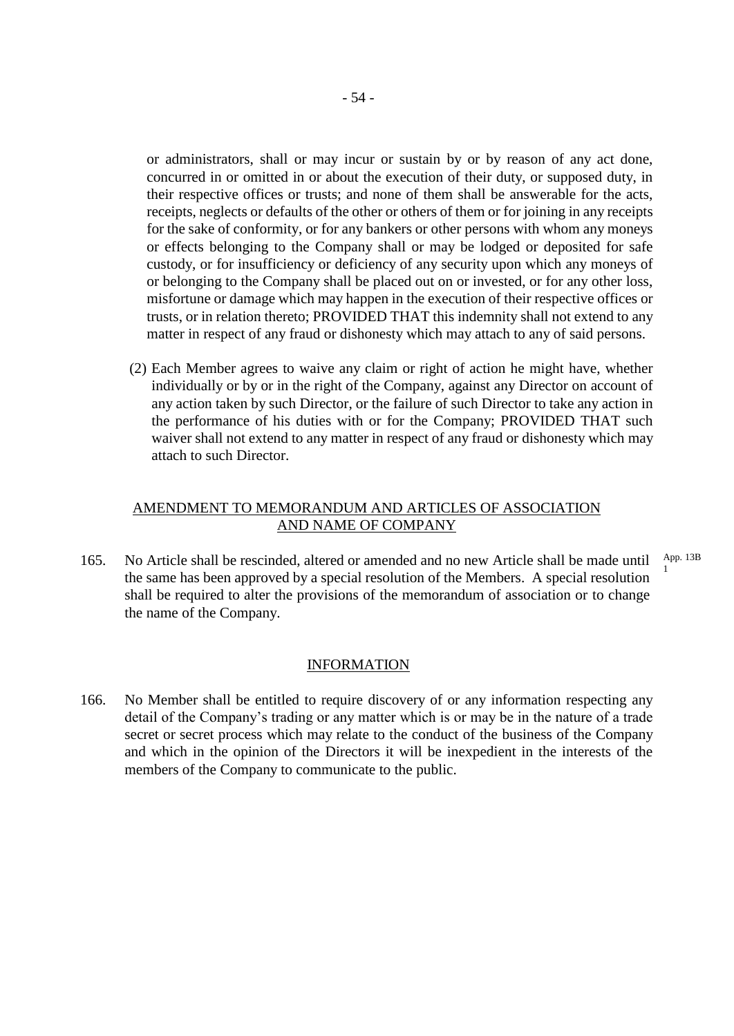or administrators, shall or may incur or sustain by or by reason of any act done, concurred in or omitted in or about the execution of their duty, or supposed duty, in their respective offices or trusts; and none of them shall be answerable for the acts, receipts, neglects or defaults of the other or others of them or for joining in any receipts for the sake of conformity, or for any bankers or other persons with whom any moneys or effects belonging to the Company shall or may be lodged or deposited for safe custody, or for insufficiency or deficiency of any security upon which any moneys of or belonging to the Company shall be placed out on or invested, or for any other loss, misfortune or damage which may happen in the execution of their respective offices or trusts, or in relation thereto; PROVIDED THAT this indemnity shall not extend to any matter in respect of any fraud or dishonesty which may attach to any of said persons.

(2) Each Member agrees to waive any claim or right of action he might have, whether individually or by or in the right of the Company, against any Director on account of any action taken by such Director, or the failure of such Director to take any action in the performance of his duties with or for the Company; PROVIDED THAT such waiver shall not extend to any matter in respect of any fraud or dishonesty which may attach to such Director.

## AMENDMENT TO MEMORANDUM AND ARTICLES OF ASSOCIATION AND NAME OF COMPANY

165. No Article shall be rescinded, altered or amended and no new Article shall be made until the same has been approved by a special resolution of the Members. A special resolution shall be required to alter the provisions of the memorandum of association or to change the name of the Company.

App. 13B 1

## INFORMATION

166. No Member shall be entitled to require discovery of or any information respecting any detail of the Company's trading or any matter which is or may be in the nature of a trade secret or secret process which may relate to the conduct of the business of the Company and which in the opinion of the Directors it will be inexpedient in the interests of the members of the Company to communicate to the public.